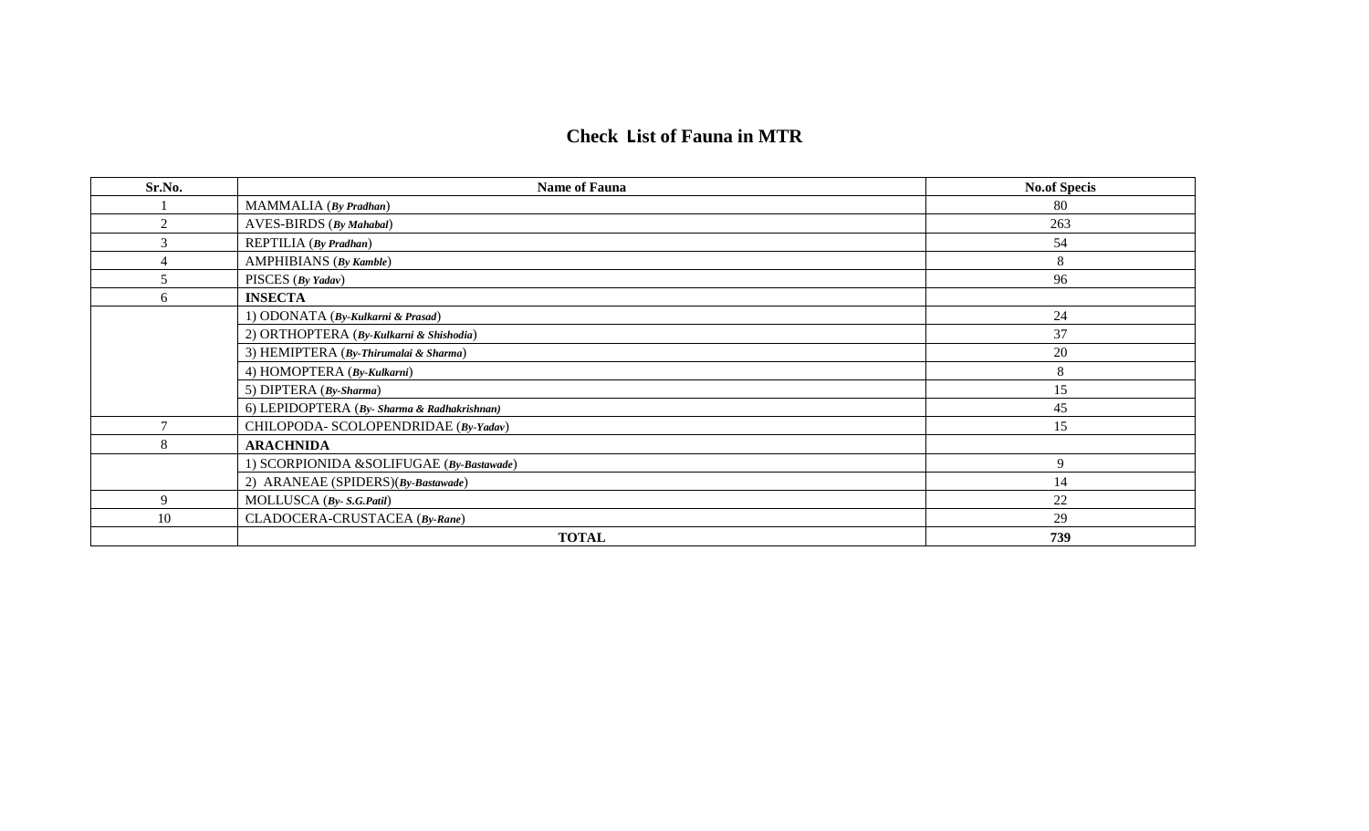# Check List of Fauna in MTR

| Sr.No. | Name of Fauna | No.of Specis |
|---|---|---|
| 1 | MAMMALIA (***By Pradhan***) | 80 |
| 2 | AVES-BIRDS (***By Mahabal***) | 263 |
| 3 | REPTILIA (***By Pradhan***) | 54 |
| 4 | AMPHIBIANS (***By Kamble***) | 8 |
| 5 | PISCES (***By Yadav***) | 96 |
| 6 | **INSECTA** | |
| | 1) ODONATA (***By-Kulkarni & Prasad***) | 24 |
| | 2) ORTHOPTERA (***By-Kulkarni & Shishodia***) | 37 |
| | 3) HEMIPTERA (***By-Thirumalai & Sharma***) | 20 |
| | 4) HOMOPTERA (***By-Kulkarni***) | 8 |
| | 5) DIPTERA (***By-Sharma***) | 15 |
| | 6) LEPIDOPTERA (***By- Sharma & Radhakrishnan)*** | 45 |
| 7 | CHILOPODA- SCOLOPENDRIDAE (***By-Yadav***) | 15 |
| 8 | **ARACHNIDA** | |
| | 1) SCORPIONIDA &SOLIFUGAE (***By-Bastawade***) | 9 |
| | 2) ARANEAE (SPIDERS)(***By-Bastawade***) | 14 |
| 9 | MOLLUSCA (***By- S.G.Patil***) | 22 |
| 10 | CLADOCERA-CRUSTACEA (***By-Rane***) | 29 |
| | **TOTAL** | **739** |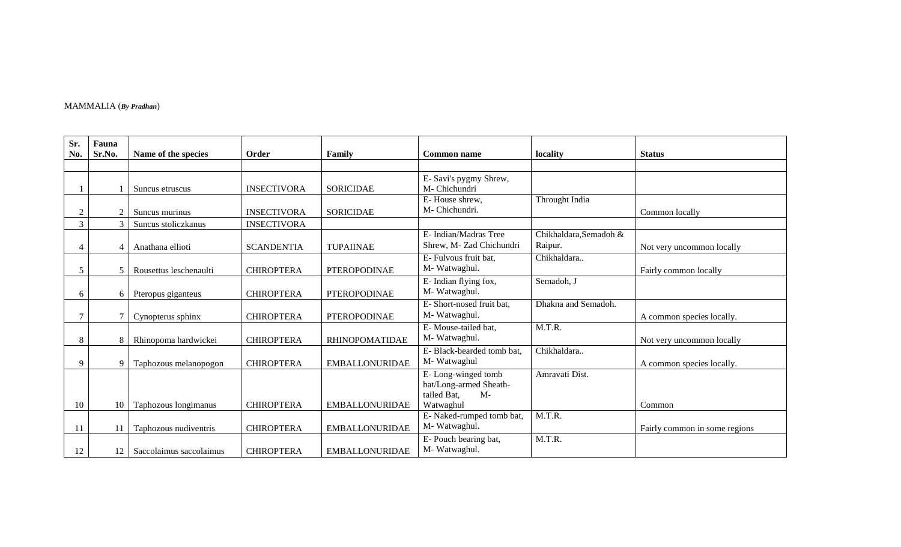MAMMALIA (***By Pradhan***)

| Sr. No. | Fauna Sr.No. | Name of the species | Order | Family | Common name | locality | Status |
|---|---|---|---|---|---|---|---|
| | | | | | | | |
| 1 | 1 | Suncus etruscus | INSECTIVORA | SORICIDAE | E- Savi's pygmy Shrew, M- Chichundri | | |
| 2 | 2 | Suncus murinus | INSECTIVORA | SORICIDAE | E- House shrew, M- Chichundri. | Throught India | Common locally |
| 3 | 3 | Suncus stoliczkanus | INSECTIVORA | | | | |
| 4 | 4 | Anathana ellioti | SCANDENTIA | TUPAIINAE | E- Indian/Madras Tree Shrew, M- Zad Chichundri | Chikhaldara,Semadoh & Raipur. | Not very uncommon locally |
| 5 | 5 | Rousettus leschenaulti | CHIROPTERA | PTEROPODINAE | E- Fulvous fruit bat, M- Watwaghul. | Chikhaldara.. | Fairly common locally |
| 6 | 6 | Pteropus giganteus | CHIROPTERA | PTEROPODINAE | E- Indian flying fox, M- Watwaghul. | Semadoh, J | |
| 7 | 7 | Cynopterus sphinx | CHIROPTERA | PTEROPODINAE | E- Short-nosed fruit bat, M- Watwaghul. | Dhakna and Semadoh. | A common species locally. |
| 8 | 8 | Rhinopoma hardwickei | CHIROPTERA | RHINOPOMATIDAE | E- Mouse-tailed bat, M- Watwaghul. | M.T.R. | Not very uncommon locally |
| 9 | 9 | Taphozous melanopogon | CHIROPTERA | EMBALLONURIDAE | E- Black-bearded tomb bat, M- Watwaghul | Chikhaldara.. | A common species locally. |
| 10 | 10 | Taphozous longimanus | CHIROPTERA | EMBALLONURIDAE | E- Long-winged tomb bat/Long-armed Sheath-tailed Bat, M- Watwaghul | Amravati Dist. | Common |
| 11 | 11 | Taphozous nudiventris | CHIROPTERA | EMBALLONURIDAE | E- Naked-rumped tomb bat, M- Watwaghul. | M.T.R. | Fairly common in some regions |
| 12 | 12 | Saccolaimus saccolaimus | CHIROPTERA | EMBALLONURIDAE | E- Pouch bearing bat, M- Watwaghul. | M.T.R. | |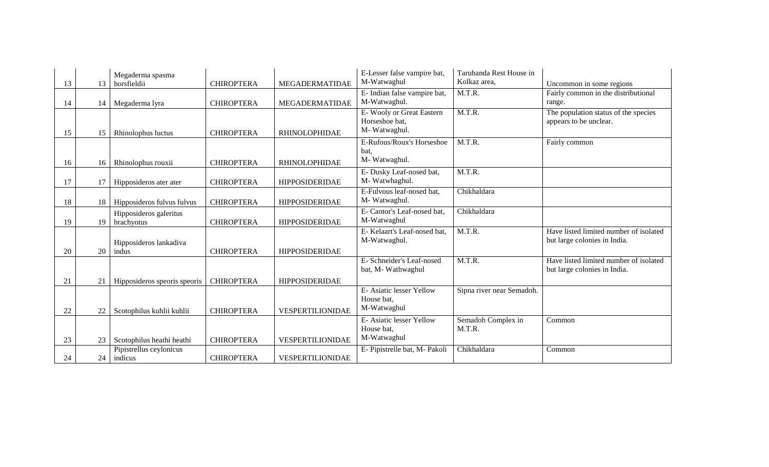| 13 | 13 | Megaderma spasma horsfieldii | CHIROPTERA | MEGADERMATIDAE | E-Lesser false vampire bat, M-Watwaghul | Tarubanda Rest House in Kolkaz area, | Uncommon in some regions |
|---|---|---|---|---|---|---|---|
| 14 | 14 | Megaderma lyra | CHIROPTERA | MEGADERMATIDAE | E- Indian false vampire bat, M-Watwaghul. | M.T.R. | Fairly common in the distributional range. |
| 15 | 15 | Rhinolophus luctus | CHIROPTERA | RHINOLOPHIDAE | E- Wooly or Great Eastern Horseshoe bat, M- Watwaghul. | M.T.R. | The population status of the species appears to be unclear. |
| 16 | 16 | Rhinolophus rouxii | CHIROPTERA | RHINOLOPHIDAE | E-Rufous/Roux's Horseshoe bat, M- Watwaghul. | M.T.R. | Fairly common |
| 17 | 17 | Hipposideros ater ater | CHIROPTERA | HIPPOSIDERIDAE | E- Dusky Leaf-nosed bat, M- Watwhaghul. | M.T.R. | |
| 18 | 18 | Hipposideros fulvus fulvus | CHIROPTERA | HIPPOSIDERIDAE | E-Fulvous leaf-nosed bat, M- Watwaghul. | Chikhaldara | |
| 19 | 19 | Hipposideros galeritus brachyotus | CHIROPTERA | HIPPOSIDERIDAE | E- Cantor's Leaf-nosed bat, M-Watwaghul | Chikhaldara | |
| 20 | 20 | Hipposideros lankadiva indus | CHIROPTERA | HIPPOSIDERIDAE | E- Kelaart's Leaf-nosed bat, M-Watwaghul. | M.T.R. | Have listed limited number of isolated but large colonies in India. |
| 21 | 21 | Hipposideros speoris speoris | CHIROPTERA | HIPPOSIDERIDAE | E- Schneider's Leaf-nosed bat, M- Wathwaghul | M.T.R. | Have listed limited number of isolated but large colonies in India. |
| 22 | 22 | Scotophilus kuhlii kuhlii | CHIROPTERA | VESPERTILIONIDAE | E- Asiatic lesser Yellow House bat, M-Watwaghul | Sipna river near Semadoh. | |
| 23 | 23 | Scotophilus heathi heathi | CHIROPTERA | VESPERTILIONIDAE | E- Asiatic lesser Yellow House bat, M-Watwaghul | Semadoh Complex in M.T.R. | Common |
| 24 | 24 | Pipistrellus ceylonicus indicus | CHIROPTERA | VESPERTILIONIDAE | E- Pipistrelle bat, M- Pakoli | Chikhaldara | Common |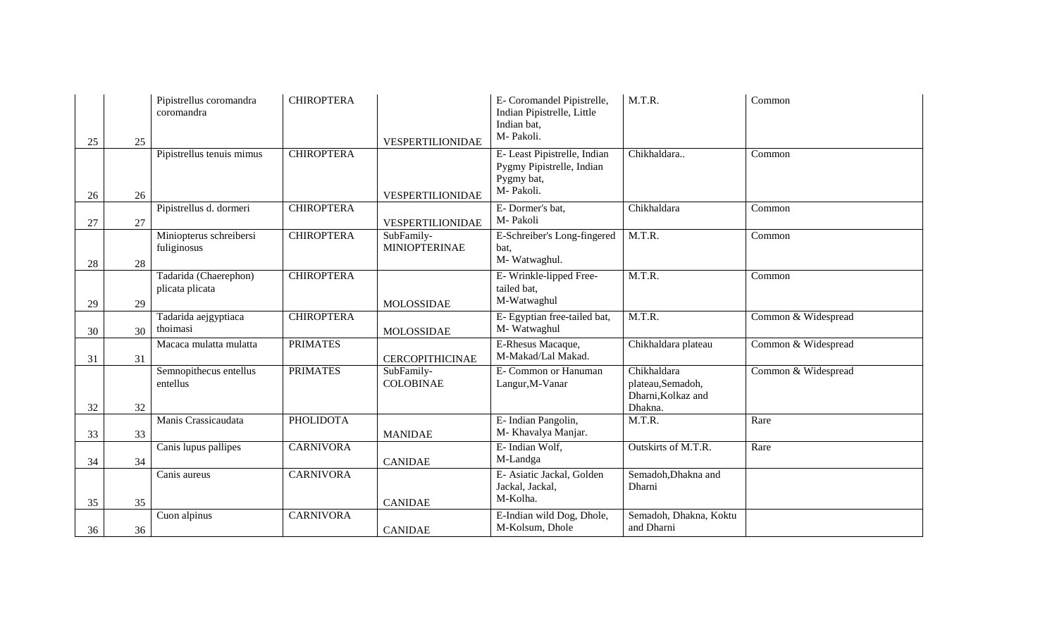| | | | | | | | |
|---|---|---|---|---|---|---|---|
| 25 | 25 | Pipistrellus coromandra coromandra | CHIROPTERA | VESPERTILIONIDAE | E- Coromandel Pipistrelle, Indian Pipistrelle, Little Indian bat, M- Pakoli. | M.T.R. | Common |
| 26 | 26 | Pipistrellus tenuis mimus | CHIROPTERA | VESPERTILIONIDAE | E- Least Pipistrelle, Indian Pygmy Pipistrelle, Indian Pygmy bat, M- Pakoli. | Chikhaldara.. | Common |
| 27 | 27 | Pipistrellus d. dormeri | CHIROPTERA | VESPERTILIONIDAE | E- Dormer's bat, M- Pakoli | Chikhaldara | Common |
| 28 | 28 | Miniopterus schreibersi fuliginosus | CHIROPTERA | SubFamily- MINIOPTERINAE | E-Schreiber's Long-fingered bat, M- Watwaghul. | M.T.R. | Common |
| 29 | 29 | Tadarida (Chaerephon) plicata plicata | CHIROPTERA | MOLOSSIDAE | E- Wrinkle-lipped Free-tailed bat, M-Watwaghul | M.T.R. | Common |
| 30 | 30 | Tadarida aejgyptiaca thoimasi | CHIROPTERA | MOLOSSIDAE | E- Egyptian free-tailed bat, M- Watwaghul | M.T.R. | Common & Widespread |
| 31 | 31 | Macaca mulatta mulatta | PRIMATES | CERCOPITHICINAE | E-Rhesus Macaque, M-Makad/Lal Makad. | Chikhaldara plateau | Common & Widespread |
| 32 | 32 | Semnopithecus entellus entellus | PRIMATES | SubFamily- COLOBINAE | E- Common or Hanuman Langur,M-Vanar | Chikhaldara plateau,Semadoh, Dharni,Kolkaz and Dhakna. | Common & Widespread |
| 33 | 33 | Manis Crassicaudata | PHOLIDOTA | MANIDAE | E- Indian Pangolin, M- Khavalya Manjar. | M.T.R. | Rare |
| 34 | 34 | Canis lupus pallipes | CARNIVORA | CANIDAE | E- Indian Wolf, M-Landga | Outskirts of M.T.R. | Rare |
| 35 | 35 | Canis aureus | CARNIVORA | CANIDAE | E- Asiatic Jackal, Golden Jackal, Jackal, M-Kolha. | Semadoh,Dhakna and Dharni | |
| 36 | 36 | Cuon alpinus | CARNIVORA | CANIDAE | E-Indian wild Dog, Dhole, M-Kolsum, Dhole | Semadoh, Dhakna, Koktu and Dharni | |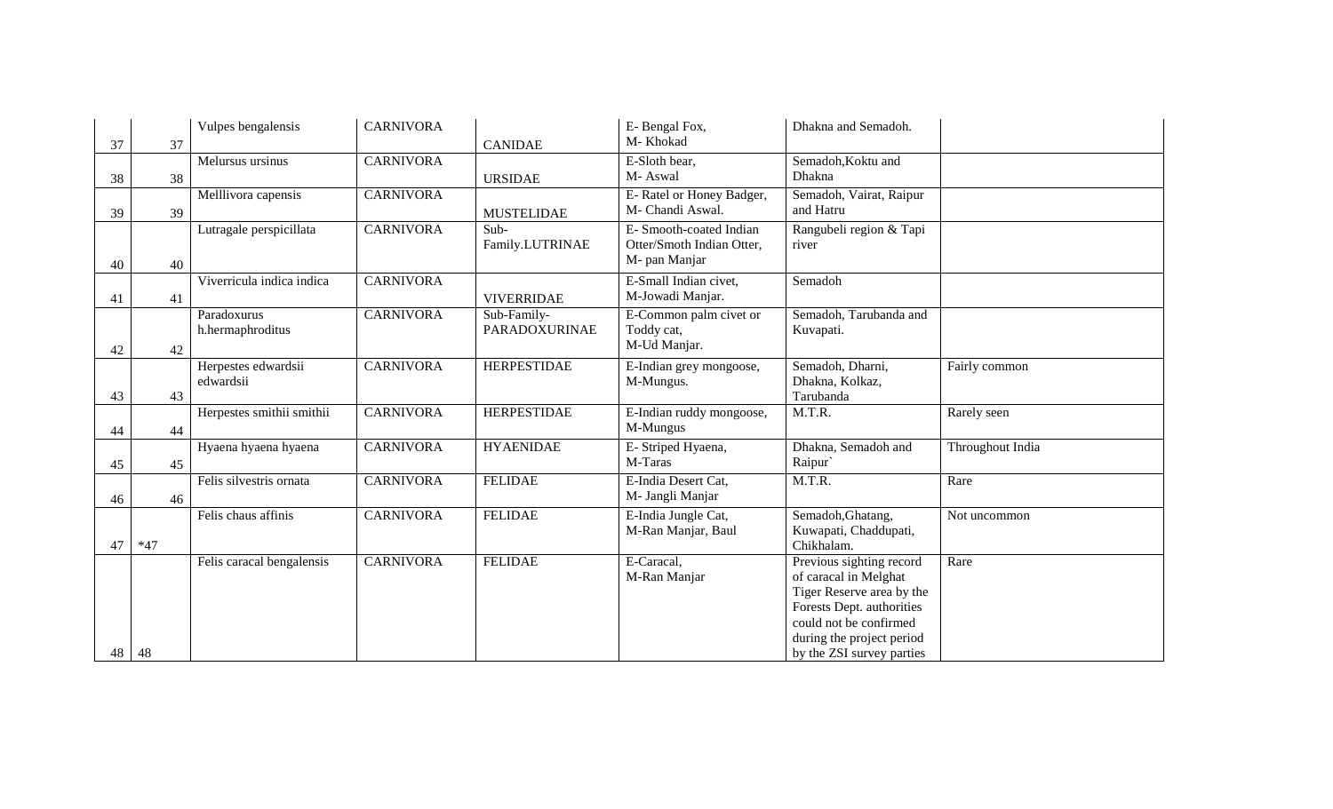| 37 | 37 | Vulpes bengalensis | CARNIVORA | CANIDAE | E- Bengal Fox, M- Khokad | Dhakna and Semadoh. | |
|---|---|---|---|---|---|---|---|
| 38 | 38 | Melursus ursinus | CARNIVORA | URSIDAE | E-Sloth bear, M- Aswal | Semadoh,Koktu and Dhakna | |
| 39 | 39 | Melllivora capensis | CARNIVORA | MUSTELIDAE | E- Ratel or Honey Badger, M- Chandi Aswal. | Semadoh, Vairat, Raipur and Hatru | |
| 40 | 40 | Lutragale perspicillata | CARNIVORA | Sub-Family.LUTRINAE | E- Smooth-coated Indian Otter/Smoth Indian Otter, M- pan Manjar | Rangubeli region & Tapi river | |
| 41 | 41 | Viverricula indica indica | CARNIVORA | VIVERRIDAE | E-Small Indian civet, M-Jowadi Manjar. | Semadoh | |
| 42 | 42 | Paradoxurus h.hermaphroditus | CARNIVORA | Sub-Family-PARADOXURINAE | E-Common palm civet or Toddy cat, M-Ud Manjar. | Semadoh, Tarubanda and Kuvapati. | |
| 43 | 43 | Herpestes edwardsii edwardsii | CARNIVORA | HERPESTIDAE | E-Indian grey mongoose, M-Mungus. | Semadoh, Dharni, Dhakna, Kolkaz, Tarubanda | Fairly common |
| 44 | 44 | Herpestes smithii smithii | CARNIVORA | HERPESTIDAE | E-Indian ruddy mongoose, M-Mungus | M.T.R. | Rarely seen |
| 45 | 45 | Hyaena hyaena hyaena | CARNIVORA | HYAENIDAE | E- Striped Hyaena, M-Taras | Dhakna, Semadoh and Raipur` | Throughout India |
| 46 | 46 | Felis silvestris ornata | CARNIVORA | FELIDAE | E-India Desert Cat, M- Jangli Manjar | M.T.R. | Rare |
| 47 | *47 | Felis chaus affinis | CARNIVORA | FELIDAE | E-India Jungle Cat, M-Ran Manjar, Baul | Semadoh,Ghatang, Kuwapati, Chaddupati, Chikhalam. | Not uncommon |
| 48 | 48 | Felis caracal bengalensis | CARNIVORA | FELIDAE | E-Caracal, M-Ran Manjar | Previous sighting record of caracal in Melghat Tiger Reserve area by the Forests Dept. authorities could not be confirmed during the project period by the ZSI survey parties | Rare |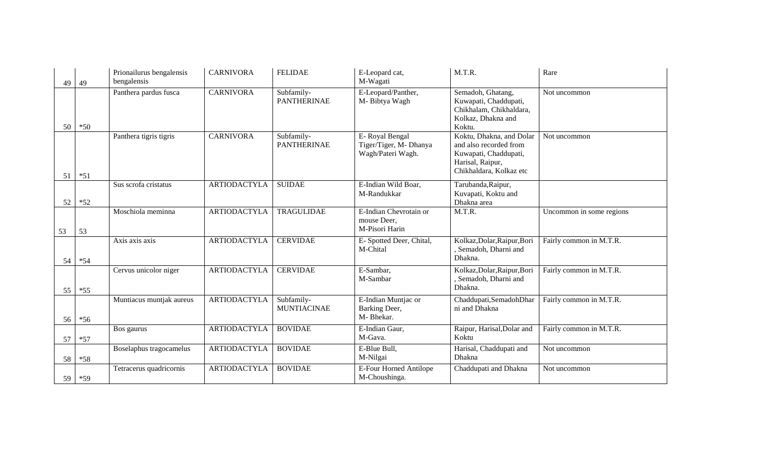| | | | | | | | |
|---|---|---|---|---|---|---|---|
| 49 | 49 | Prionailurus bengalensis bengalensis | CARNIVORA | FELIDAE | E-Leopard cat, M-Wagati | M.T.R. | Rare |
| 50 | *50 | Panthera pardus fusca | CARNIVORA | Subfamily-PANTHERINAE | E-Leopard/Panther, M- Bibtya Wagh | Semadoh, Ghatang, Kuwapati, Chaddupati, Chikhalam, Chikhaldara, Kolkaz, Dhakna and Koktu. | Not uncommon |
| 51 | *51 | Panthera tigris tigris | CARNIVORA | Subfamily-PANTHERINAE | E- Royal Bengal Tiger/Tiger, M- Dhanya Wagh/Pateri Wagh. | Koktu, Dhakna, and Dolar and also recorded from Kuwapati, Chaddupati, Harisal, Raipur, Chikhaldara, Kolkaz etc | Not uncommon |
| 52 | *52 | Sus scrofa cristatus | ARTIODACTYLA | SUIDAE | E-Indian Wild Boar, M-Randukkar | Tarubanda,Raipur, Kuvapati, Koktu and Dhakna area | |
| 53 | 53 | Moschiola meminna | ARTIODACTYLA | TRAGULIDAE | E-Indian Chevrotain or mouse Deer, M-Pisori Harin | M.T.R. | Uncommon in some regions |
| 54 | *54 | Axis axis axis | ARTIODACTYLA | CERVIDAE | E- Spotted Deer, Chital, M-Chital | Kolkaz,Dolar,Raipur,Bori , Semadoh, Dharni and Dhakna. | Fairly common in M.T.R. |
| 55 | *55 | Cervus unicolor niger | ARTIODACTYLA | CERVIDAE | E-Sambar, M-Sambar | Kolkaz,Dolar,Raipur,Bori , Semadoh, Dharni and Dhakna. | Fairly common in M.T.R. |
| 56 | *56 | Muntiacus muntjak aureus | ARTIODACTYLA | Subfamily-MUNTIACINAE | E-Indian Muntjac or Barking Deer, M- Bhekar. | Chaddupati,SemadohDharni and Dhakna | Fairly common in M.T.R. |
| 57 | *57 | Bos gaurus | ARTIODACTYLA | BOVIDAE | E-Indian Gaur, M-Gava. | Raipur, Harisal,Dolar and Koktu | Fairly common in M.T.R. |
| 58 | *58 | Boselaphus tragocamelus | ARTIODACTYLA | BOVIDAE | E-Blue Bull, M-Nilgai | Harisal, Chaddupati and Dhakna | Not uncommon |
| 59 | *59 | Tetracerus quadricornis | ARTIODACTYLA | BOVIDAE | E-Four Horned Antilope M-Choushinga. | Chaddupati and Dhakna | Not uncommon |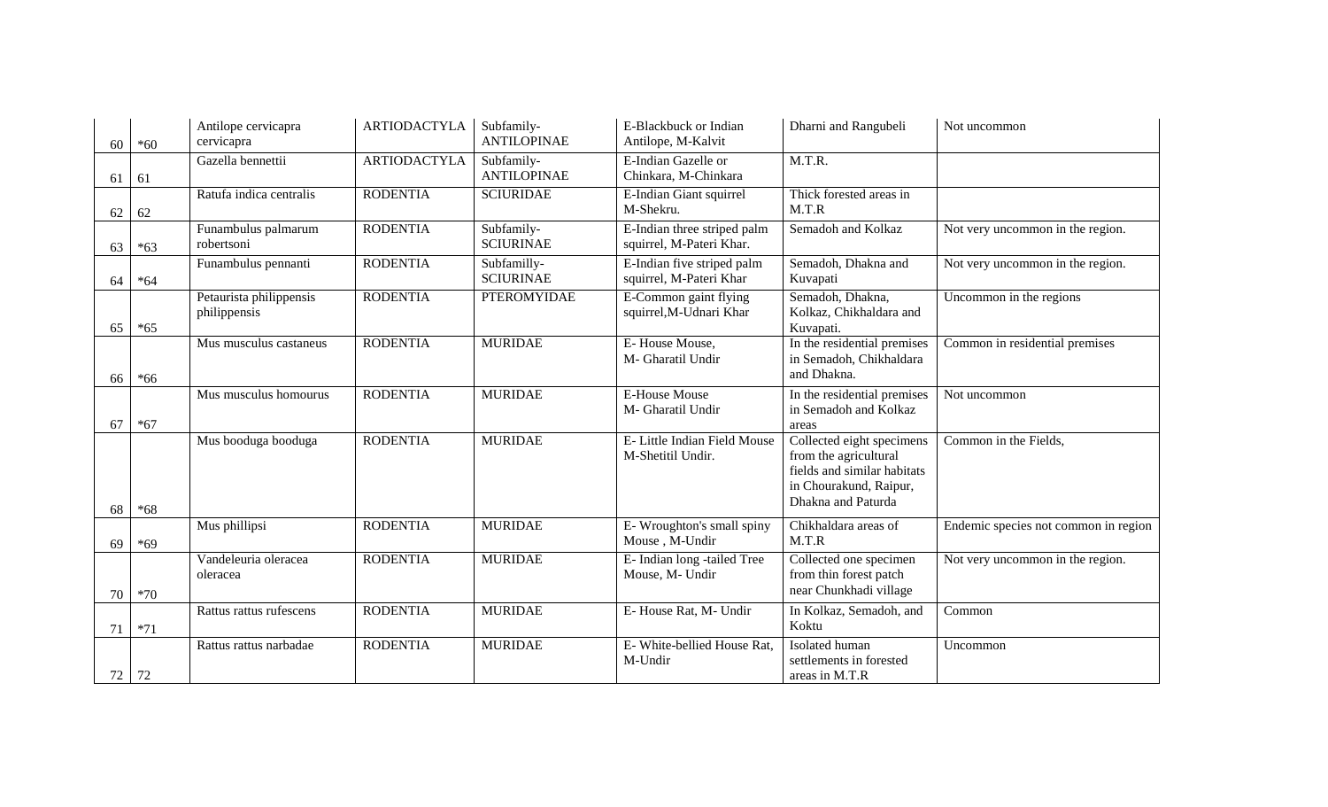| | | | | | | | |
|---|---|---|---|---|---|---|---|
| 60 | *60 | Antilope cervicapra cervicapra | ARTIODACTYLA | Subfamily-ANTILOPINAE | E-Blackbuck or Indian Antilope, M-Kalvit | Dharni and Rangubeli | Not uncommon |
| 61 | 61 | Gazella bennettii | ARTIODACTYLA | Subfamily-ANTILOPINAE | E-Indian Gazelle or Chinkara, M-Chinkara | M.T.R. | |
| 62 | 62 | Ratufa indica centralis | RODENTIA | SCIURIDAE | E-Indian Giant squirrel M-Shekru. | Thick forested areas in M.T.R | |
| 63 | *63 | Funambulus palmarum robertsoni | RODENTIA | Subfamily-SCIURINAE | E-Indian three striped palm squirrel, M-Pateri Khar. | Semadoh and Kolkaz | Not very uncommon in the region. |
| 64 | *64 | Funambulus pennanti | RODENTIA | Subfamilly-SCIURINAE | E-Indian five striped palm squirrel, M-Pateri Khar | Semadoh, Dhakna and Kuvapati | Not very uncommon in the region. |
| 65 | *65 | Petaurista philippensis philippensis | RODENTIA | PTEROMYIDAE | E-Common gaint flying squirrel,M-Udnari Khar | Semadoh, Dhakna, Kolkaz, Chikhaldara and Kuvapati. | Uncommon in the regions |
| 66 | *66 | Mus musculus castaneus | RODENTIA | MURIDAE | E- House Mouse, M- Gharatil Undir | In the residential premises in Semadoh, Chikhaldara and Dhakna. | Common in residential premises |
| 67 | *67 | Mus musculus homourus | RODENTIA | MURIDAE | E-House Mouse M- Gharatil Undir | In the residential premises in Semadoh and Kolkaz areas | Not uncommon |
| 68 | *68 | Mus booduga booduga | RODENTIA | MURIDAE | E- Little Indian Field Mouse M-Shetitil Undir. | Collected eight specimens from the agricultural fields and similar habitats in Chourakund, Raipur, Dhakna and Paturda | Common in the Fields, |
| 69 | *69 | Mus phillipsi | RODENTIA | MURIDAE | E- Wroughton's small spiny Mouse , M-Undir | Chikhaldara areas of M.T.R | Endemic species not common in region |
| 70 | *70 | Vandeleuria oleracea oleracea | RODENTIA | MURIDAE | E- Indian long -tailed Tree Mouse, M- Undir | Collected one specimen from thin forest patch near Chunkhadi village | Not very uncommon in the region. |
| 71 | *71 | Rattus rattus rufescens | RODENTIA | MURIDAE | E- House Rat, M- Undir | In Kolkaz, Semadoh, and Koktu | Common |
| 72 | 72 | Rattus rattus narbadae | RODENTIA | MURIDAE | E- White-bellied House Rat, M-Undir | Isolated human settlements in forested areas in M.T.R | Uncommon |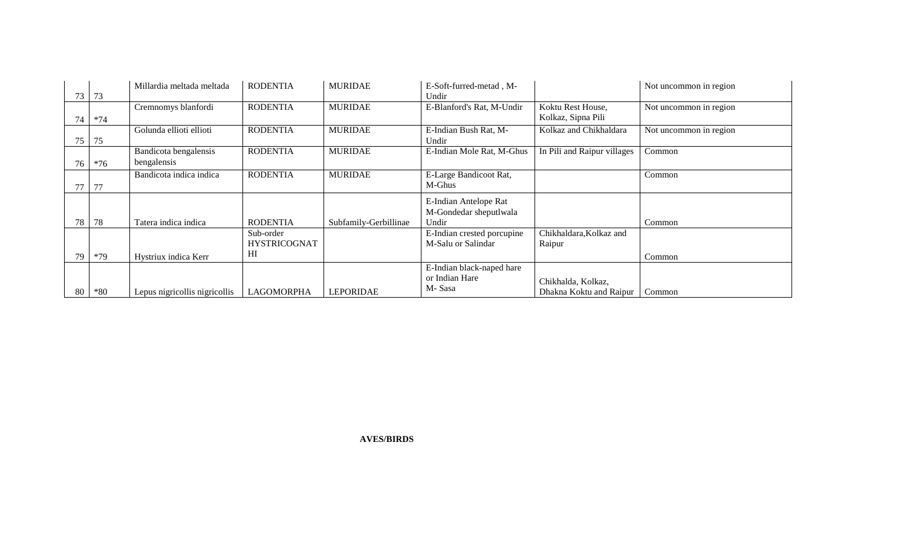| | | | | | | | |
|---|---|---|---|---|---|---|---|
| 73 | 73 | Millardia meltada meltada | RODENTIA | MURIDAE | E-Soft-furred-metad , M-Undir | | Not uncommon in region |
| 74 | *74 | Cremnomys blanfordi | RODENTIA | MURIDAE | E-Blanford's Rat, M-Undir | Koktu Rest House, Kolkaz, Sipna Pili | Not uncommon in region |
| 75 | 75 | Golunda ellioti ellioti | RODENTIA | MURIDAE | E-Indian Bush Rat, M-Undir | Kolkaz and Chikhaldara | Not uncommon in region |
| 76 | *76 | Bandicota bengalensis bengalensis | RODENTIA | MURIDAE | E-Indian Mole Rat, M-Ghus | In Pili and Raipur villages | Common |
| 77 | 77 | Bandicota indica indica | RODENTIA | MURIDAE | E-Large Bandicoot Rat, M-Ghus | | Common |
| 78 | 78 | Tatera indica indica | RODENTIA | Subfamily-Gerbillinae | E-Indian Antelope Rat M-Gondedar sheputlwala Undir | | Common |
| 79 | *79 | Hystriux indica Kerr | Sub-order HYSTRICOGNATHI | | E-Indian crested porcupine M-Salu or Salindar | Chikhaldara,Kolkaz and Raipur | Common |
| 80 | *80 | Lepus nigricollis nigricollis | LAGOMORPHA | LEPORIDAE | E-Indian black-naped hare or Indian Hare M- Sasa | Chikhalda, Kolkaz, Dhakna Koktu and Raipur | Common |

**AVES/BIRDS**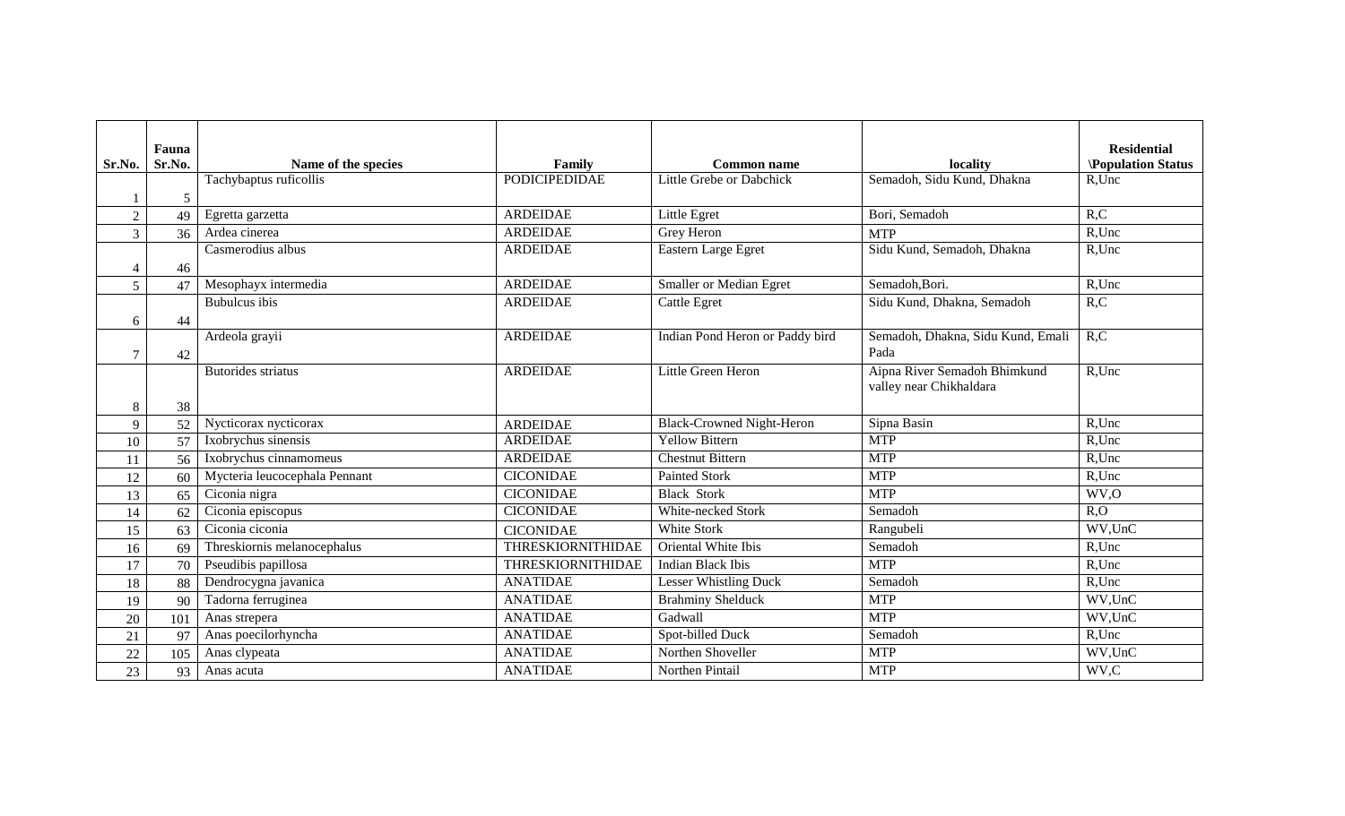| Sr.No. | Fauna Sr.No. | Name of the species | Family | Common name | locality | Residential \Population Status |
|---|---|---|---|---|---|---|
| 1 | 5 | Tachybaptus ruficollis | PODICIPEDIDAE | Little Grebe or Dabchick | Semadoh, Sidu Kund, Dhakna | R,Unc |
| 2 | 49 | Egretta garzetta | ARDEIDAE | Little Egret | Bori, Semadoh | R,C |
| 3 | 36 | Ardea cinerea | ARDEIDAE | Grey Heron | MTP | R,Unc |
| 4 | 46 | Casmerodius albus | ARDEIDAE | Eastern Large Egret | Sidu Kund, Semadoh, Dhakna | R,Unc |
| 5 | 47 | Mesophayx intermedia | ARDEIDAE | Smaller or Median Egret | Semadoh,Bori. | R,Unc |
| 6 | 44 | Bubulcus ibis | ARDEIDAE | Cattle Egret | Sidu Kund, Dhakna, Semadoh | R,C |
| 7 | 42 | Ardeola grayii | ARDEIDAE | Indian Pond Heron or Paddy bird | Semadoh, Dhakna, Sidu Kund, Emali Pada | R,C |
| 8 | 38 | Butorides striatus | ARDEIDAE | Little Green Heron | Aipna River Semadoh Bhimkund valley near Chikhaldara | R,Unc |
| 9 | 52 | Nycticorax nycticorax | ARDEIDAE | Black-Crowned Night-Heron | Sipna Basin | R,Unc |
| 10 | 57 | Ixobrychus sinensis | ARDEIDAE | Yellow Bittern | MTP | R,Unc |
| 11 | 56 | Ixobrychus cinnamomeus | ARDEIDAE | Chestnut Bittern | MTP | R,Unc |
| 12 | 60 | Mycteria leucocephala Pennant | CICONIDAE | Painted Stork | MTP | R,Unc |
| 13 | 65 | Ciconia nigra | CICONIDAE | Black Stork | MTP | WV,O |
| 14 | 62 | Ciconia episcopus | CICONIDAE | White-necked Stork | Semadoh | R,O |
| 15 | 63 | Ciconia ciconia | CICONIDAE | White Stork | Rangubeli | WV,UnC |
| 16 | 69 | Threskiornis melanocephalus | THRESKIORNITHIDAE | Oriental White Ibis | Semadoh | R,Unc |
| 17 | 70 | Pseudibis papillosa | THRESKIORNITHIDAE | Indian Black Ibis | MTP | R,Unc |
| 18 | 88 | Dendrocygna javanica | ANATIDAE | Lesser Whistling Duck | Semadoh | R,Unc |
| 19 | 90 | Tadorna ferruginea | ANATIDAE | Brahminy Shelduck | MTP | WV,UnC |
| 20 | 101 | Anas strepera | ANATIDAE | Gadwall | MTP | WV,UnC |
| 21 | 97 | Anas poecilorhyncha | ANATIDAE | Spot-billed Duck | Semadoh | R,Unc |
| 22 | 105 | Anas clypeata | ANATIDAE | Northen Shoveller | MTP | WV,UnC |
| 23 | 93 | Anas acuta | ANATIDAE | Northen Pintail | MTP | WV,C |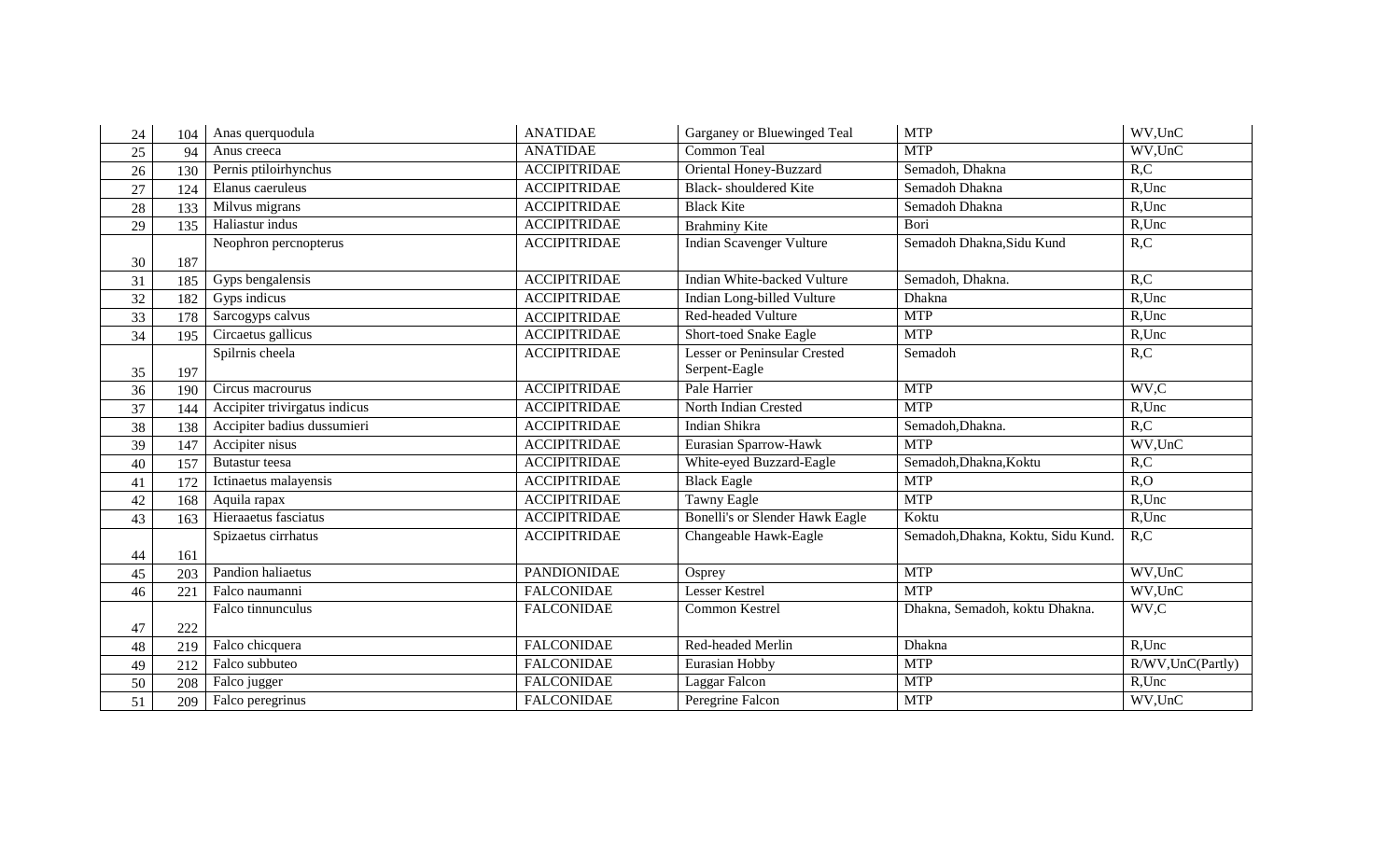| | | | | | | |
|---|---|---|---|---|---|---|
| 24 | 104 | Anas querquodula | ANATIDAE | Garganey or Bluewinged Teal | MTP | WV,UnC |
| 25 | 94 | Anus creeca | ANATIDAE | Common Teal | MTP | WV,UnC |
| 26 | 130 | Pernis ptiloirhynchus | ACCIPITRIDAE | Oriental Honey-Buzzard | Semadoh, Dhakna | R,C |
| 27 | 124 | Elanus caeruleus | ACCIPITRIDAE | Black- shouldered Kite | Semadoh Dhakna | R,Unc |
| 28 | 133 | Milvus migrans | ACCIPITRIDAE | Black Kite | Semadoh Dhakna | R,Unc |
| 29 | 135 | Haliastur indus | ACCIPITRIDAE | Brahminy Kite | Bori | R,Unc |
| 30 | 187 | Neophron percnopterus | ACCIPITRIDAE | Indian Scavenger Vulture | Semadoh Dhakna,Sidu Kund | R,C |
| 31 | 185 | Gyps bengalensis | ACCIPITRIDAE | Indian White-backed Vulture | Semadoh, Dhakna. | R,C |
| 32 | 182 | Gyps indicus | ACCIPITRIDAE | Indian Long-billed Vulture | Dhakna | R,Unc |
| 33 | 178 | Sarcogyps calvus | ACCIPITRIDAE | Red-headed Vulture | MTP | R,Unc |
| 34 | 195 | Circaetus gallicus | ACCIPITRIDAE | Short-toed Snake Eagle | MTP | R,Unc |
| 35 | 197 | Spilrnis cheela | ACCIPITRIDAE | Lesser or Peninsular Crested Serpent-Eagle | Semadoh | R,C |
| 36 | 190 | Circus macrourus | ACCIPITRIDAE | Pale Harrier | MTP | WV,C |
| 37 | 144 | Accipiter trivirgatus indicus | ACCIPITRIDAE | North Indian Crested | MTP | R,Unc |
| 38 | 138 | Accipiter badius dussumieri | ACCIPITRIDAE | Indian Shikra | Semadoh,Dhakna. | R,C |
| 39 | 147 | Accipiter nisus | ACCIPITRIDAE | Eurasian Sparrow-Hawk | MTP | WV,UnC |
| 40 | 157 | Butastur teesa | ACCIPITRIDAE | White-eyed Buzzard-Eagle | Semadoh,Dhakna,Koktu | R,C |
| 41 | 172 | Ictinaetus malayensis | ACCIPITRIDAE | Black Eagle | MTP | R,O |
| 42 | 168 | Aquila rapax | ACCIPITRIDAE | Tawny Eagle | MTP | R,Unc |
| 43 | 163 | Hieraaetus fasciatus | ACCIPITRIDAE | Bonelli's or Slender Hawk Eagle | Koktu | R,Unc |
| 44 | 161 | Spizaetus cirrhatus | ACCIPITRIDAE | Changeable Hawk-Eagle | Semadoh,Dhakna, Koktu, Sidu Kund. | R,C |
| 45 | 203 | Pandion haliaetus | PANDIONIDAE | Osprey | MTP | WV,UnC |
| 46 | 221 | Falco naumanni | FALCONIDAE | Lesser Kestrel | MTP | WV,UnC |
| 47 | 222 | Falco tinnunculus | FALCONIDAE | Common Kestrel | Dhakna, Semadoh, koktu Dhakna. | WV,C |
| 48 | 219 | Falco chicquera | FALCONIDAE | Red-headed Merlin | Dhakna | R,Unc |
| 49 | 212 | Falco subbuteo | FALCONIDAE | Eurasian Hobby | MTP | R/WV,UnC(Partly) |
| 50 | 208 | Falco jugger | FALCONIDAE | Laggar Falcon | MTP | R,Unc |
| 51 | 209 | Falco peregrinus | FALCONIDAE | Peregrine Falcon | MTP | WV,UnC |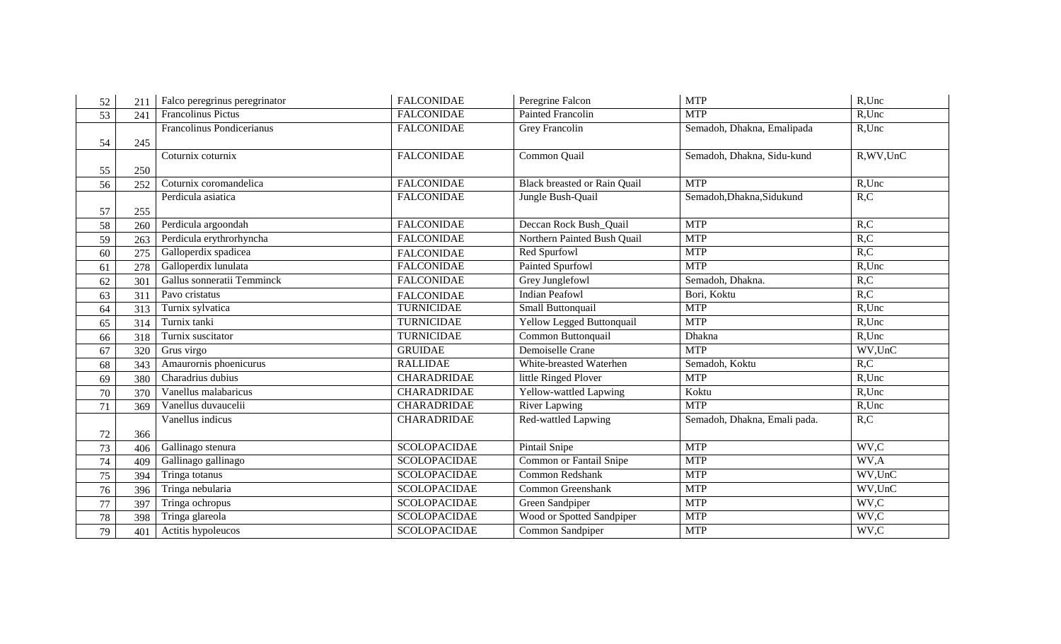| 52 | 211 | Falco peregrinus peregrinator | FALCONIDAE | Peregrine Falcon | MTP | R,Unc |
|---|---|---|---|---|---|---|
| 53 | 241 | Francolinus Pictus | FALCONIDAE | Painted Francolin | MTP | R,Unc |
| 54 | 245 | Francolinus Pondicerianus | FALCONIDAE | Grey Francolin | Semadoh, Dhakna, Emalipada | R,Unc |
| 55 | 250 | Coturnix coturnix | FALCONIDAE | Common Quail | Semadoh, Dhakna, Sidu-kund | R,WV,UnC |
| 56 | 252 | Coturnix coromandelica | FALCONIDAE | Black breasted or Rain Quail | MTP | R,Unc |
| 57 | 255 | Perdicula asiatica | FALCONIDAE | Jungle Bush-Quail | Semadoh,Dhakna,Sidukund | R,C |
| 58 | 260 | Perdicula argoondah | FALCONIDAE | Deccan Rock Bush_Quail | MTP | R,C |
| 59 | 263 | Perdicula erythrorhyncha | FALCONIDAE | Northern Painted Bush Quail | MTP | R,C |
| 60 | 275 | Galloperdix spadicea | FALCONIDAE | Red Spurfowl | MTP | R,C |
| 61 | 278 | Galloperdix lunulata | FALCONIDAE | Painted Spurfowl | MTP | R,Unc |
| 62 | 301 | Gallus sonneratii Temminck | FALCONIDAE | Grey Junglefowl | Semadoh, Dhakna. | R,C |
| 63 | 311 | Pavo cristatus | FALCONIDAE | Indian Peafowl | Bori, Koktu | R,C |
| 64 | 313 | Turnix sylvatica | TURNICIDAE | Small Buttonquail | MTP | R,Unc |
| 65 | 314 | Turnix tanki | TURNICIDAE | Yellow Legged Buttonquail | MTP | R,Unc |
| 66 | 318 | Turnix suscitator | TURNICIDAE | Common Buttonquail | Dhakna | R,Unc |
| 67 | 320 | Grus virgo | GRUIDAE | Demoiselle Crane | MTP | WV,UnC |
| 68 | 343 | Amaurornis phoenicurus | RALLIDAE | White-breasted Waterhen | Semadoh, Koktu | R,C |
| 69 | 380 | Charadrius dubius | CHARADRIDAE | little Ringed Plover | MTP | R,Unc |
| 70 | 370 | Vanellus malabaricus | CHARADRIDAE | Yellow-wattled Lapwing | Koktu | R,Unc |
| 71 | 369 | Vanellus duvaucelii | CHARADRIDAE | River Lapwing | MTP | R,Unc |
| 72 | 366 | Vanellus indicus | CHARADRIDAE | Red-wattled Lapwing | Semadoh, Dhakna, Emali pada. | R,C |
| 73 | 406 | Gallinago stenura | SCOLOPACIDAE | Pintail Snipe | MTP | WV,C |
| 74 | 409 | Gallinago gallinago | SCOLOPACIDAE | Common or Fantail Snipe | MTP | WV,A |
| 75 | 394 | Tringa totanus | SCOLOPACIDAE | Common Redshank | MTP | WV,UnC |
| 76 | 396 | Tringa nebularia | SCOLOPACIDAE | Common Greenshank | MTP | WV,UnC |
| 77 | 397 | Tringa ochropus | SCOLOPACIDAE | Green Sandpiper | MTP | WV,C |
| 78 | 398 | Tringa glareola | SCOLOPACIDAE | Wood or Spotted Sandpiper | MTP | WV,C |
| 79 | 401 | Actitis hypoleucos | SCOLOPACIDAE | Common Sandpiper | MTP | WV,C |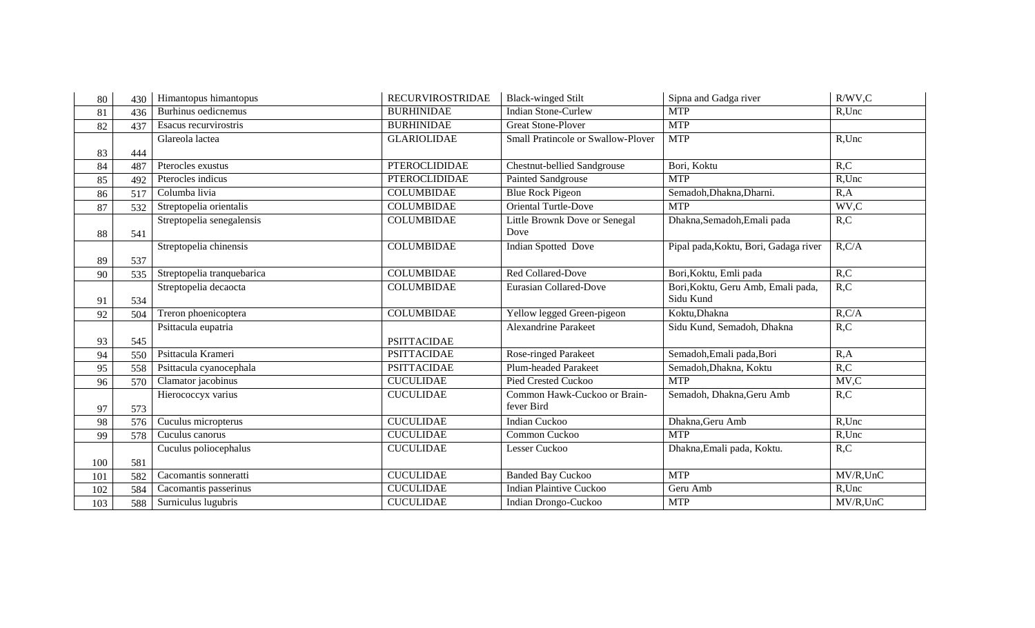| 80 | 430 | Himantopus himantopus | RECURVIROSTRIDAE | Black-winged Stilt | Sipna and Gadga river | R/WV,C |
|---|---|---|---|---|---|---|
| 81 | 436 | Burhinus oedicnemus | BURHINIDAE | Indian Stone-Curlew | MTP | R,Unc |
| 82 | 437 | Esacus recurvirostris | BURHINIDAE | Great Stone-Plover | MTP | |
| 83 | 444 | Glareola lactea | GLARIOLIDAE | Small Pratincole or Swallow-Plover | MTP | R,Unc |
| 84 | 487 | Pterocles exustus | PTEROCLIDIDAE | Chestnut-bellied Sandgrouse | Bori, Koktu | R,C |
| 85 | 492 | Pterocles indicus | PTEROCLIDIDAE | Painted Sandgrouse | MTP | R,Unc |
| 86 | 517 | Columba livia | COLUMBIDAE | Blue Rock Pigeon | Semadoh,Dhakna,Dharni. | R,A |
| 87 | 532 | Streptopelia orientalis | COLUMBIDAE | Oriental Turtle-Dove | MTP | WV,C |
| 88 | 541 | Streptopelia senegalensis | COLUMBIDAE | Little Brownk Dove or Senegal Dove | Dhakna,Semadoh,Emali pada | R,C |
| 89 | 537 | Streptopelia chinensis | COLUMBIDAE | Indian Spotted Dove | Pipal pada,Koktu, Bori, Gadaga river | R,C/A |
| 90 | 535 | Streptopelia tranquebarica | COLUMBIDAE | Red Collared-Dove | Bori,Koktu, Emli pada | R,C |
| 91 | 534 | Streptopelia decaocta | COLUMBIDAE | Eurasian Collared-Dove | Bori,Koktu, Geru Amb, Emali pada, Sidu Kund | R,C |
| 92 | 504 | Treron phoenicoptera | COLUMBIDAE | Yellow legged Green-pigeon | Koktu,Dhakna | R,C/A |
| 93 | 545 | Psittacula eupatria | PSITTACIDAE | Alexandrine Parakeet | Sidu Kund, Semadoh, Dhakna | R,C |
| 94 | 550 | Psittacula Krameri | PSITTACIDAE | Rose-ringed Parakeet | Semadoh,Emali pada,Bori | R,A |
| 95 | 558 | Psittacula cyanocephala | PSITTACIDAE | Plum-headed Parakeet | Semadoh,Dhakna, Koktu | R,C |
| 96 | 570 | Clamator jacobinus | CUCULIDAE | Pied Crested Cuckoo | MTP | MV,C |
| 97 | 573 | Hierococcyx varius | CUCULIDAE | Common Hawk-Cuckoo or Brain-fever Bird | Semadoh, Dhakna,Geru Amb | R,C |
| 98 | 576 | Cuculus micropterus | CUCULIDAE | Indian Cuckoo | Dhakna,Geru Amb | R,Unc |
| 99 | 578 | Cuculus canorus | CUCULIDAE | Common Cuckoo | MTP | R,Unc |
| 100 | 581 | Cuculus poliocephalus | CUCULIDAE | Lesser Cuckoo | Dhakna,Emali pada, Koktu. | R,C |
| 101 | 582 | Cacomantis sonneratti | CUCULIDAE | Banded Bay Cuckoo | MTP | MV/R,UnC |
| 102 | 584 | Cacomantis passerinus | CUCULIDAE | Indian Plaintive Cuckoo | Geru Amb | R,Unc |
| 103 | 588 | Surniculus lugubris | CUCULIDAE | Indian Drongo-Cuckoo | MTP | MV/R,UnC |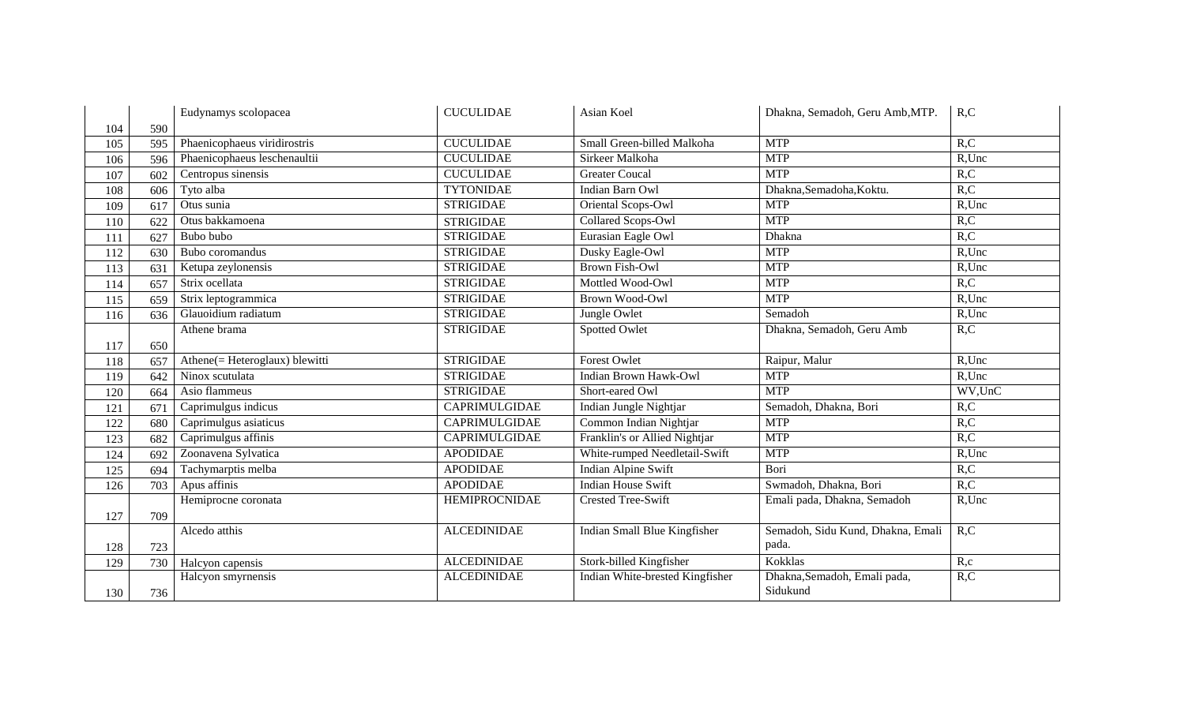| | | | | | | |
|---|---|---|---|---|---|---|
| 104 | 590 | Eudynamys scolopacea | CUCULIDAE | Asian Koel | Dhakna, Semadoh, Geru Amb,MTP. | R,C |
| 105 | 595 | Phaenicophaeus viridirostris | CUCULIDAE | Small Green-billed Malkoha | MTP | R,C |
| 106 | 596 | Phaenicophaeus leschenaultii | CUCULIDAE | Sirkeer Malkoha | MTP | R,Unc |
| 107 | 602 | Centropus sinensis | CUCULIDAE | Greater Coucal | MTP | R,C |
| 108 | 606 | Tyto alba | TYTONIDAE | Indian Barn Owl | Dhakna,Semadoha,Koktu. | R,C |
| 109 | 617 | Otus sunia | STRIGIDAE | Oriental Scops-Owl | MTP | R,Unc |
| 110 | 622 | Otus bakkamoena | STRIGIDAE | Collared Scops-Owl | MTP | R,C |
| 111 | 627 | Bubo bubo | STRIGIDAE | Eurasian Eagle Owl | Dhakna | R,C |
| 112 | 630 | Bubo coromandus | STRIGIDAE | Dusky Eagle-Owl | MTP | R,Unc |
| 113 | 631 | Ketupa zeylonensis | STRIGIDAE | Brown Fish-Owl | MTP | R,Unc |
| 114 | 657 | Strix ocellata | STRIGIDAE | Mottled Wood-Owl | MTP | R,C |
| 115 | 659 | Strix leptogrammica | STRIGIDAE | Brown Wood-Owl | MTP | R,Unc |
| 116 | 636 | Glauoidium radiatum | STRIGIDAE | Jungle Owlet | Semadoh | R,Unc |
| 117 | 650 | Athene brama | STRIGIDAE | Spotted Owlet | Dhakna, Semadoh, Geru Amb | R,C |
| 118 | 657 | Athene(= Heteroglaux) blewitti | STRIGIDAE | Forest Owlet | Raipur, Malur | R,Unc |
| 119 | 642 | Ninox scutulata | STRIGIDAE | Indian Brown Hawk-Owl | MTP | R,Unc |
| 120 | 664 | Asio flammeus | STRIGIDAE | Short-eared Owl | MTP | WV,UnC |
| 121 | 671 | Caprimulgus indicus | CAPRIMULGIDAE | Indian Jungle Nightjar | Semadoh, Dhakna, Bori | R,C |
| 122 | 680 | Caprimulgus asiaticus | CAPRIMULGIDAE | Common Indian Nightjar | MTP | R,C |
| 123 | 682 | Caprimulgus affinis | CAPRIMULGIDAE | Franklin's or Allied Nightjar | MTP | R,C |
| 124 | 692 | Zoonavena Sylvatica | APODIDAE | White-rumped Needletail-Swift | MTP | R,Unc |
| 125 | 694 | Tachymarptis melba | APODIDAE | Indian Alpine Swift | Bori | R,C |
| 126 | 703 | Apus affinis | APODIDAE | Indian House Swift | Swmadoh, Dhakna, Bori | R,C |
| 127 | 709 | Hemiprocne coronata | HEMIPROCNIDAE | Crested Tree-Swift | Emali pada, Dhakna, Semadoh | R,Unc |
| 128 | 723 | Alcedo atthis | ALCEDINIDAE | Indian Small Blue Kingfisher | Semadoh, Sidu Kund, Dhakna, Emali pada. | R,C |
| 129 | 730 | Halcyon capensis | ALCEDINIDAE | Stork-billed Kingfisher | Kokklas | R,c |
| 130 | 736 | Halcyon smyrnensis | ALCEDINIDAE | Indian White-brested Kingfisher | Dhakna,Semadoh, Emali pada, Sidukund | R,C |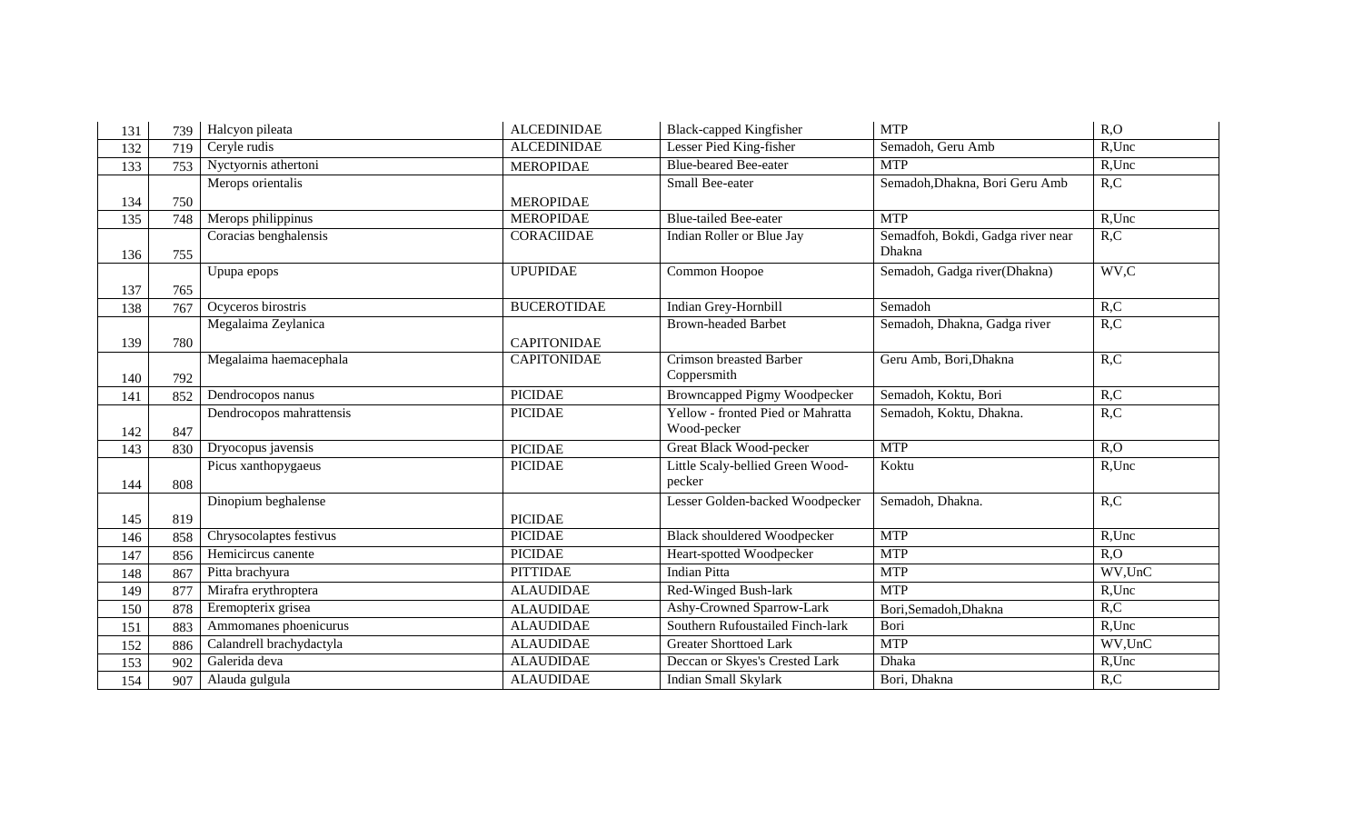| 131 | 739 | Halcyon pileata | ALCEDINIDAE | Black-capped Kingfisher | MTP | R,O |
|---|---|---|---|---|---|---|
| 132 | 719 | Ceryle rudis | ALCEDINIDAE | Lesser Pied King-fisher | Semadoh, Geru Amb | R,Unc |
| 133 | 753 | Nyctyornis athertoni | MEROPIDAE | Blue-beared Bee-eater | MTP | R,Unc |
| 134 | 750 | Merops orientalis | MEROPIDAE | Small Bee-eater | Semadoh,Dhakna, Bori Geru Amb | R,C |
| 135 | 748 | Merops philippinus | MEROPIDAE | Blue-tailed Bee-eater | MTP | R,Unc |
| 136 | 755 | Coracias benghalensis | CORACIIDAE | Indian Roller or Blue Jay | Semadfoh, Bokdi, Gadga river near Dhakna | R,C |
| 137 | 765 | Upupa epops | UPUPIDAE | Common Hoopoe | Semadoh, Gadga river(Dhakna) | WV,C |
| 138 | 767 | Ocyceros birostris | BUCEROTIDAE | Indian Grey-Hornbill | Semadoh | R,C |
| 139 | 780 | Megalaima Zeylanica | CAPITONIDAE | Brown-headed Barbet | Semadoh, Dhakna, Gadga river | R,C |
| 140 | 792 | Megalaima haemacephala | CAPITONIDAE | Crimson breasted Barber Coppersmith | Geru Amb, Bori,Dhakna | R,C |
| 141 | 852 | Dendrocopos nanus | PICIDAE | Browncapped Pigmy Woodpecker | Semadoh, Koktu, Bori | R,C |
| 142 | 847 | Dendrocopos mahrattensis | PICIDAE | Yellow - fronted Pied or Mahratta Wood-pecker | Semadoh, Koktu, Dhakna. | R,C |
| 143 | 830 | Dryocopus javensis | PICIDAE | Great Black Wood-pecker | MTP | R,O |
| 144 | 808 | Picus xanthopygaeus | PICIDAE | Little Scaly-bellied Green Wood-pecker | Koktu | R,Unc |
| 145 | 819 | Dinopium beghalense | PICIDAE | Lesser Golden-backed Woodpecker | Semadoh, Dhakna. | R,C |
| 146 | 858 | Chrysocolaptes festivus | PICIDAE | Black shouldered Woodpecker | MTP | R,Unc |
| 147 | 856 | Hemicircus canente | PICIDAE | Heart-spotted Woodpecker | MTP | R,O |
| 148 | 867 | Pitta brachyura | PITTIDAE | Indian Pitta | MTP | WV,UnC |
| 149 | 877 | Mirafra erythroptera | ALAUDIDAE | Red-Winged Bush-lark | MTP | R,Unc |
| 150 | 878 | Eremopterix grisea | ALAUDIDAE | Ashy-Crowned Sparrow-Lark | Bori,Semadoh,Dhakna | R,C |
| 151 | 883 | Ammomanes phoenicurus | ALAUDIDAE | Southern Rufoustailed Finch-lark | Bori | R,Unc |
| 152 | 886 | Calandrell brachydactyla | ALAUDIDAE | Greater Shorttoed Lark | MTP | WV,UnC |
| 153 | 902 | Galerida deva | ALAUDIDAE | Deccan or Skyes's Crested Lark | Dhaka | R,Unc |
| 154 | 907 | Alauda gulgula | ALAUDIDAE | Indian Small Skylark | Bori, Dhakna | R,C |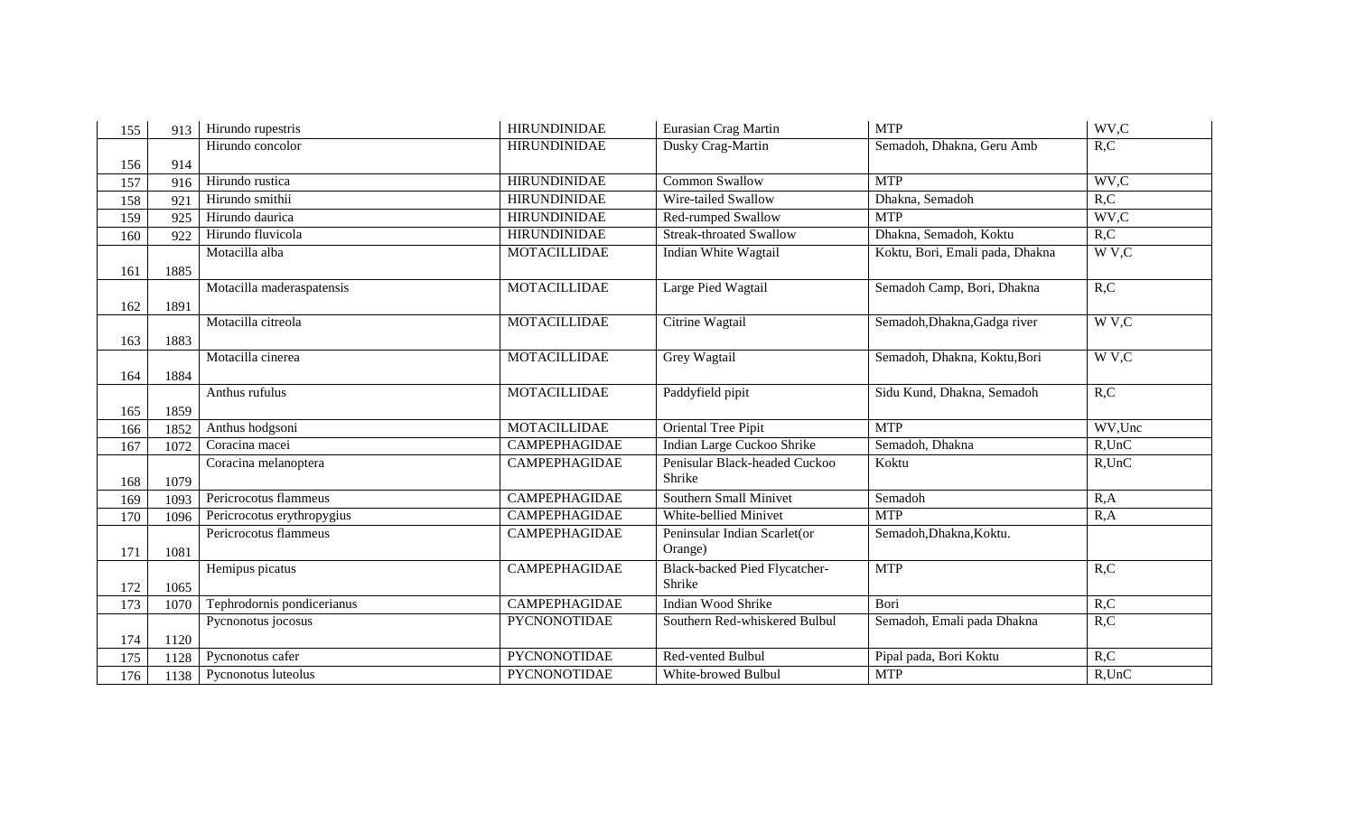| 155 | 913 | Hirundo rupestris | HIRUNDINIDAE | Eurasian Crag Martin | MTP | WV,C |
|---|---|---|---|---|---|---|
| 156 | 914 | Hirundo concolor | HIRUNDINIDAE | Dusky Crag-Martin | Semadoh, Dhakna, Geru Amb | R,C |
| 157 | 916 | Hirundo rustica | HIRUNDINIDAE | Common Swallow | MTP | WV,C |
| 158 | 921 | Hirundo smithii | HIRUNDINIDAE | Wire-tailed Swallow | Dhakna, Semadoh | R,C |
| 159 | 925 | Hirundo daurica | HIRUNDINIDAE | Red-rumped Swallow | MTP | WV,C |
| 160 | 922 | Hirundo fluvicola | HIRUNDINIDAE | Streak-throated Swallow | Dhakna, Semadoh, Koktu | R,C |
| 161 | 1885 | Motacilla alba | MOTACILLIDAE | Indian White Wagtail | Koktu, Bori, Emali pada, Dhakna | W V,C |
| 162 | 1891 | Motacilla maderaspatensis | MOTACILLIDAE | Large Pied Wagtail | Semadoh Camp, Bori, Dhakna | R,C |
| 163 | 1883 | Motacilla citreola | MOTACILLIDAE | Citrine Wagtail | Semadoh,Dhakna,Gadga river | W V,C |
| 164 | 1884 | Motacilla cinerea | MOTACILLIDAE | Grey Wagtail | Semadoh, Dhakna, Koktu,Bori | W V,C |
| 165 | 1859 | Anthus rufulus | MOTACILLIDAE | Paddyfield pipit | Sidu Kund, Dhakna, Semadoh | R,C |
| 166 | 1852 | Anthus hodgsoni | MOTACILLIDAE | Oriental Tree Pipit | MTP | WV,Unc |
| 167 | 1072 | Coracina macei | CAMPEPHAGIDAE | Indian Large Cuckoo Shrike | Semadoh, Dhakna | R,UnC |
| 168 | 1079 | Coracina melanoptera | CAMPEPHAGIDAE | Penisular Black-headed Cuckoo Shrike | Koktu | R,UnC |
| 169 | 1093 | Pericrocotus flammeus | CAMPEPHAGIDAE | Southern Small Minivet | Semadoh | R,A |
| 170 | 1096 | Pericrocotus erythropygius | CAMPEPHAGIDAE | White-bellied Minivet | MTP | R,A |
| 171 | 1081 | Pericrocotus flammeus | CAMPEPHAGIDAE | Peninsular Indian Scarlet(or Orange) | Semadoh,Dhakna,Koktu. | |
| 172 | 1065 | Hemipus picatus | CAMPEPHAGIDAE | Black-backed Pied Flycatcher-Shrike | MTP | R,C |
| 173 | 1070 | Tephrodornis pondicerianus | CAMPEPHAGIDAE | Indian Wood Shrike | Bori | R,C |
| 174 | 1120 | Pycnonotus jocosus | PYCNONOTIDAE | Southern Red-whiskered Bulbul | Semadoh, Emali pada Dhakna | R,C |
| 175 | 1128 | Pycnonotus cafer | PYCNONOTIDAE | Red-vented Bulbul | Pipal pada, Bori Koktu | R,C |
| 176 | 1138 | Pycnonotus luteolus | PYCNONOTIDAE | White-browed Bulbul | MTP | R,UnC |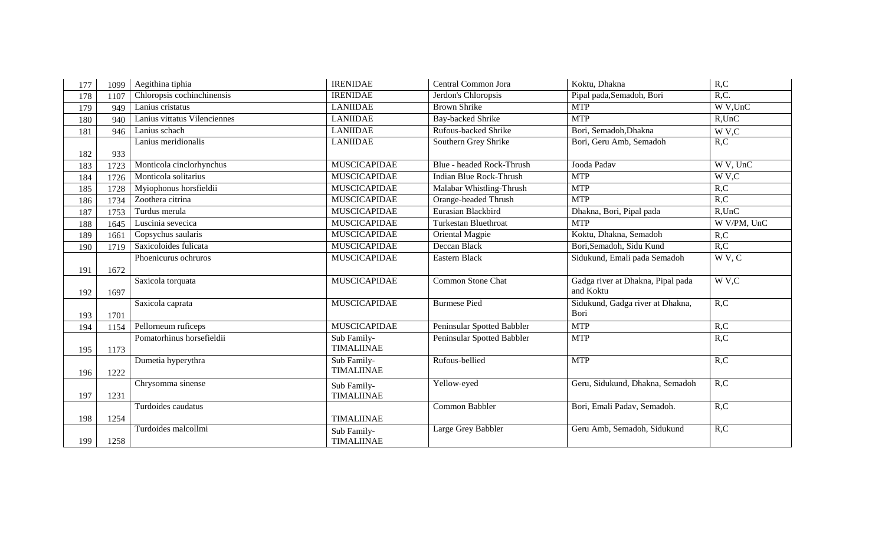| 177 | 1099 | Aegithina tiphia | IRENIDAE | Central Common Jora | Koktu, Dhakna | R,C |
|---|---|---|---|---|---|---|
| 178 | 1107 | Chloropsis cochinchinensis | IRENIDAE | Jerdon's Chloropsis | Pipal pada,Semadoh, Bori | R,C. |
| 179 | 949 | Lanius cristatus | LANIIDAE | Brown Shrike | MTP | W V,UnC |
| 180 | 940 | Lanius vittatus Vilenciennes | LANIIDAE | Bay-backed Shrike | MTP | R,UnC |
| 181 | 946 | Lanius schach | LANIIDAE | Rufous-backed Shrike | Bori, Semadoh,Dhakna | W V,C |
| 182 | 933 | Lanius meridionalis | LANIIDAE | Southern Grey Shrike | Bori, Geru Amb, Semadoh | R,C |
| 183 | 1723 | Monticola cinclorhynchus | MUSCICAPIDAE | Blue - headed Rock-Thrush | Jooda Padav | W V, UnC |
| 184 | 1726 | Monticola solitarius | MUSCICAPIDAE | Indian Blue Rock-Thrush | MTP | W V,C |
| 185 | 1728 | Myiophonus horsfieldii | MUSCICAPIDAE | Malabar Whistling-Thrush | MTP | R,C |
| 186 | 1734 | Zoothera citrina | MUSCICAPIDAE | Orange-headed Thrush | MTP | R,C |
| 187 | 1753 | Turdus merula | MUSCICAPIDAE | Eurasian Blackbird | Dhakna, Bori, Pipal pada | R,UnC |
| 188 | 1645 | Luscinia sevecica | MUSCICAPIDAE | Turkestan Bluethroat | MTP | W V/PM, UnC |
| 189 | 1661 | Copsychus saularis | MUSCICAPIDAE | Oriental Magpie | Koktu, Dhakna, Semadoh | R,C |
| 190 | 1719 | Saxicoloides fulicata | MUSCICAPIDAE | Deccan Black | Bori,Semadoh, Sidu Kund | R,C |
| 191 | 1672 | Phoenicurus ochruros | MUSCICAPIDAE | Eastern Black | Sidukund, Emali pada Semadoh | W V, C |
| 192 | 1697 | Saxicola torquata | MUSCICAPIDAE | Common Stone Chat | Gadga river at Dhakna, Pipal pada and Koktu | W V,C |
| 193 | 1701 | Saxicola caprata | MUSCICAPIDAE | Burmese Pied | Sidukund, Gadga river at Dhakna, Bori | R,C |
| 194 | 1154 | Pellorneum ruficeps | MUSCICAPIDAE | Peninsular Spotted Babbler | MTP | R,C |
| 195 | 1173 | Pomatorhinus horsefieldii | Sub Family- TIMALIINAE | Peninsular Spotted Babbler | MTP | R,C |
| 196 | 1222 | Dumetia hyperythra | Sub Family- TIMALIINAE | Rufous-bellied | MTP | R,C |
| 197 | 1231 | Chrysomma sinense | Sub Family- TIMALIINAE | Yellow-eyed | Geru, Sidukund, Dhakna, Semadoh | R,C |
| 198 | 1254 | Turdoides caudatus | TIMALIINAE | Common Babbler | Bori, Emali Padav, Semadoh. | R,C |
| 199 | 1258 | Turdoides malcollmi | Sub Family- TIMALIINAE | Large Grey Babbler | Geru Amb, Semadoh, Sidukund | R,C |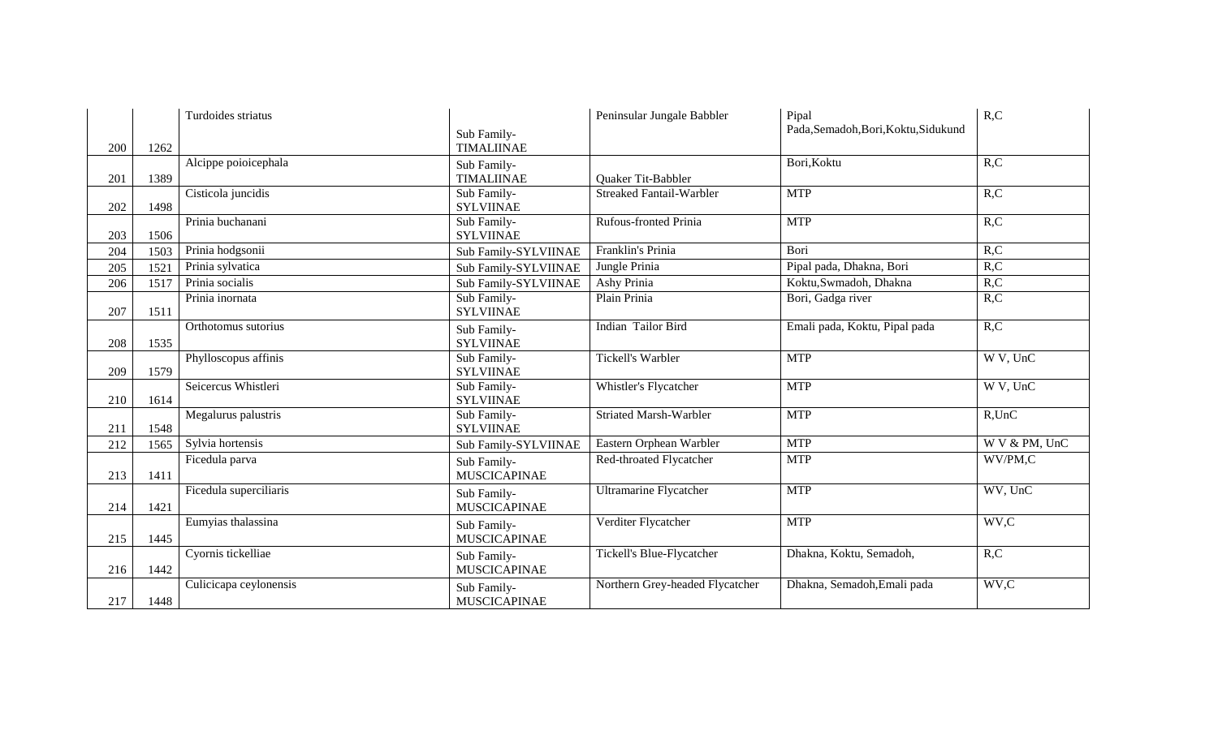| | | | | | | |
|---|---|---|---|---|---|---|
| 200 | 1262 | Turdoides striatus | Sub Family-TIMALIINAE | Peninsular Jungale Babbler | Pipal Pada,Semadoh,Bori,Koktu,Sidukund | R,C |
| 201 | 1389 | Alcippe poioicephala | Sub Family-TIMALIINAE | Quaker Tit-Babbler | Bori,Koktu | R,C |
| 202 | 1498 | Cisticola juncidis | Sub Family-SYLVIINAE | Streaked Fantail-Warbler | MTP | R,C |
| 203 | 1506 | Prinia buchanani | Sub Family-SYLVIINAE | Rufous-fronted Prinia | MTP | R,C |
| 204 | 1503 | Prinia hodgsonii | Sub Family-SYLVIINAE | Franklin's Prinia | Bori | R,C |
| 205 | 1521 | Prinia sylvatica | Sub Family-SYLVIINAE | Jungle Prinia | Pipal pada, Dhakna, Bori | R,C |
| 206 | 1517 | Prinia socialis | Sub Family-SYLVIINAE | Ashy Prinia | Koktu,Swmadoh, Dhakna | R,C |
| 207 | 1511 | Prinia inornata | Sub Family-SYLVIINAE | Plain Prinia | Bori, Gadga river | R,C |
| 208 | 1535 | Orthotomus sutorius | Sub Family-SYLVIINAE | Indian Tailor Bird | Emali pada, Koktu, Pipal pada | R,C |
| 209 | 1579 | Phylloscopus affinis | Sub Family-SYLVIINAE | Tickell's Warbler | MTP | W V, UnC |
| 210 | 1614 | Seicercus Whistleri | Sub Family-SYLVIINAE | Whistler's Flycatcher | MTP | W V, UnC |
| 211 | 1548 | Megalurus palustris | Sub Family-SYLVIINAE | Striated Marsh-Warbler | MTP | R,UnC |
| 212 | 1565 | Sylvia hortensis | Sub Family-SYLVIINAE | Eastern Orphean Warbler | MTP | W V & PM, UnC |
| 213 | 1411 | Ficedula parva | Sub Family-MUSCICAPINAE | Red-throated Flycatcher | MTP | WV/PM,C |
| 214 | 1421 | Ficedula superciliaris | Sub Family-MUSCICAPINAE | Ultramarine Flycatcher | MTP | WV, UnC |
| 215 | 1445 | Eumyias thalassina | Sub Family-MUSCICAPINAE | Verditer Flycatcher | MTP | WV,C |
| 216 | 1442 | Cyornis tickelliae | Sub Family-MUSCICAPINAE | Tickell's Blue-Flycatcher | Dhakna, Koktu, Semadoh, | R,C |
| 217 | 1448 | Culicicapa ceylonensis | Sub Family-MUSCICAPINAE | Northern Grey-headed Flycatcher | Dhakna, Semadoh,Emali pada | WV,C |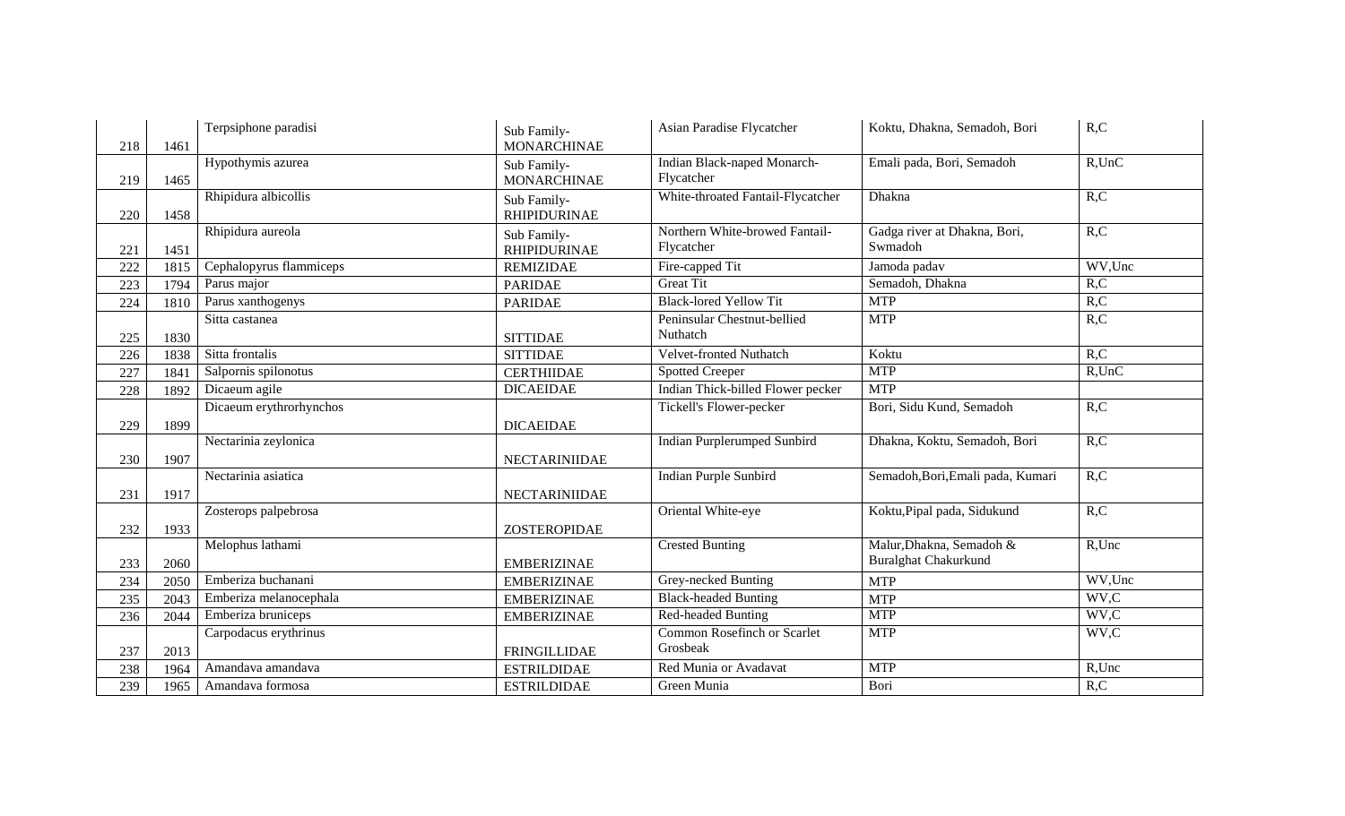| | | | | | | |
|---|---|---|---|---|---|---|
| 218 | 1461 | Terpsiphone paradisi | Sub Family- MONARCHINAE | Asian Paradise Flycatcher | Koktu, Dhakna, Semadoh, Bori | R,C |
| 219 | 1465 | Hypothymis azurea | Sub Family- MONARCHINAE | Indian Black-naped Monarch-Flycatcher | Emali pada, Bori, Semadoh | R,UnC |
| 220 | 1458 | Rhipidura albicollis | Sub Family- RHIPIDURINAE | White-throated Fantail-Flycatcher | Dhakna | R,C |
| 221 | 1451 | Rhipidura aureola | Sub Family- RHIPIDURINAE | Northern White-browed Fantail-Flycatcher | Gadga river at Dhakna, Bori, Swmadoh | R,C |
| 222 | 1815 | Cephalopyrus flammiceps | REMIZIDAE | Fire-capped Tit | Jamoda padav | WV,Unc |
| 223 | 1794 | Parus major | PARIDAE | Great Tit | Semadoh, Dhakna | R,C |
| 224 | 1810 | Parus xanthogenys | PARIDAE | Black-lored Yellow Tit | MTP | R,C |
| 225 | 1830 | Sitta castanea | SITTIDAE | Peninsular Chestnut-bellied Nuthatch | MTP | R,C |
| 226 | 1838 | Sitta frontalis | SITTIDAE | Velvet-fronted Nuthatch | Koktu | R,C |
| 227 | 1841 | Salpornis spilonotus | CERTHIIDAE | Spotted Creeper | MTP | R,UnC |
| 228 | 1892 | Dicaeum agile | DICAEIDAE | Indian Thick-billed Flower pecker | MTP | |
| 229 | 1899 | Dicaeum erythrorhynchos | DICAEIDAE | Tickell's Flower-pecker | Bori, Sidu Kund, Semadoh | R,C |
| 230 | 1907 | Nectarinia zeylonica | NECTARINIIDAE | Indian Purplerumped Sunbird | Dhakna, Koktu, Semadoh, Bori | R,C |
| 231 | 1917 | Nectarinia asiatica | NECTARINIIDAE | Indian Purple Sunbird | Semadoh,Bori,Emali pada, Kumari | R,C |
| 232 | 1933 | Zosterops palpebrosa | ZOSTEROPIDAE | Oriental White-eye | Koktu,Pipal pada, Sidukund | R,C |
| 233 | 2060 | Melophus lathami | EMBERIZINAE | Crested Bunting | Malur,Dhakna, Semadoh & Buralghat Chakurkund | R,Unc |
| 234 | 2050 | Emberiza buchanani | EMBERIZINAE | Grey-necked Bunting | MTP | WV,Unc |
| 235 | 2043 | Emberiza melanocephala | EMBERIZINAE | Black-headed Bunting | MTP | WV,C |
| 236 | 2044 | Emberiza bruniceps | EMBERIZINAE | Red-headed Bunting | MTP | WV,C |
| 237 | 2013 | Carpodacus erythrinus | FRINGILLIDAE | Common Rosefinch or Scarlet Grosbeak | MTP | WV,C |
| 238 | 1964 | Amandava amandava | ESTRILDIDAE | Red Munia or Avadavat | MTP | R,Unc |
| 239 | 1965 | Amandava formosa | ESTRILDIDAE | Green Munia | Bori | R,C |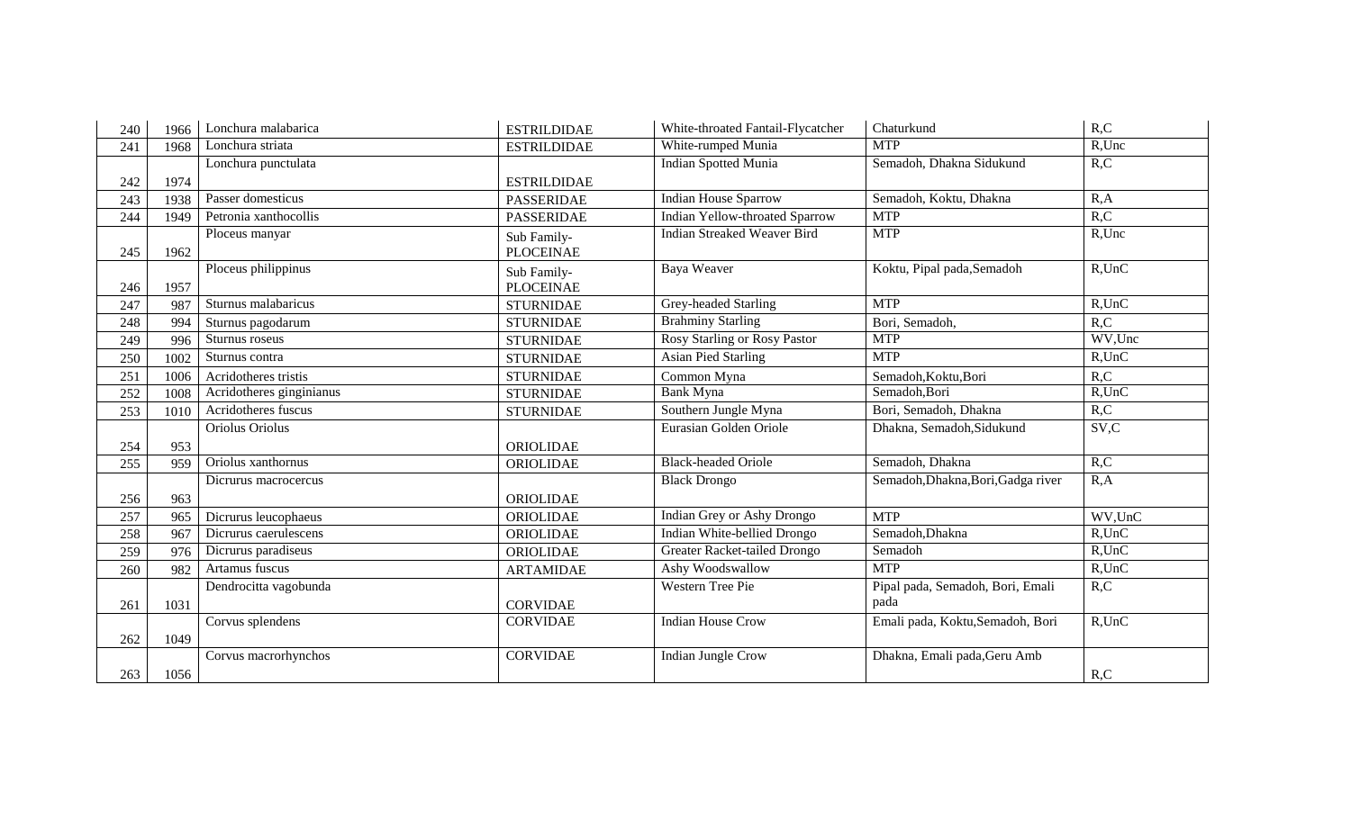| 240 | 1966 | Lonchura malabarica | ESTRILDIDAE | White-throated Fantail-Flycatcher | Chaturkund | R,C |
|---|---|---|---|---|---|---|
| 241 | 1968 | Lonchura striata | ESTRILDIDAE | White-rumped Munia | MTP | R,Unc |
| 242 | 1974 | Lonchura punctulata | ESTRILDIDAE | Indian Spotted Munia | Semadoh, Dhakna Sidukund | R,C |
| 243 | 1938 | Passer domesticus | PASSERIDAE | Indian House Sparrow | Semadoh, Koktu, Dhakna | R,A |
| 244 | 1949 | Petronia xanthocollis | PASSERIDAE | Indian Yellow-throated Sparrow | MTP | R,C |
| 245 | 1962 | Ploceus manyar | Sub Family- PLOCEINAE | Indian Streaked Weaver Bird | MTP | R,Unc |
| 246 | 1957 | Ploceus philippinus | Sub Family- PLOCEINAE | Baya Weaver | Koktu, Pipal pada,Semadoh | R,UnC |
| 247 | 987 | Sturnus malabaricus | STURNIDAE | Grey-headed Starling | MTP | R,UnC |
| 248 | 994 | Sturnus pagodarum | STURNIDAE | Brahminy Starling | Bori, Semadoh, | R,C |
| 249 | 996 | Sturnus roseus | STURNIDAE | Rosy Starling or Rosy Pastor | MTP | WV,Unc |
| 250 | 1002 | Sturnus contra | STURNIDAE | Asian Pied Starling | MTP | R,UnC |
| 251 | 1006 | Acridotheres tristis | STURNIDAE | Common Myna | Semadoh,Koktu,Bori | R,C |
| 252 | 1008 | Acridotheres ginginianus | STURNIDAE | Bank Myna | Semadoh,Bori | R,UnC |
| 253 | 1010 | Acridotheres fuscus | STURNIDAE | Southern Jungle Myna | Bori, Semadoh, Dhakna | R,C |
| 254 | 953 | Oriolus Oriolus | ORIOLIDAE | Eurasian Golden Oriole | Dhakna, Semadoh,Sidukund | SV,C |
| 255 | 959 | Oriolus xanthornus | ORIOLIDAE | Black-headed Oriole | Semadoh, Dhakna | R,C |
| 256 | 963 | Dicrurus macrocercus | ORIOLIDAE | Black Drongo | Semadoh,Dhakna,Bori,Gadga river | R,A |
| 257 | 965 | Dicrurus leucophaeus | ORIOLIDAE | Indian Grey or Ashy Drongo | MTP | WV,UnC |
| 258 | 967 | Dicrurus caerulescens | ORIOLIDAE | Indian White-bellied Drongo | Semadoh,Dhakna | R,UnC |
| 259 | 976 | Dicrurus paradiseus | ORIOLIDAE | Greater Racket-tailed Drongo | Semadoh | R,UnC |
| 260 | 982 | Artamus fuscus | ARTAMIDAE | Ashy Woodswallow | MTP | R,UnC |
| 261 | 1031 | Dendrocitta vagobunda | CORVIDAE | Western Tree Pie | Pipal pada, Semadoh, Bori, Emali pada | R,C |
| 262 | 1049 | Corvus splendens | CORVIDAE | Indian House Crow | Emali pada, Koktu,Semadoh, Bori | R,UnC |
| 263 | 1056 | Corvus macrorhynchos | CORVIDAE | Indian Jungle Crow | Dhakna, Emali pada,Geru Amb | R,C |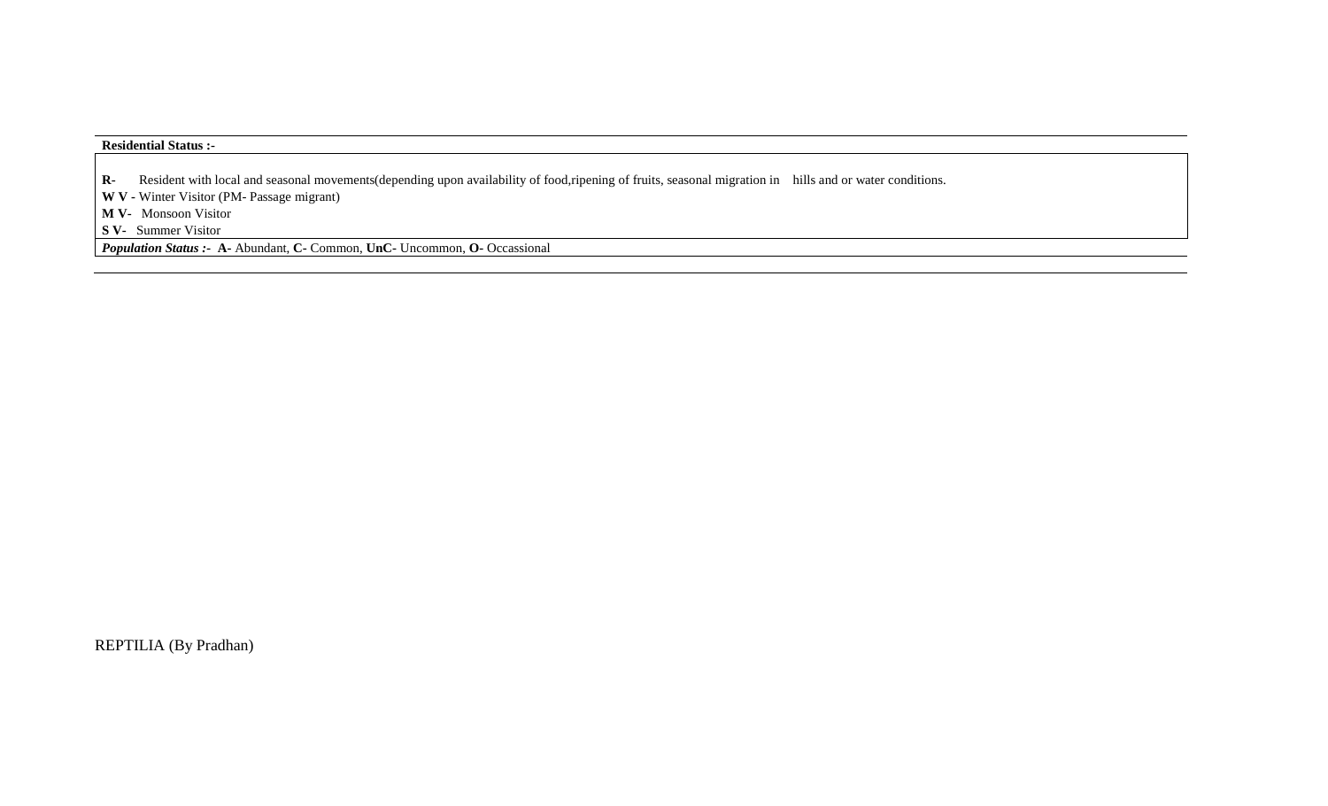**Residential Status :-**

**R-** Resident with local and seasonal movements(depending upon availability of food,ripening of fruits, seasonal migration in hills and or water conditions.

**W V** - Winter Visitor (PM- Passage migrant)

**M V-** Monsoon Visitor

**S V-** Summer Visitor

***Population Status :-*** **A-** Abundant, **C-** Common, **UnC-** Uncommon, **O-** Occassional

REPTILIA (By Pradhan)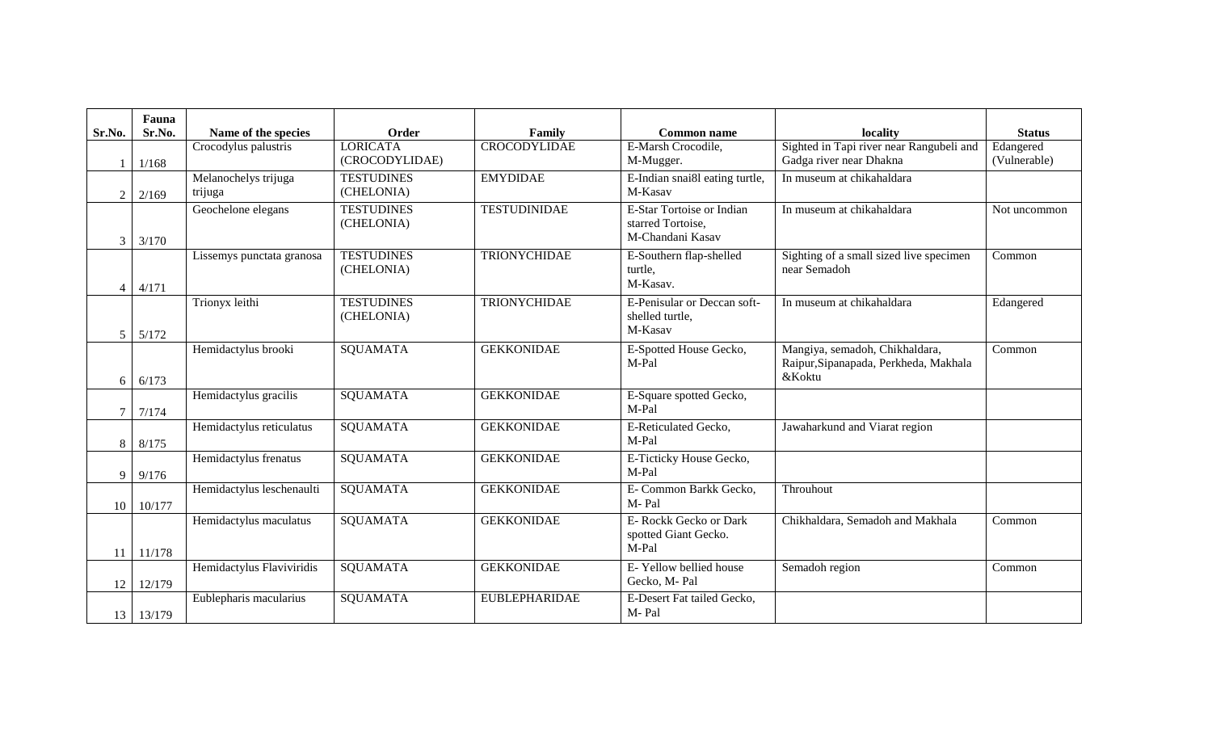| Sr.No. | Fauna Sr.No. | Name of the species | Order | Family | Common name | locality | Status |
|---|---|---|---|---|---|---|---|
| 1 | 1/168 | Crocodylus palustris | LORICATA (CROCODYLIDAE) | CROCODYLIDAE | E-Marsh Crocodile, M-Mugger. | Sighted in Tapi river near Rangubeli and Gadga river near Dhakna | Edangered (Vulnerable) |
| 2 | 2/169 | Melanochelys trijuga trijuga | TESTUDINES (CHELONIA) | EMYDIDAE | E-Indian snai8l eating turtle, M-Kasav | In museum at chikahaldara | |
| 3 | 3/170 | Geochelone elegans | TESTUDINES (CHELONIA) | TESTUDINIDAE | E-Star Tortoise or Indian starred Tortoise, M-Chandani Kasav | In museum at chikahaldara | Not uncommon |
| 4 | 4/171 | Lissemys punctata granosa | TESTUDINES (CHELONIA) | TRIONYCHIDAE | E-Southern flap-shelled turtle, M-Kasav. | Sighting of a small sized live specimen near Semadoh | Common |
| 5 | 5/172 | Trionyx leithi | TESTUDINES (CHELONIA) | TRIONYCHIDAE | E-Penisular or Deccan soft-shelled turtle, M-Kasav | In museum at chikahaldara | Edangered |
| 6 | 6/173 | Hemidactylus brooki | SQUAMATA | GEKKONIDAE | E-Spotted House Gecko, M-Pal | Mangiya, semadoh, Chikhaldara, Raipur,Sipanapada, Perkheda, Makhala &Koktu | Common |
| 7 | 7/174 | Hemidactylus gracilis | SQUAMATA | GEKKONIDAE | E-Square spotted Gecko, M-Pal | | |
| 8 | 8/175 | Hemidactylus reticulatus | SQUAMATA | GEKKONIDAE | E-Reticulated Gecko, M-Pal | Jawaharkund and Viarat region | |
| 9 | 9/176 | Hemidactylus frenatus | SQUAMATA | GEKKONIDAE | E-Ticticky House Gecko, M-Pal | | |
| 10 | 10/177 | Hemidactylus leschenaulti | SQUAMATA | GEKKONIDAE | E- Common Barkk Gecko, M- Pal | Throuhout | |
| 11 | 11/178 | Hemidactylus maculatus | SQUAMATA | GEKKONIDAE | E- Rockk Gecko or Dark spotted Giant Gecko. M-Pal | Chikhaldara, Semadoh and Makhala | Common |
| 12 | 12/179 | Hemidactylus Flaviviridis | SQUAMATA | GEKKONIDAE | E- Yellow bellied house Gecko, M- Pal | Semadoh region | Common |
| 13 | 13/179 | Eublepharis macularius | SQUAMATA | EUBLEPHARIDAE | E-Desert Fat tailed Gecko, M- Pal | | |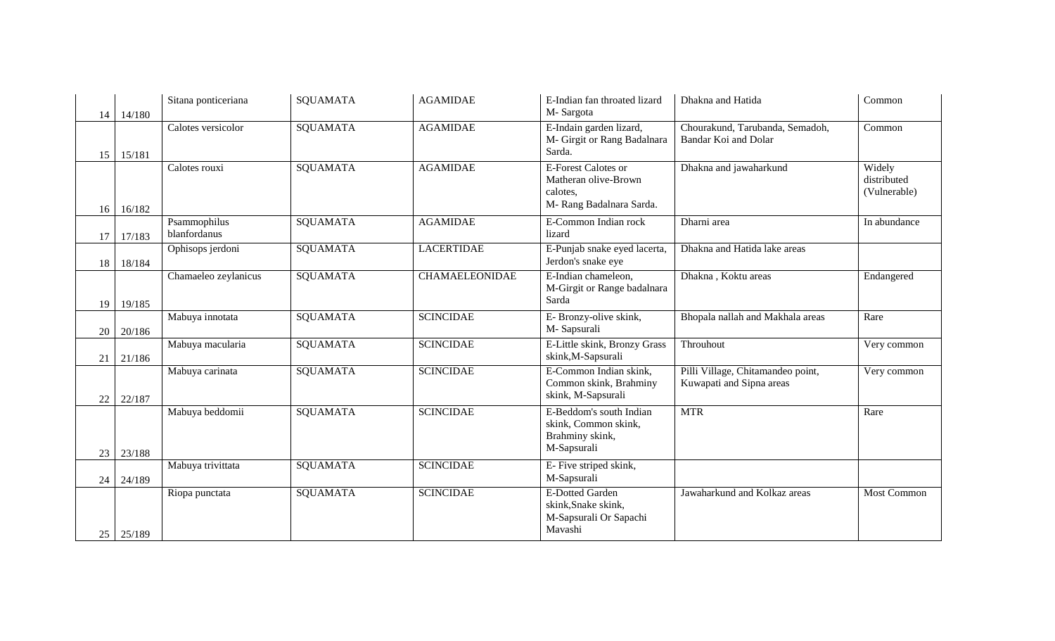| 14 | 14/180 | Sitana ponticeriana | SQUAMATA | AGAMIDAE | E-Indian fan throated lizard M- Sargota | Dhakna and Hatida | Common |
|---|---|---|---|---|---|---|---|
| 15 | 15/181 | Calotes versicolor | SQUAMATA | AGAMIDAE | E-Indain garden lizard, M- Girgit or Rang Badalnara Sarda. | Chourakund, Tarubanda, Semadoh, Bandar Koi and Dolar | Common |
| 16 | 16/182 | Calotes rouxi | SQUAMATA | AGAMIDAE | E-Forest Calotes or Matheran olive-Brown calotes, M- Rang Badalnara Sarda. | Dhakna and jawaharkund | Widely distributed (Vulnerable) |
| 17 | 17/183 | Psammophilus blanfordanus | SQUAMATA | AGAMIDAE | E-Common Indian rock lizard | Dharni area | In abundance |
| 18 | 18/184 | Ophisops jerdoni | SQUAMATA | LACERTIDAE | E-Punjab snake eyed lacerta, Jerdon's snake eye | Dhakna and Hatida lake areas | |
| 19 | 19/185 | Chamaeleo zeylanicus | SQUAMATA | CHAMAELEONIDAE | E-Indian chameleon, M-Girgit or Range badalnara Sarda | Dhakna , Koktu areas | Endangered |
| 20 | 20/186 | Mabuya innotata | SQUAMATA | SCINCIDAE | E- Bronzy-olive skink, M- Sapsurali | Bhopala nallah and Makhala areas | Rare |
| 21 | 21/186 | Mabuya macularia | SQUAMATA | SCINCIDAE | E-Little skink, Bronzy Grass skink,M-Sapsurali | Throuhout | Very common |
| 22 | 22/187 | Mabuya carinata | SQUAMATA | SCINCIDAE | E-Common Indian skink, Common skink, Brahminy skink, M-Sapsurali | Pilli Village, Chitamandeo point, Kuwapati and Sipna areas | Very common |
| 23 | 23/188 | Mabuya beddomii | SQUAMATA | SCINCIDAE | E-Beddom's south Indian skink, Common skink, Brahminy skink, M-Sapsurali | MTR | Rare |
| 24 | 24/189 | Mabuya trivittata | SQUAMATA | SCINCIDAE | E- Five striped skink, M-Sapsurali | | |
| 25 | 25/189 | Riopa punctata | SQUAMATA | SCINCIDAE | E-Dotted Garden skink,Snake skink, M-Sapsurali Or Sapachi Mavashi | Jawaharkund and Kolkaz areas | Most Common |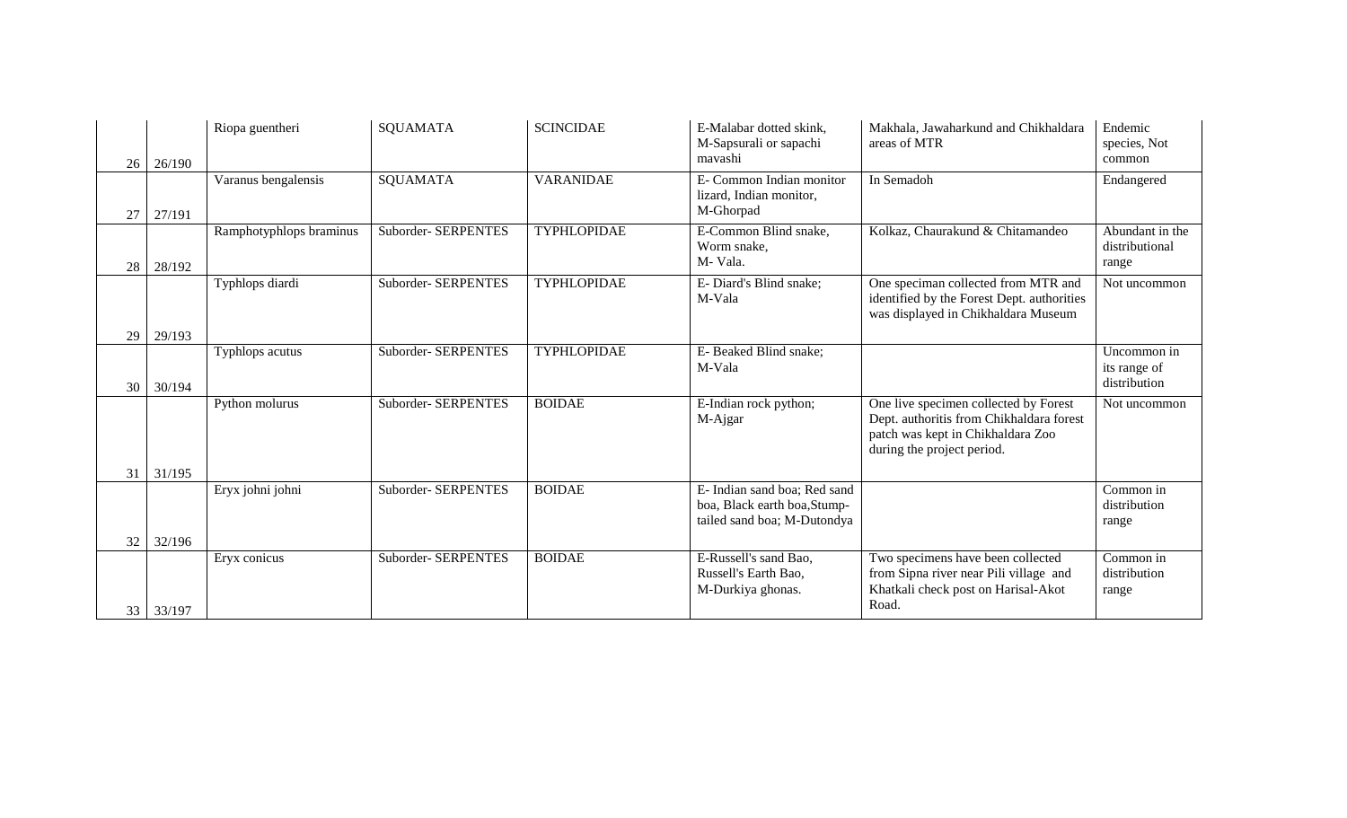| | | | | | | | |
|---|---|---|---|---|---|---|---|
| 26 | 26/190 | Riopa guentheri | SQUAMATA | SCINCIDAE | E-Malabar dotted skink, M-Sapsurali or sapachi mavashi | Makhala, Jawaharkund and Chikhaldara areas of MTR | Endemic species, Not common |
| 27 | 27/191 | Varanus bengalensis | SQUAMATA | VARANIDAE | E- Common Indian monitor lizard, Indian monitor, M-Ghorpad | In Semadoh | Endangered |
| 28 | 28/192 | Ramphotyphlops braminus | Suborder- SERPENTES | TYPHLOPIDAE | E-Common Blind snake, Worm snake, M- Vala. | Kolkaz, Chaurakund & Chitamandeo | Abundant in the distributional range |
| 29 | 29/193 | Typhlops diardi | Suborder- SERPENTES | TYPHLOPIDAE | E- Diard's Blind snake; M-Vala | One speciman collected from MTR and identified by the Forest Dept. authorities was displayed in Chikhaldara Museum | Not uncommon |
| 30 | 30/194 | Typhlops acutus | Suborder- SERPENTES | TYPHLOPIDAE | E- Beaked Blind snake; M-Vala | | Uncommon in its range of distribution |
| 31 | 31/195 | Python molurus | Suborder- SERPENTES | BOIDAE | E-Indian rock python; M-Ajgar | One live specimen collected by Forest Dept. authoritis from Chikhaldara forest patch was kept in Chikhaldara Zoo during the project period. | Not uncommon |
| 32 | 32/196 | Eryx johni johni | Suborder- SERPENTES | BOIDAE | E- Indian sand boa; Red sand boa, Black earth boa,Stump-tailed sand boa; M-Dutondya | | Common in distribution range |
| 33 | 33/197 | Eryx conicus | Suborder- SERPENTES | BOIDAE | E-Russell's sand Bao, Russell's Earth Bao, M-Durkiya ghonas. | Two specimens have been collected from Sipna river near Pili village and Khatkali check post on Harisal-Akot Road. | Common in distribution range |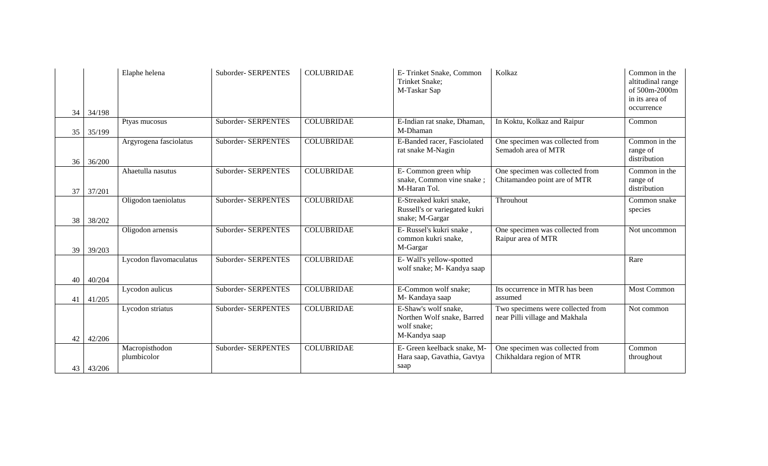| | | | | | | | |
|---|---|---|---|---|---|---|---|
| 34 | 34/198 | Elaphe helena | Suborder- SERPENTES | COLUBRIDAE | E- Trinket Snake, Common Trinket Snake;<br>M-Taskar Sap | Kolkaz | Common in the altitudinal range of 500m-2000m in its area of occurrence |
| 35 | 35/199 | Ptyas mucosus | Suborder- SERPENTES | COLUBRIDAE | E-Indian rat snake, Dhaman, M-Dhaman | In Koktu, Kolkaz and Raipur | Common |
| 36 | 36/200 | Argyrogena fasciolatus | Suborder- SERPENTES | COLUBRIDAE | E-Banded racer, Fasciolated rat snake M-Nagin | One specimen was collected from Semadoh area of MTR | Common in the range of distribution |
| 37 | 37/201 | Ahaetulla nasutus | Suborder- SERPENTES | COLUBRIDAE | E- Common green whip snake, Common vine snake ; M-Haran Tol. | One specimen was collected from Chitamandeo point are of MTR | Common in the range of distribution |
| 38 | 38/202 | Oligodon taeniolatus | Suborder- SERPENTES | COLUBRIDAE | E-Streaked kukri snake, Russell's or variegated kukri snake; M-Gargar | Throuhout | Common snake species |
| 39 | 39/203 | Oligodon arnensis | Suborder- SERPENTES | COLUBRIDAE | E- Russel's kukri snake , common kukri snake, M-Gargar | One specimen was collected from Raipur area of MTR | Not uncommon |
| 40 | 40/204 | Lycodon flavomaculatus | Suborder- SERPENTES | COLUBRIDAE | E- Wall's yellow-spotted wolf snake; M- Kandya saap | | Rare |
| 41 | 41/205 | Lycodon aulicus | Suborder- SERPENTES | COLUBRIDAE | E-Common wolf snake;<br>M- Kandaya saap | Its occurrence in MTR has been assumed | Most Common |
| 42 | 42/206 | Lycodon striatus | Suborder- SERPENTES | COLUBRIDAE | E-Shaw's wolf snake, Northen Wolf snake, Barred wolf snake;<br>M-Kandya saap | Two specimens were collected from near Pilli village and Makhala | Not common |
| 43 | 43/206 | Macropisthodon plumbicolor | Suborder- SERPENTES | COLUBRIDAE | E- Green keelback snake, M-Hara saap, Gavathia, Gavtya saap | One specimen was collected from Chikhaldara region of MTR | Common throughout |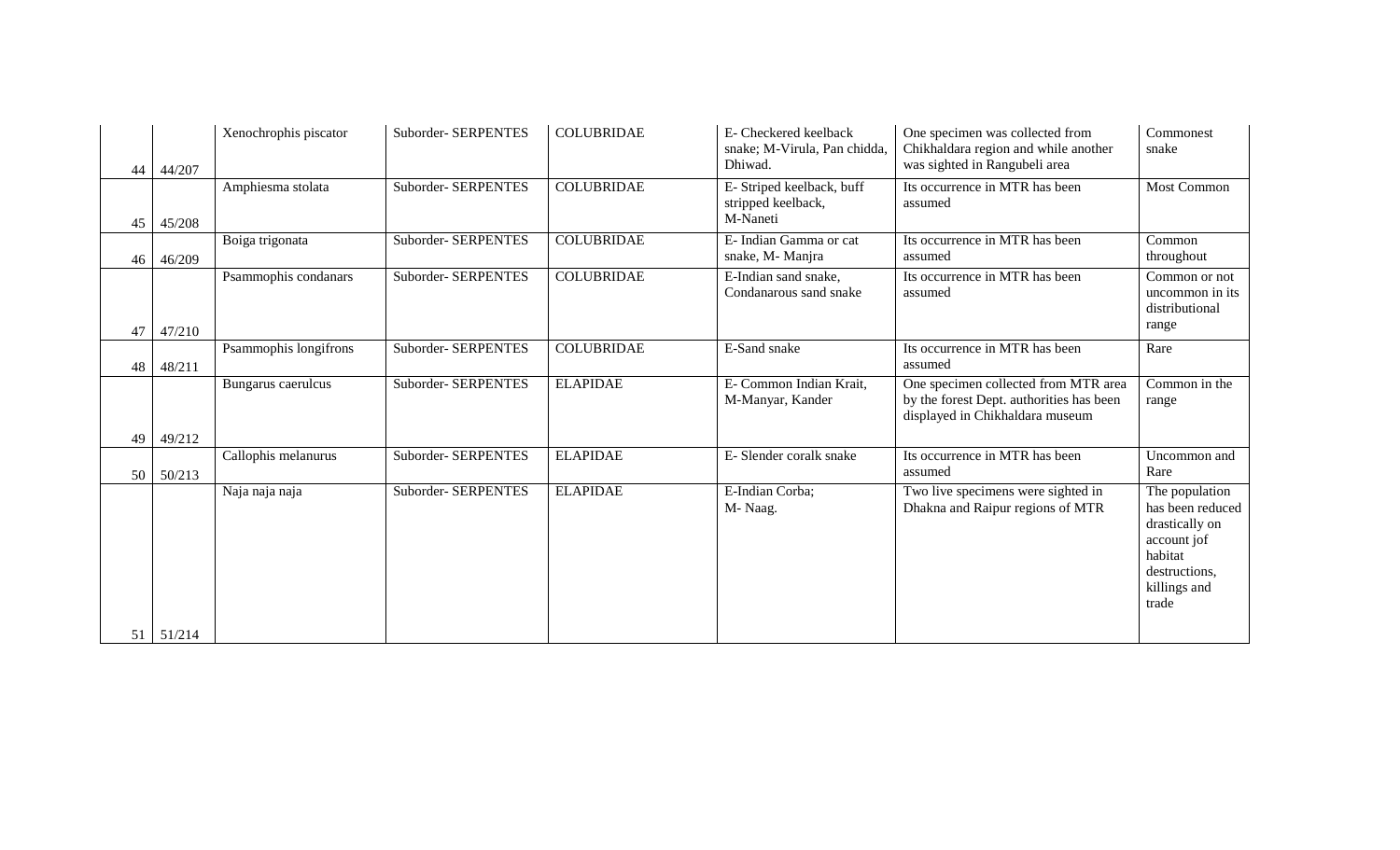| 44 | 44/207 | Xenochrophis piscator | Suborder- SERPENTES | COLUBRIDAE | E- Checkered keelback snake; M-Virula, Pan chidda, Dhiwad. | One specimen was collected from Chikhaldara region and while another was sighted in Rangubeli area | Commonest snake |
|---|---|---|---|---|---|---|---|
| 45 | 45/208 | Amphiesma stolata | Suborder- SERPENTES | COLUBRIDAE | E- Striped keelback, buff stripped keelback, M-Naneti | Its occurrence in MTR has been assumed | Most Common |
| 46 | 46/209 | Boiga trigonata | Suborder- SERPENTES | COLUBRIDAE | E- Indian Gamma or cat snake, M- Manjra | Its occurrence in MTR has been assumed | Common throughout |
| 47 | 47/210 | Psammophis condanars | Suborder- SERPENTES | COLUBRIDAE | E-Indian sand snake, Condanarous sand snake | Its occurrence in MTR has been assumed | Common or not uncommon in its distributional range |
| 48 | 48/211 | Psammophis longifrons | Suborder- SERPENTES | COLUBRIDAE | E-Sand snake | Its occurrence in MTR has been assumed | Rare |
| 49 | 49/212 | Bungarus caerulcus | Suborder- SERPENTES | ELAPIDAE | E- Common Indian Krait, M-Manyar, Kander | One specimen collected from MTR area by the forest Dept. authorities has been displayed in Chikhaldara museum | Common in the range |
| 50 | 50/213 | Callophis melanurus | Suborder- SERPENTES | ELAPIDAE | E- Slender coralk snake | Its occurrence in MTR has been assumed | Uncommon and Rare |
| 51 | 51/214 | Naja naja naja | Suborder- SERPENTES | ELAPIDAE | E-Indian Corba; M- Naag. | Two live specimens were sighted in Dhakna and Raipur regions of MTR | The population has been reduced drastically on account jof habitat destructions, killings and trade |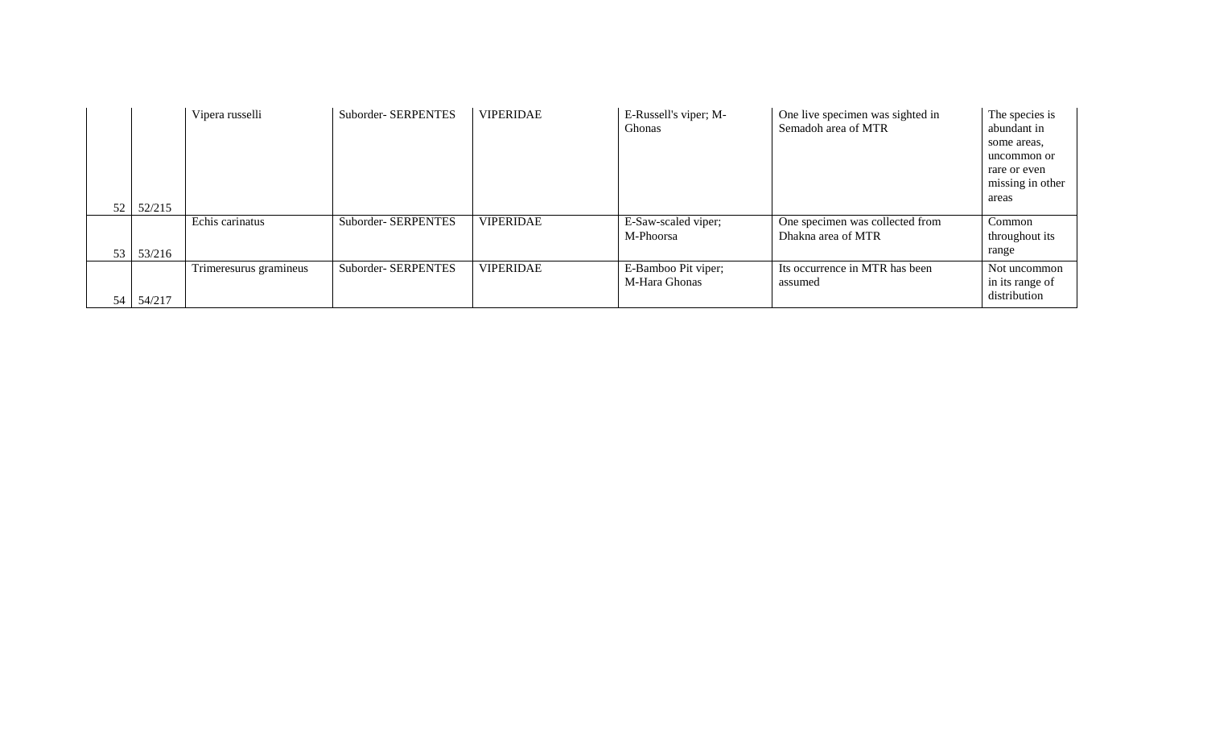| | | | | | | | |
|---|---|---|---|---|---|---|---|
| 52 | 52/215 | Vipera russelli | Suborder- SERPENTES | VIPERIDAE | E-Russell's viper; M-Ghonas | One live specimen was sighted in Semadoh area of MTR | The species is abundant in some areas, uncommon or rare or even missing in other areas |
| 53 | 53/216 | Echis carinatus | Suborder- SERPENTES | VIPERIDAE | E-Saw-scaled viper; M-Phoorsa | One specimen was collected from Dhakna area of MTR | Common throughout its range |
| 54 | 54/217 | Trimeresurus gramineus | Suborder- SERPENTES | VIPERIDAE | E-Bamboo Pit viper; M-Hara Ghonas | Its occurrence in MTR has been assumed | Not uncommon in its range of distribution |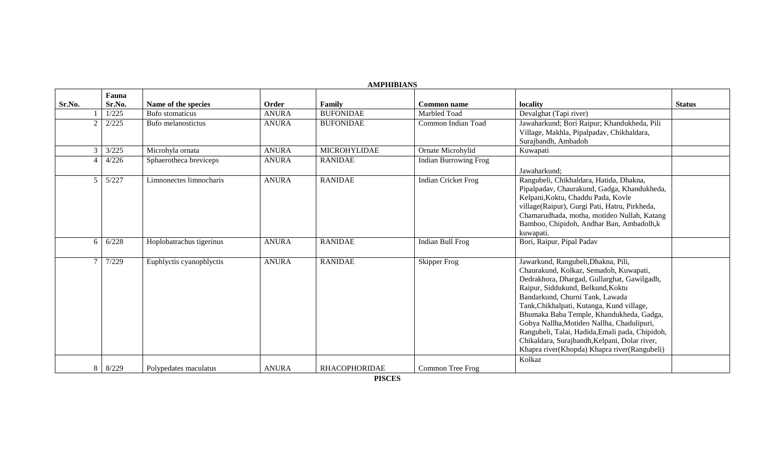**AMPHIBIANS**

| Sr.No. | Fauna Sr.No. | Name of the species | Order | Family | Common name | locality | Status |
|---|---|---|---|---|---|---|---|
| 1 | 1/225 | Bufo stomaticus | ANURA | BUFONIDAE | Marbled Toad | Devalghat (Tapi river) | |
| 2 | 2/225 | Bufo melanostictus | ANURA | BUFONIDAE | Common Indian Toad | Jawaharkund; Bori Raipur; Khandukheda, Pili Village, Makhla, Pipalpadav, Chikhaldara, Surajbandh, Ambadoh | |
| 3 | 3/225 | Microhyla ornata | ANURA | MICROHYLIDAE | Ornate Microhylid | Kuwapati | |
| 4 | 4/226 | Sphaerotheca breviceps | ANURA | RANIDAE | Indian Burrowing Frog | Jawaharkund; | |
| 5 | 5/227 | Limnonectes limnocharis | ANURA | RANIDAE | Indian Cricket Frog | Rangubeli, Chikhaldara, Hatida, Dhakna, Pipalpadav, Chaurakund, Gadga, Khandukheda, Kelpani,Koktu, Chaddu Pada, Kovle village(Raipur), Gurgi Pati, Hatru, Pirkheda, Chamarudhada, motha, motideo Nullah, Katang Bamboo, Chipidoh, Andhar Ban, Ambadolh,k kuwapati. | |
| 6 | 6/228 | Hoplobatrachus tigerinus | ANURA | RANIDAE | Indian Bull Frog | Bori, Raipur, Pipal Padav | |
| 7 | 7/229 | Euphlyctis cyanophlyctis | ANURA | RANIDAE | Skipper Frog | Jawarkund, Rangubeli,Dhakna, Pili, Chaurakund, Kolkaz, Semadoh, Kuwapati, Dedrakhora, Dhargad, Gullarghat, Gawilgadh, Raipur, Siddukund, Belkund,Koktu Bandarkund, Churni Tank, Lawada Tank,Chikhalpati, Kutanga, Kund village, Bhumaka Baba Temple, Khandukheda, Gadga, Gobya Nallha,Motideo Nallha, Chadulipuri, Rangubeli, Talai, Hadida,Emali pada, Chipidoh, Chikaldara, Surajbandh,Kelpani, Dolar river, Khapra river(Khopda) Khapra river(Rangubeli) | |
| 8 | 8/229 | Polypedates maculatus | ANURA | RHACOPHORIDAE | Common Tree Frog | Kolkaz | |

**PISCES**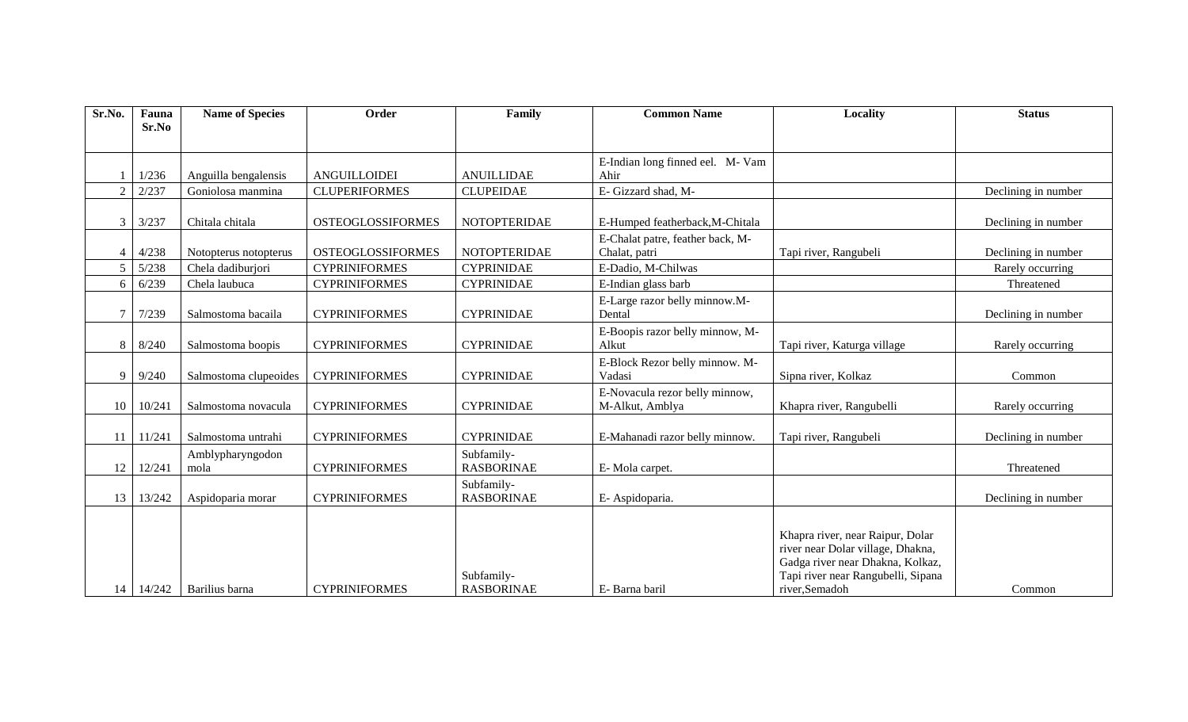| Sr.No. | Fauna Sr.No | Name of Species | Order | Family | Common Name | Locality | Status |
|---|---|---|---|---|---|---|---|
| 1 | 1/236 | Anguilla bengalensis | ANGUILLOIDEI | ANUILLIDAE | E-Indian long finned eel. M- Vam Ahir | | |
| 2 | 2/237 | Goniolosa manmina | CLUPERIFORMES | CLUPEIDAE | E- Gizzard shad, M- | | Declining in number |
| 3 | 3/237 | Chitala chitala | OSTEOGLOSSIFORMES | NOTOPTERIDAE | E-Humped featherback,M-Chitala | | Declining in number |
| 4 | 4/238 | Notopterus notopterus | OSTEOGLOSSIFORMES | NOTOPTERIDAE | E-Chalat patre, feather back, M-Chalat, patri | Tapi river, Rangubeli | Declining in number |
| 5 | 5/238 | Chela dadiburjori | CYPRINIFORMES | CYPRINIDAE | E-Dadio, M-Chilwas | | Rarely occurring |
| 6 | 6/239 | Chela laubuca | CYPRINIFORMES | CYPRINIDAE | E-Indian glass barb | | Threatened |
| 7 | 7/239 | Salmostoma bacaila | CYPRINIFORMES | CYPRINIDAE | E-Large razor belly minnow.M-Dental | | Declining in number |
| 8 | 8/240 | Salmostoma boopis | CYPRINIFORMES | CYPRINIDAE | E-Boopis razor belly minnow, M-Alkut | Tapi river, Katurga village | Rarely occurring |
| 9 | 9/240 | Salmostoma clupeoides | CYPRINIFORMES | CYPRINIDAE | E-Block Rezor belly minnow. M-Vadasi | Sipna river, Kolkaz | Common |
| 10 | 10/241 | Salmostoma novacula | CYPRINIFORMES | CYPRINIDAE | E-Novacula rezor belly minnow, M-Alkut, Amblya | Khapra river, Rangubelli | Rarely occurring |
| 11 | 11/241 | Salmostoma untrahi | CYPRINIFORMES | CYPRINIDAE | E-Mahanadi razor belly minnow. | Tapi river, Rangubeli | Declining in number |
| 12 | 12/241 | Amblypharyngodon mola | CYPRINIFORMES | Subfamily-RASBORINAE | E- Mola carpet. | | Threatened |
| 13 | 13/242 | Aspidoparia morar | CYPRINIFORMES | Subfamily-RASBORINAE | E- Aspidoparia. | | Declining in number |
| 14 | 14/242 | Barilius barna | CYPRINIFORMES | Subfamily-RASBORINAE | E- Barna baril | Khapra river, near Raipur, Dolar river near Dolar village, Dhakna, Gadga river near Dhakna, Kolkaz, Tapi river near Rangubelli, Sipana river,Semadoh | Common |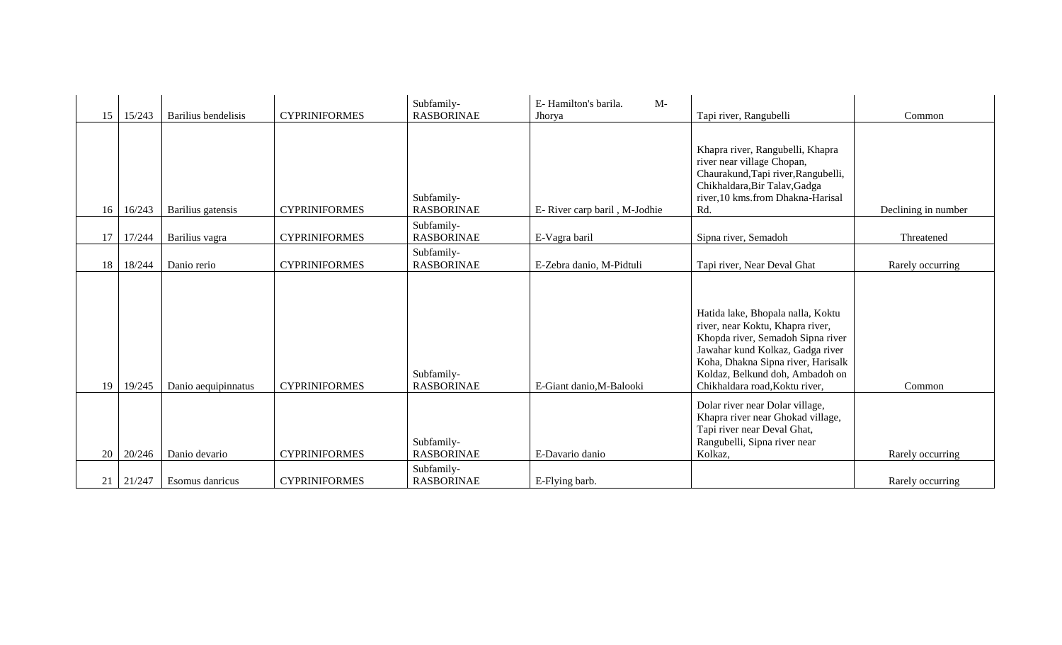| 15 | 15/243 | Barilius bendelisis | CYPRINIFORMES | Subfamily- RASBORINAE | E- Hamilton's barila. M- Jhorya | Tapi river, Rangubelli | Common |
|---|---|---|---|---|---|---|---|
| 16 | 16/243 | Barilius gatensis | CYPRINIFORMES | Subfamily- RASBORINAE | E- River carp baril , M-Jodhie | Khapra river, Rangubelli, Khapra river near village Chopan, Chaurakund,Tapi river,Rangubelli, Chikhaldara,Bir Talav,Gadga river,10 kms.from Dhakna-Harisal Rd. | Declining in number |
| 17 | 17/244 | Barilius vagra | CYPRINIFORMES | Subfamily- RASBORINAE | E-Vagra baril | Sipna river, Semadoh | Threatened |
| 18 | 18/244 | Danio rerio | CYPRINIFORMES | Subfamily- RASBORINAE | E-Zebra danio, M-Pidtuli | Tapi river, Near Deval Ghat | Rarely occurring |
| 19 | 19/245 | Danio aequipinnatus | CYPRINIFORMES | Subfamily- RASBORINAE | E-Giant danio,M-Balooki | Hatida lake, Bhopala nalla, Koktu river, near Koktu, Khapra river, Khopda river, Semadoh Sipna river Jawahar kund Kolkaz, Gadga river Koha, Dhakna Sipna river, Harisalk Koldaz, Belkund doh, Ambadoh on Chikhaldara road,Koktu river, | Common |
| 20 | 20/246 | Danio devario | CYPRINIFORMES | Subfamily- RASBORINAE | E-Davario danio | Dolar river near Dolar village, Khapra river near Ghokad village, Tapi river near Deval Ghat, Rangubelli, Sipna river near Kolkaz, | Rarely occurring |
| 21 | 21/247 | Esomus danricus | CYPRINIFORMES | Subfamily- RASBORINAE | E-Flying barb. | | Rarely occurring |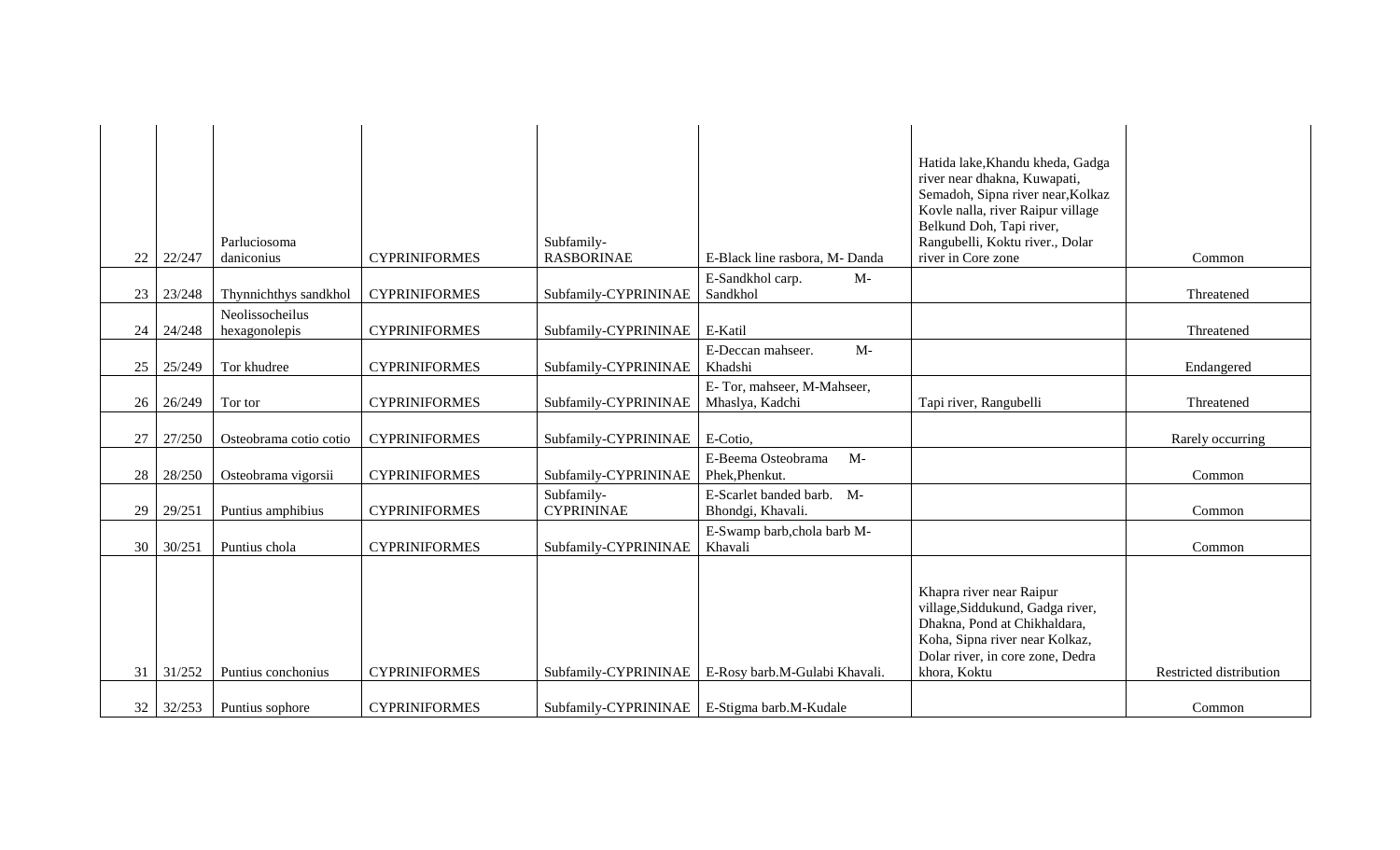| | | | | | | | |
|---|---|---|---|---|---|---|---|
| 22 | 22/247 | Parluciosoma daniconius | CYPRINIFORMES | Subfamily-RASBORINAE | E-Black line rasbora, M- Danda | Hatida lake,Khandu kheda, Gadga river near dhakna, Kuwapati, Semadoh, Sipna river near,Kolkaz Kovle nalla, river Raipur village Belkund Doh, Tapi river, Rangubelli, Koktu river., Dolar river in Core zone | Common |
| 23 | 23/248 | Thynnichthys sandkhol | CYPRINIFORMES | Subfamily-CYPRININAE | E-Sandkhol carp. M-Sandkhol | | Threatened |
| 24 | 24/248 | Neolissocheilus hexagonolepis | CYPRINIFORMES | Subfamily-CYPRININAE | E-Katil | | Threatened |
| 25 | 25/249 | Tor khudree | CYPRINIFORMES | Subfamily-CYPRININAE | E-Deccan mahseer. M-Khadshi | | Endangered |
| 26 | 26/249 | Tor tor | CYPRINIFORMES | Subfamily-CYPRININAE | E- Tor, mahseer, M-Mahseer, Mhaslya, Kadchi | Tapi river, Rangubelli | Threatened |
| 27 | 27/250 | Osteobrama cotio cotio | CYPRINIFORMES | Subfamily-CYPRININAE | E-Cotio, | | Rarely occurring |
| 28 | 28/250 | Osteobrama vigorsii | CYPRINIFORMES | Subfamily-CYPRININAE | E-Beema Osteobrama M-Phek,Phenkut. | | Common |
| 29 | 29/251 | Puntius amphibius | CYPRINIFORMES | Subfamily-CYPRININAE | E-Scarlet banded barb. M-Bhondgi, Khavali. | | Common |
| 30 | 30/251 | Puntius chola | CYPRINIFORMES | Subfamily-CYPRININAE | E-Swamp barb,chola barb M-Khavali | | Common |
| 31 | 31/252 | Puntius conchonius | CYPRINIFORMES | Subfamily-CYPRININAE | E-Rosy barb.M-Gulabi Khavali. | Khapra river near Raipur village,Siddukund, Gadga river, Dhakna, Pond at Chikhaldara, Koha, Sipna river near Kolkaz, Dolar river, in core zone, Dedra khora, Koktu | Restricted distribution |
| 32 | 32/253 | Puntius sophore | CYPRINIFORMES | Subfamily-CYPRININAE | E-Stigma barb.M-Kudale | | Common |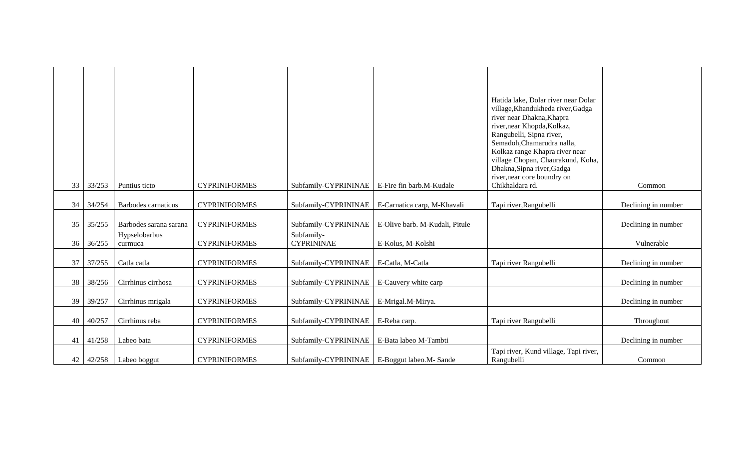| | | | | | | | |
|---|---|---|---|---|---|---|---|
| 33 | 33/253 | Puntius ticto | CYPRINIFORMES | Subfamily-CYPRININAE | E-Fire fin barb.M-Kudale | Hatida lake, Dolar river near Dolar village,Khandukheda river,Gadga river near Dhakna,Khapra river,near Khopda,Kolkaz, Rangubelli, Sipna river, Semadoh,Chamarudra nalla, Kolkaz range Khapra river near village Chopan, Chaurakund, Koha, Dhakna,Sipna river,Gadga river,near core boundry on Chikhaldara rd. | Common |
| 34 | 34/254 | Barbodes carnaticus | CYPRINIFORMES | Subfamily-CYPRININAE | E-Carnatica carp, M-Khavali | Tapi river,Rangubelli | Declining in number |
| 35 | 35/255 | Barbodes sarana sarana | CYPRINIFORMES | Subfamily-CYPRININAE | E-Olive barb. M-Kudali, Pitule | | Declining in number |
| 36 | 36/255 | Hypselobarbus curmuca | CYPRINIFORMES | Subfamily-CYPRININAE | E-Kolus, M-Kolshi | | Vulnerable |
| 37 | 37/255 | Catla catla | CYPRINIFORMES | Subfamily-CYPRININAE | E-Catla, M-Catla | Tapi river Rangubelli | Declining in number |
| 38 | 38/256 | Cirrhinus cirrhosa | CYPRINIFORMES | Subfamily-CYPRININAE | E-Cauvery white carp | | Declining in number |
| 39 | 39/257 | Cirrhinus mrigala | CYPRINIFORMES | Subfamily-CYPRININAE | E-Mrigal.M-Mirya. | | Declining in number |
| 40 | 40/257 | Cirrhinus reba | CYPRINIFORMES | Subfamily-CYPRININAE | E-Reba carp. | Tapi river Rangubelli | Throughout |
| 41 | 41/258 | Labeo bata | CYPRINIFORMES | Subfamily-CYPRININAE | E-Bata labeo M-Tambti | | Declining in number |
| 42 | 42/258 | Labeo boggut | CYPRINIFORMES | Subfamily-CYPRININAE | E-Boggut labeo.M- Sande | Tapi river, Kund village, Tapi river, Rangubelli | Common |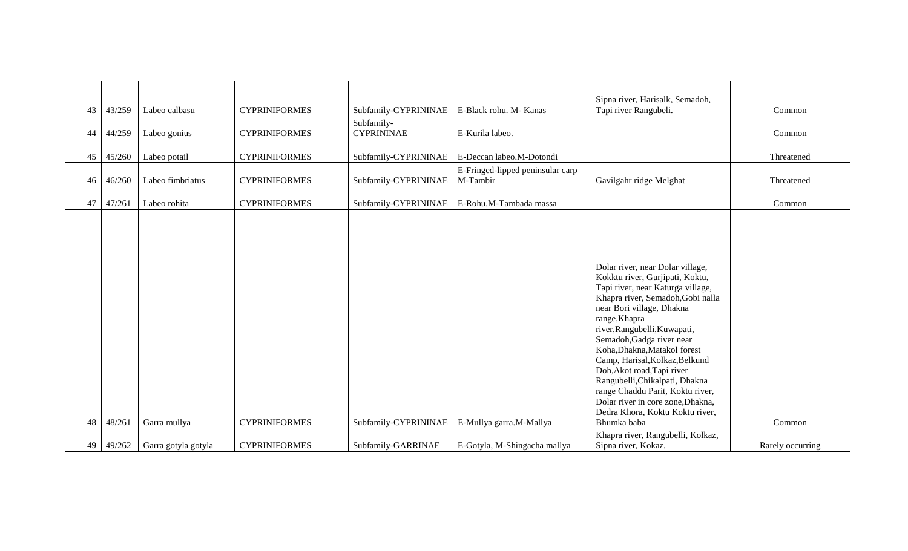| 43 | 43/259 | Labeo calbasu | CYPRINIFORMES | Subfamily-CYPRININAE | E-Black rohu. M- Kanas | Sipna river, Harisalk, Semadoh, Tapi river Rangubeli. | Common |
|---|---|---|---|---|---|---|---|
| 44 | 44/259 | Labeo gonius | CYPRINIFORMES | Subfamily-CYPRININAE | E-Kurila labeo. | | Common |
| 45 | 45/260 | Labeo potail | CYPRINIFORMES | Subfamily-CYPRININAE | E-Deccan labeo.M-Dotondi | | Threatened |
| 46 | 46/260 | Labeo fimbriatus | CYPRINIFORMES | Subfamily-CYPRININAE | E-Fringed-lipped peninsular carp M-Tambir | Gavilgahr ridge Melghat | Threatened |
| 47 | 47/261 | Labeo rohita | CYPRINIFORMES | Subfamily-CYPRININAE | E-Rohu.M-Tambada massa | | Common |
| 48 | 48/261 | Garra mullya | CYPRINIFORMES | Subfamily-CYPRININAE | E-Mullya garra.M-Mallya | Dolar river, near Dolar village, Kokktu river, Gurjipati, Koktu, Tapi river, near Katurga village, Khapra river, Semadoh,Gobi nalla near Bori village, Dhakna range,Khapra river,Rangubelli,Kuwapati, Semadoh,Gadga river near Koha,Dhakna,Matakol forest Camp, Harisal,Kolkaz,Belkund Doh,Akot road,Tapi river Rangubelli,Chikalpati, Dhakna range Chaddu Parit, Koktu river, Dolar river in core zone,Dhakna, Dedra Khora, Koktu Koktu river, Bhumka baba | Common |
| 49 | 49/262 | Garra gotyla gotyla | CYPRINIFORMES | Subfamily-GARRINAE | E-Gotyla, M-Shingacha mallya | Khapra river, Rangubelli, Kolkaz, Sipna river, Kokaz. | Rarely occurring |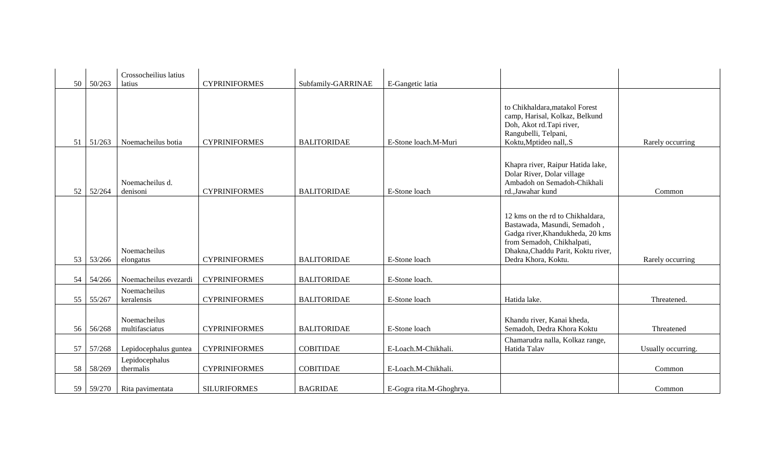| 50 | 50/263 | Crossocheilius latius latius | CYPRINIFORMES | Subfamily-GARRINAE | E-Gangetic latia | | |
|---|---|---|---|---|---|---|---|
| 51 | 51/263 | Noemacheilus botia | CYPRINIFORMES | BALITORIDAE | E-Stone loach.M-Muri | to Chikhaldara,matakol Forest camp, Harisal, Kolkaz, Belkund Doh, Akot rd.Tapi river, Rangubelli, Telpani, Koktu,Mptideo nall,.S | Rarely occurring |
| 52 | 52/264 | Noemacheilus d. denisoni | CYPRINIFORMES | BALITORIDAE | E-Stone loach | Khapra river, Raipur Hatida lake, Dolar River, Dolar village Ambadoh on Semadoh-Chikhali rd.,Jawahar kund | Common |
| 53 | 53/266 | Noemacheilus elongatus | CYPRINIFORMES | BALITORIDAE | E-Stone loach | 12 kms on the rd to Chikhaldara, Bastawada, Masundi, Semadoh , Gadga river,Khandukheda, 20 kms from Semadoh, Chikhalpati, Dhakna,Chaddu Parit, Koktu river, Dedra Khora, Koktu. | Rarely occurring |
| 54 | 54/266 | Noemacheilus evezardi | CYPRINIFORMES | BALITORIDAE | E-Stone loach. | | |
| 55 | 55/267 | Noemacheilus keralensis | CYPRINIFORMES | BALITORIDAE | E-Stone loach | Hatida lake. | Threatened. |
| 56 | 56/268 | Noemacheilus multifasciatus | CYPRINIFORMES | BALITORIDAE | E-Stone loach | Khandu river, Kanai kheda, Semadoh, Dedra Khora Koktu | Threatened |
| 57 | 57/268 | Lepidocephalus guntea | CYPRINIFORMES | COBITIDAE | E-Loach.M-Chikhali. | Chamarudra nalla, Kolkaz range, Hatida Talav | Usually occurring. |
| 58 | 58/269 | Lepidocephalus thermalis | CYPRINIFORMES | COBITIDAE | E-Loach.M-Chikhali. | | Common |
| 59 | 59/270 | Rita pavimentata | SILURIFORMES | BAGRIDAE | E-Gogra rita.M-Ghoghrya. | | Common |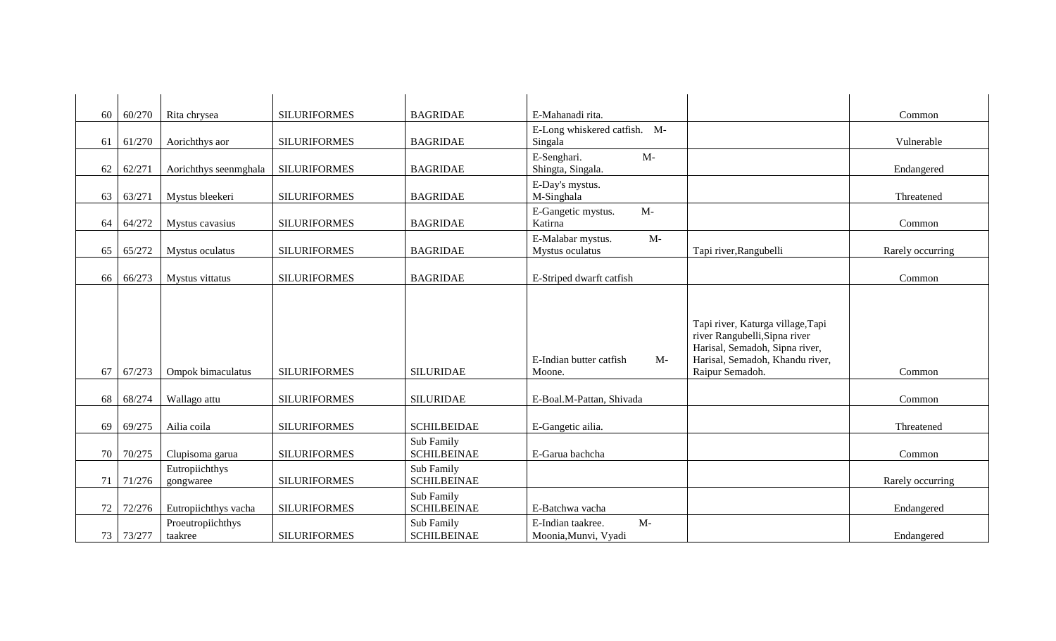| | | | | | | | |
|---|---|---|---|---|---|---|---|
| 60 | 60/270 | Rita chrysea | SILURIFORMES | BAGRIDAE | E-Mahanadi rita. | | Common |
| 61 | 61/270 | Aorichthys aor | SILURIFORMES | BAGRIDAE | E-Long whiskered catfish. M-Singala | | Vulnerable |
| 62 | 62/271 | Aorichthys seenmghala | SILURIFORMES | BAGRIDAE | E-Senghari. M-Shingta, Singala. | | Endangered |
| 63 | 63/271 | Mystus bleekeri | SILURIFORMES | BAGRIDAE | E-Day's mystus. M-Singhala | | Threatened |
| 64 | 64/272 | Mystus cavasius | SILURIFORMES | BAGRIDAE | E-Gangetic mystus. M-Katirna | | Common |
| 65 | 65/272 | Mystus oculatus | SILURIFORMES | BAGRIDAE | E-Malabar mystus. M-Mystus oculatus | Tapi river,Rangubelli | Rarely occurring |
| 66 | 66/273 | Mystus vittatus | SILURIFORMES | BAGRIDAE | E-Striped dwarft catfish | | Common |
| 67 | 67/273 | Ompok bimaculatus | SILURIFORMES | SILURIDAE | E-Indian butter catfish M-Moone. | Tapi river, Katurga village,Tapi river Rangubelli,Sipna river Harisal, Semadoh, Sipna river, Harisal, Semadoh, Khandu river, Raipur Semadoh. | Common |
| 68 | 68/274 | Wallago attu | SILURIFORMES | SILURIDAE | E-Boal.M-Pattan, Shivada | | Common |
| 69 | 69/275 | Ailia coila | SILURIFORMES | SCHILBEIDAE | E-Gangetic ailia. | | Threatened |
| 70 | 70/275 | Clupisoma garua | SILURIFORMES | Sub Family SCHILBEINAE | E-Garua bachcha | | Common |
| 71 | 71/276 | Eutropiichthys gongwaree | SILURIFORMES | Sub Family SCHILBEINAE | | | Rarely occurring |
| 72 | 72/276 | Eutropiichthys vacha | SILURIFORMES | Sub Family SCHILBEINAE | E-Batchwa vacha | | Endangered |
| 73 | 73/277 | Proeutropiichthys taakree | SILURIFORMES | Sub Family SCHILBEINAE | E-Indian taakree. M-Moonia,Munvi, Vyadi | | Endangered |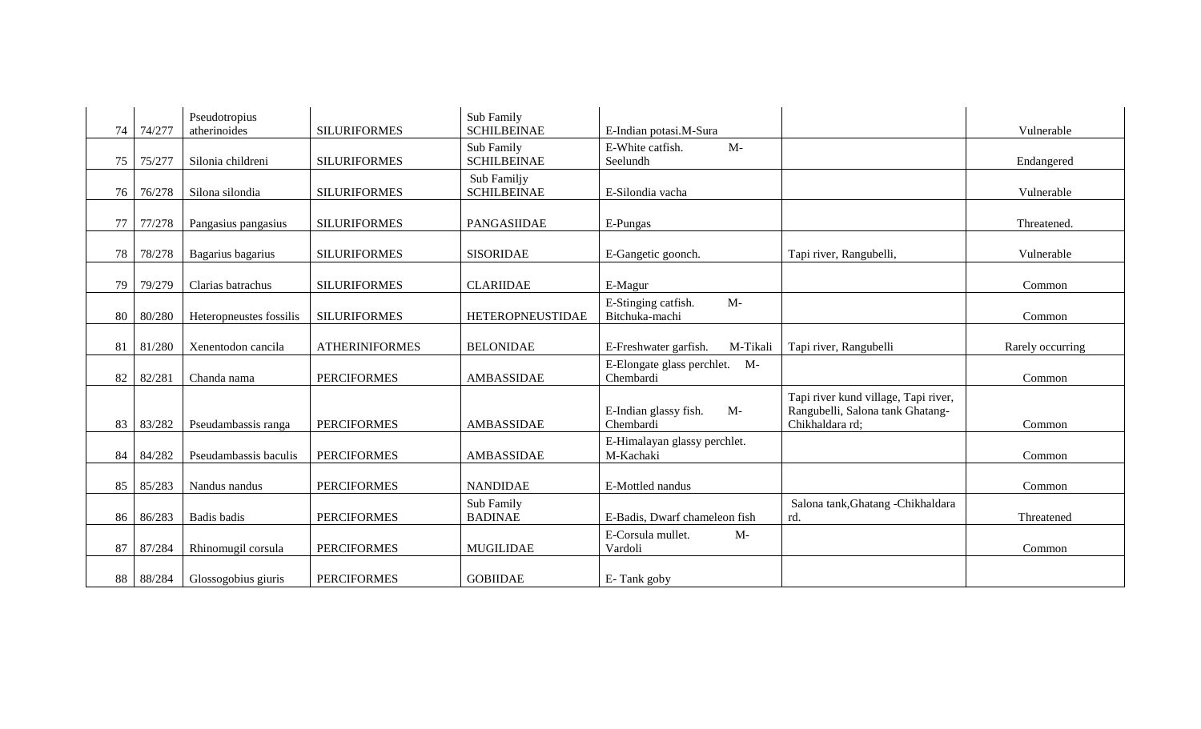| 74 | 74/277 | Pseudotropius atherinoides | SILURIFORMES | Sub Family SCHILBEINAE | E-Indian potasi.M-Sura | | Vulnerable |
|---|---|---|---|---|---|---|---|
| 75 | 75/277 | Silonia childreni | SILURIFORMES | Sub Family SCHILBEINAE | E-White catfish. M-Seelundh | | Endangered |
| 76 | 76/278 | Silona silondia | SILURIFORMES | Sub Familjy SCHILBEINAE | E-Silondia vacha | | Vulnerable |
| 77 | 77/278 | Pangasius pangasius | SILURIFORMES | PANGASIIDAE | E-Pungas | | Threatened. |
| 78 | 78/278 | Bagarius bagarius | SILURIFORMES | SISORIDAE | E-Gangetic goonch. | Tapi river, Rangubelli, | Vulnerable |
| 79 | 79/279 | Clarias batrachus | SILURIFORMES | CLARIIDAE | E-Magur | | Common |
| 80 | 80/280 | Heteropneustes fossilis | SILURIFORMES | HETEROPNEUSTIDAE | E-Stinging catfish. M-Bitchuka-machi | | Common |
| 81 | 81/280 | Xenentodon cancila | ATHERINIFORMES | BELONIDAE | E-Freshwater garfish. M-Tikali | Tapi river, Rangubelli | Rarely occurring |
| 82 | 82/281 | Chanda nama | PERCIFORMES | AMBASSIDAE | E-Elongate glass perchlet. M-Chembardi | | Common |
| 83 | 83/282 | Pseudambassis ranga | PERCIFORMES | AMBASSIDAE | E-Indian glassy fish. M-Chembardi | Tapi river kund village, Tapi river, Rangubelli, Salona tank Ghatang-Chikhaldara rd; | Common |
| 84 | 84/282 | Pseudambassis baculis | PERCIFORMES | AMBASSIDAE | E-Himalayan glassy perchlet. M-Kachaki | | Common |
| 85 | 85/283 | Nandus nandus | PERCIFORMES | NANDIDAE | E-Mottled nandus | | Common |
| 86 | 86/283 | Badis badis | PERCIFORMES | Sub Family BADINAE | E-Badis, Dwarf chameleon fish | Salona tank,Ghatang -Chikhaldara rd. | Threatened |
| 87 | 87/284 | Rhinomugil corsula | PERCIFORMES | MUGILIDAE | E-Corsula mullet. M-Vardoli | | Common |
| 88 | 88/284 | Glossogobius giuris | PERCIFORMES | GOBIIDAE | E- Tank goby | | |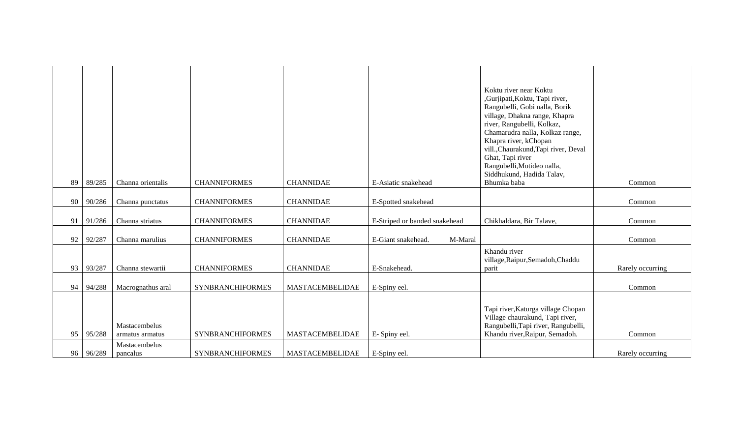| | | | | | | | |
|---|---|---|---|---|---|---|---|
| 89 | 89/285 | Channa orientalis | CHANNIFORMES | CHANNIDAE | E-Asiatic snakehead | Koktu river near Koktu ,Gurjipati,Koktu, Tapi river, Rangubelli, Gobi nalla, Borik village, Dhakna range, Khapra river, Rangubelli, Kolkaz, Chamarudra nalla, Kolkaz range, Khapra river, kChopan vill.,Chaurakund,Tapi river, Deval Ghat, Tapi river Rangubelli,Motideo nalla, Siddhukund, Hadida Talav, Bhumka baba | Common |
| 90 | 90/286 | Channa punctatus | CHANNIFORMES | CHANNIDAE | E-Spotted snakehead | | Common |
| 91 | 91/286 | Channa striatus | CHANNIFORMES | CHANNIDAE | E-Striped or banded snakehead | Chikhaldara, Bir Talave, | Common |
| 92 | 92/287 | Channa marulius | CHANNIFORMES | CHANNIDAE | E-Giant snakehead. M-Maral | | Common |
| 93 | 93/287 | Channa stewartii | CHANNIFORMES | CHANNIDAE | E-Snakehead. | Khandu river village,Raipur,Semadoh,Chaddu parit | Rarely occurring |
| 94 | 94/288 | Macrognathus aral | SYNBRANCHIFORMES | MASTACEMBELIDAE | E-Spiny eel. | | Common |
| 95 | 95/288 | Mastacembelus armatus armatus | SYNBRANCHIFORMES | MASTACEMBELIDAE | E- Spiny eel. | Tapi river,Katurga village Chopan Village chaurakund, Tapi river, Rangubelli,Tapi river, Rangubelli, Khandu river,Raipur, Semadoh. | Common |
| 96 | 96/289 | Mastacembelus pancalus | SYNBRANCHIFORMES | MASTACEMBELIDAE | E-Spiny eel. | | Rarely occurring |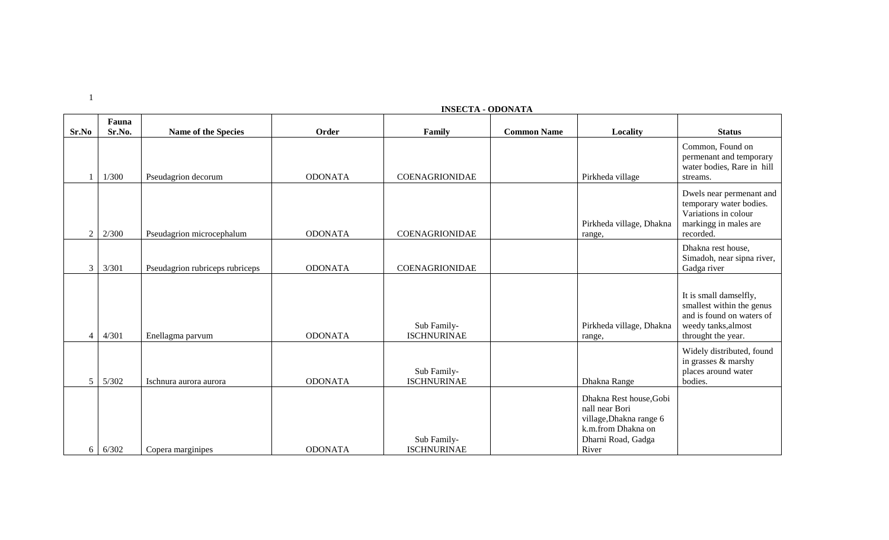## INSECTA - ODONATA

| Sr.No | Fauna Sr.No. | Name of the Species | Order | Family | Common Name | Locality | Status |
|---|---|---|---|---|---|---|---|
| 1 | 1/300 | Pseudagrion decorum | ODONATA | COENAGRIONIDAE | | Pirkheda village | Common, Found on permenant and temporary water bodies, Rare in hill streams. |
| 2 | 2/300 | Pseudagrion microcephalum | ODONATA | COENAGRIONIDAE | | Pirkheda village, Dhakna range, | Dwels near permenant and temporary water bodies. Variations in colour markingg in males are recorded. |
| 3 | 3/301 | Pseudagrion rubriceps rubriceps | ODONATA | COENAGRIONIDAE | | | Dhakna rest house, Simadoh, near sipna river, Gadga river |
| 4 | 4/301 | Enellagma parvum | ODONATA | Sub Family- ISCHNURINAE | | Pirkheda village, Dhakna range, | It is small damselfly, smallest within the genus and is found on waters of weedy tanks,almost throught the year. |
| 5 | 5/302 | Ischnura aurora aurora | ODONATA | Sub Family- ISCHNURINAE | | Dhakna Range | Widely distributed, found in grasses & marshy places around water bodies. |
| 6 | 6/302 | Copera marginipes | ODONATA | Sub Family- ISCHNURINAE | | Dhakna Rest house,Gobi nall near Bori village,Dhakna range 6 k.m.from Dhakna on Dharni Road, Gadga River | |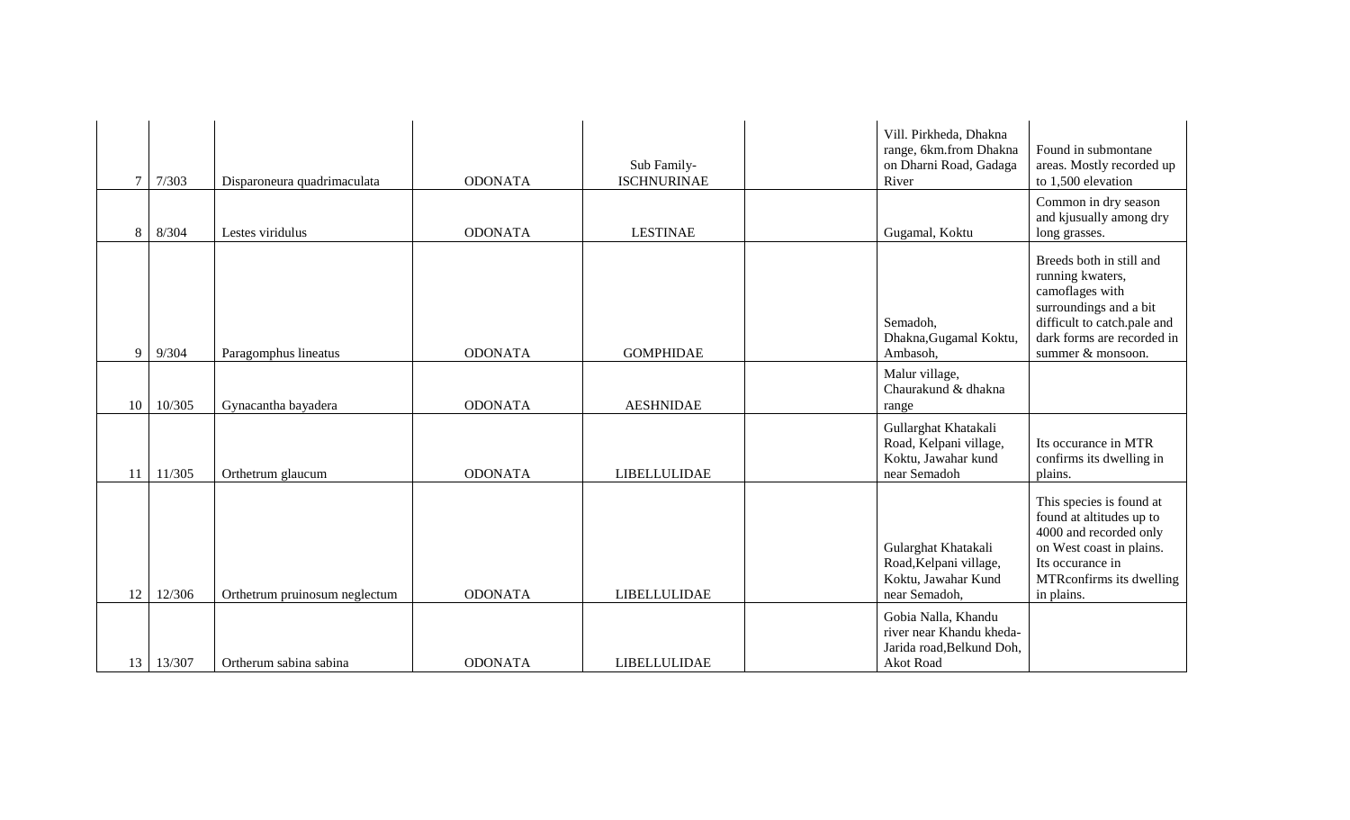| 7 | 7/303 | Disparoneura quadrimaculata | ODONATA | Sub Family-ISCHNURINAE | | Vill. Pirkheda, Dhakna range, 6km.from Dhakna on Dharni Road, Gadaga River | Found in submontane areas. Mostly recorded up to 1,500 elevation |
|---|---|---|---|---|---|---|---|
| 8 | 8/304 | Lestes viridulus | ODONATA | LESTINAE | | Gugamal, Koktu | Common in dry season and kjusually among dry long grasses. |
| 9 | 9/304 | Paragomphus lineatus | ODONATA | GOMPHIDAE | | Semadoh, Dhakna,Gugamal Koktu, Ambasoh, | Breeds both in still and running kwaters, camoflages with surroundings and a bit difficult to catch.pale and dark forms are recorded in summer & monsoon. |
| 10 | 10/305 | Gynacantha bayadera | ODONATA | AESHNIDAE | | Malur village, Chaurakund & dhakna range | |
| 11 | 11/305 | Orthetrum glaucum | ODONATA | LIBELLULIDAE | | Gullarghat Khatakali Road, Kelpani village, Koktu, Jawahar kund near Semadoh | Its occurance in MTR confirms its dwelling in plains. |
| 12 | 12/306 | Orthetrum pruinosum neglectum | ODONATA | LIBELLULIDAE | | Gularghat Khatakali Road,Kelpani village, Koktu, Jawahar Kund near Semadoh, | This species is found at found at altitudes up to 4000 and recorded only on West coast in plains. Its occurance in MTRconfirms its dwelling in plains. |
| 13 | 13/307 | Ortherum sabina sabina | ODONATA | LIBELLULIDAE | | Gobia Nalla, Khandu river near Khandu kheda-Jarida road,Belkund Doh, Akot Road | |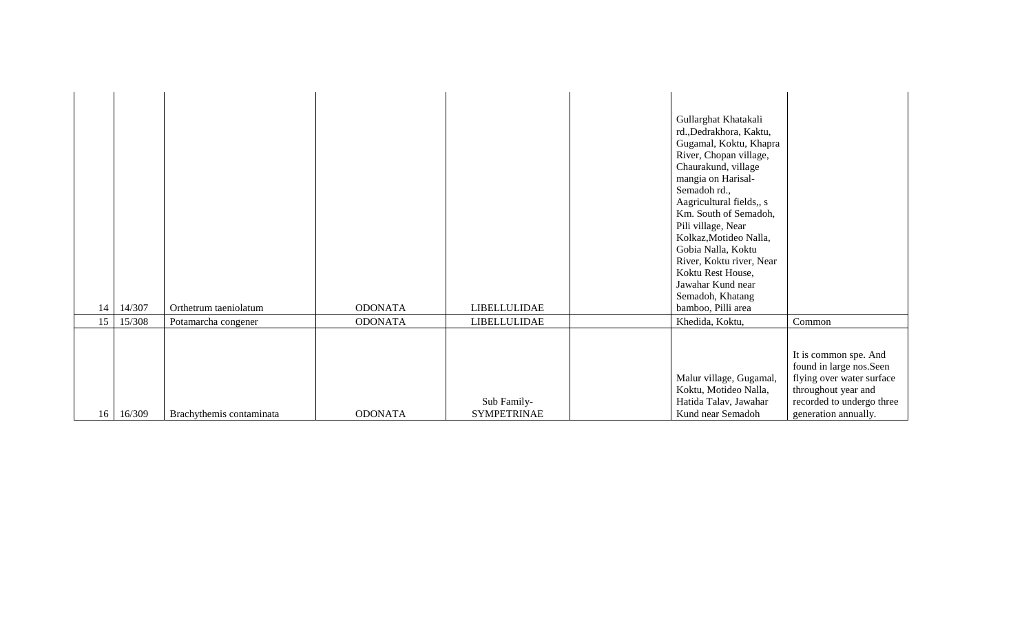|  |  |  |  |  |  |  |  |
|---|---|---|---|---|---|---|---|
| 14 | 14/307 | Orthetrum taeniolatum | ODONATA | LIBELLULIDAE |  | Gullarghat Khatakali rd.,Dedrakhora, Kaktu, Gugamal, Koktu, Khapra River, Chopan village, Chaurakund, village mangia on Harisal-Semadoh rd., Aagricultural fields,, s Km. South of Semadoh, Pili village, Near Kolkaz,Motideo Nalla, Gobia Nalla, Koktu River, Koktu river, Near Koktu Rest House, Jawahar Kund near Semadoh, Khatang bamboo, Pilli area |  |
| 15 | 15/308 | Potamarcha congener | ODONATA | LIBELLULIDAE |  | Khedida, Koktu, | Common |
| 16 | 16/309 | Brachythemis contaminata | ODONATA | Sub Family- SYMPETRINAE |  | Malur village, Gugamal, Koktu, Motideo Nalla, Hatida Talav, Jawahar Kund near Semadoh | It is common spe. And found in large nos.Seen flying over water surface throughout year and recorded to undergo three generation annually. |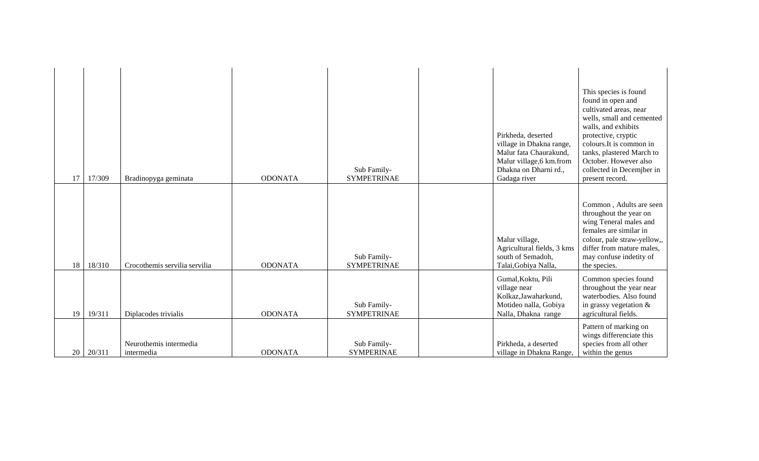| | | | | | | | |
|---|---|---|---|---|---|---|---|
| 17 | 17/309 | Bradinopyga geminata | ODONATA | Sub Family- SYMPETRINAE | | Pirkheda, deserted village in Dhakna range, Malur fata Chaurakund, Malur village,6 km.from Dhakna on Dharni rd., Gadaga river | This species is found found in open and cultivated areas, near wells, small and cemented walls, and exhibits protective, cryptic colours.It is common in tanks, plastered March to October. However also collected in Decemjber in present record. |
| 18 | 18/310 | Crocothemis servilia servilia | ODONATA | Sub Family- SYMPETRINAE | | Malur village, Agricultural fields, 3 kms south of Semadoh, Talai,Gobiya Nalla, | Common , Adults are seen throughout the year on wing Teneral males and females are similar in colour, pale straw-yellow,, differ from mature males, may confuse indetity of the species. |
| 19 | 19/311 | Diplacodes trivialis | ODONATA | Sub Family- SYMPETRINAE | | Gumal,Koktu, Pili village near Kolkaz,Jawaharkund, Motideo nalla, Gobiya Nalla, Dhakna range | Common species found throughout the year near waterbodies. Also found in grassy vegetation & agricultural fields. |
| 20 | 20/311 | Neurothemis intermedia intermedia | ODONATA | Sub Family- SYMPERINAE | | Pirkheda, a deserted village in Dhakna Range, | Pattern of marking on wings differenciate this species from all other within the genus |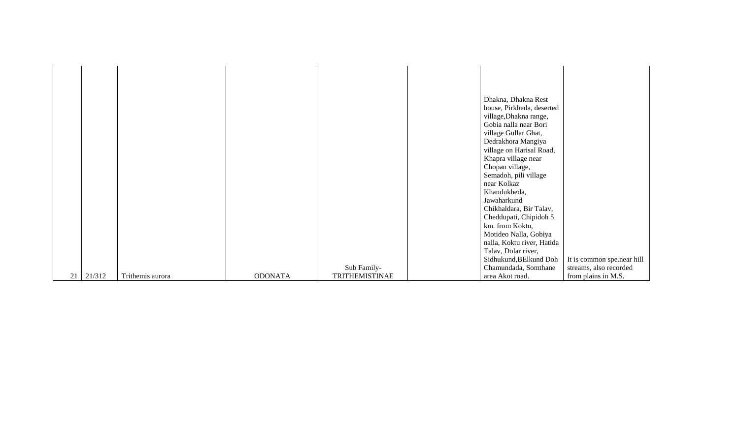| | | | | | | | |
|---|---|---|---|---|---|---|---|
| 21 | 21/312 | Trithemis aurora | ODONATA | Sub Family- TRITHEMISTINAE | | Dhakna, Dhakna Rest house, Pirkheda, deserted village,Dhakna range, Gobia nalla near Bori village Gullar Ghat, Dedrakhora Mangiya village on Harisal Road, Khapra village near Chopan village, Semadoh, pili village near Kolkaz Khandukheda, Jawaharkund Chikhaldara, Bir Talav, Cheddupati, Chipidoh 5 km. from Koktu, Motideo Nalla, Gobiya nalla, Koktu river, Hatida Talav, Dolar river, Sidhukund,BElkund Doh Chamundada, Somthane area Akot road. | It is common spe.near hill streams, also recorded from plains in M.S. |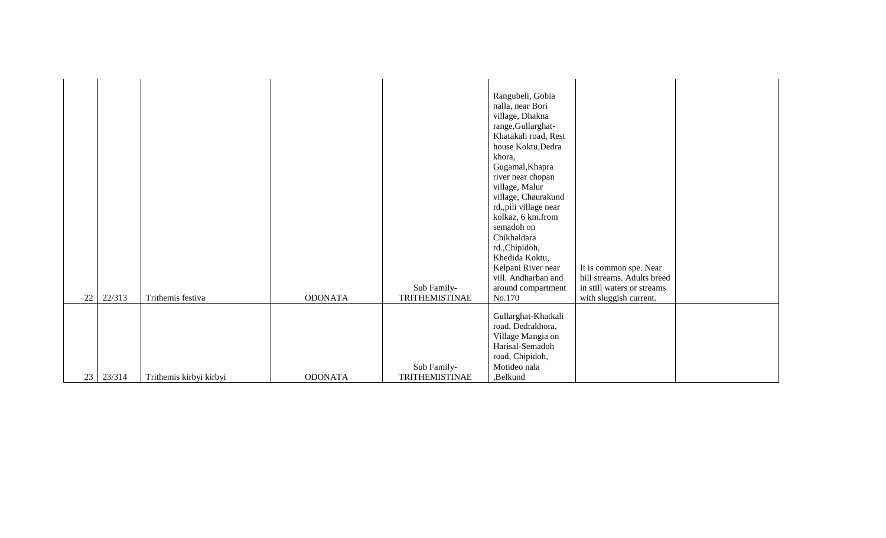| | | | | | | | |
|---|---|---|---|---|---|---|---|
| 22 | 22/313 | Trithemis festiva | ODONATA | Sub Family- TRITHEMISTINAE | Rangubeli, Gobia nalla, near Bori village, Dhakna range,Gullarghat-Khatakali road, Rest house Koktu,Dedra khora, Gugamal,Khapra river near chopan village, Malur village, Chaurakund rd.,pili village near kolkaz, 6 km.from semadoh on Chikhaldara rd.,Chipidoh, Khedida Koktu, Kelpani River near vill. Andharban and around compartment No.170 | It is common spe. Near hill streams. Adults breed in still waters or streams with sluggish current. | |
| 23 | 23/314 | Trithemis kirbyi kirbyi | ODONATA | Sub Family- TRITHEMISTINAE | Gullarghat-Khatkali road, Dedrakhora, Village Mangia on Harisal-Semadoh road, Chipidoh, Motideo nala ,Belkund | | |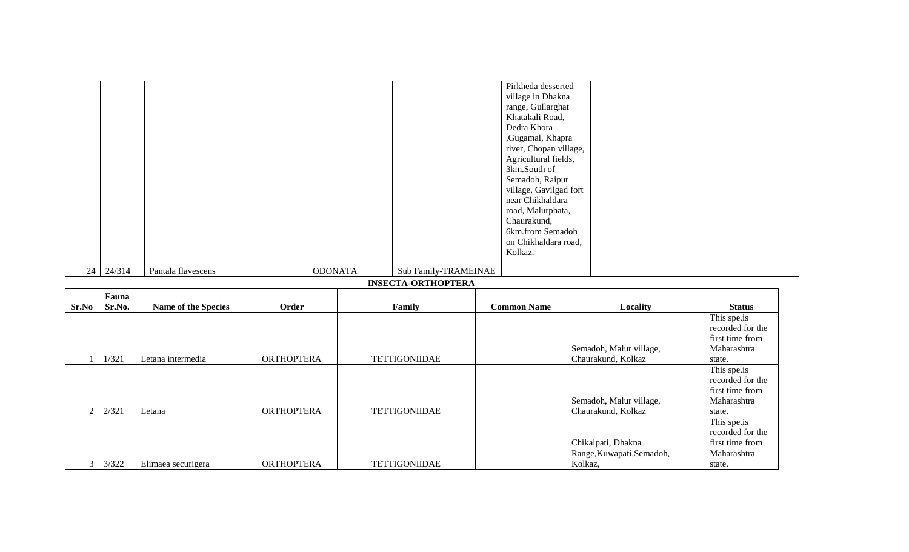| | | | | | | | |
|---|---|---|---|---|---|---|---|
| 24 | 24/314 | Pantala flavescens | ODONATA | Sub Family-TRAMEINAE | | Pirkheda desserted village in Dhakna range, Gullarghat Khatakali Road, Dedra Khora ,Gugamal, Khapra river, Chopan village, Agricultural fields, 3km.South of Semadoh, Raipur village, Gavilgad fort near Chikhaldara road, Malurphata, Chaurakund, 6km.from Semadoh on Chikhaldara road, Kolkaz. | |

**INSECTA-ORTHOPTERA**

| Sr.No | Fauna Sr.No. | Name of the Species | Order | Family | Common Name | Locality | Status |
|---|---|---|---|---|---|---|---|
| 1 | 1/321 | Letana intermedia | ORTHOPTERA | TETTIGONIIDAE | | Semadoh, Malur village, Chaurakund, Kolkaz | This spe.is recorded for the first time from Maharashtra state. |
| 2 | 2/321 | Letana | ORTHOPTERA | TETTIGONIIDAE | | Semadoh, Malur village, Chaurakund, Kolkaz | This spe.is recorded for the first time from Maharashtra state. |
| 3 | 3/322 | Elimaea securigera | ORTHOPTERA | TETTIGONIIDAE | | Chikalpati, Dhakna Range,Kuwapati,Semadoh, Kolkaz, | This spe.is recorded for the first time from Maharashtra state. |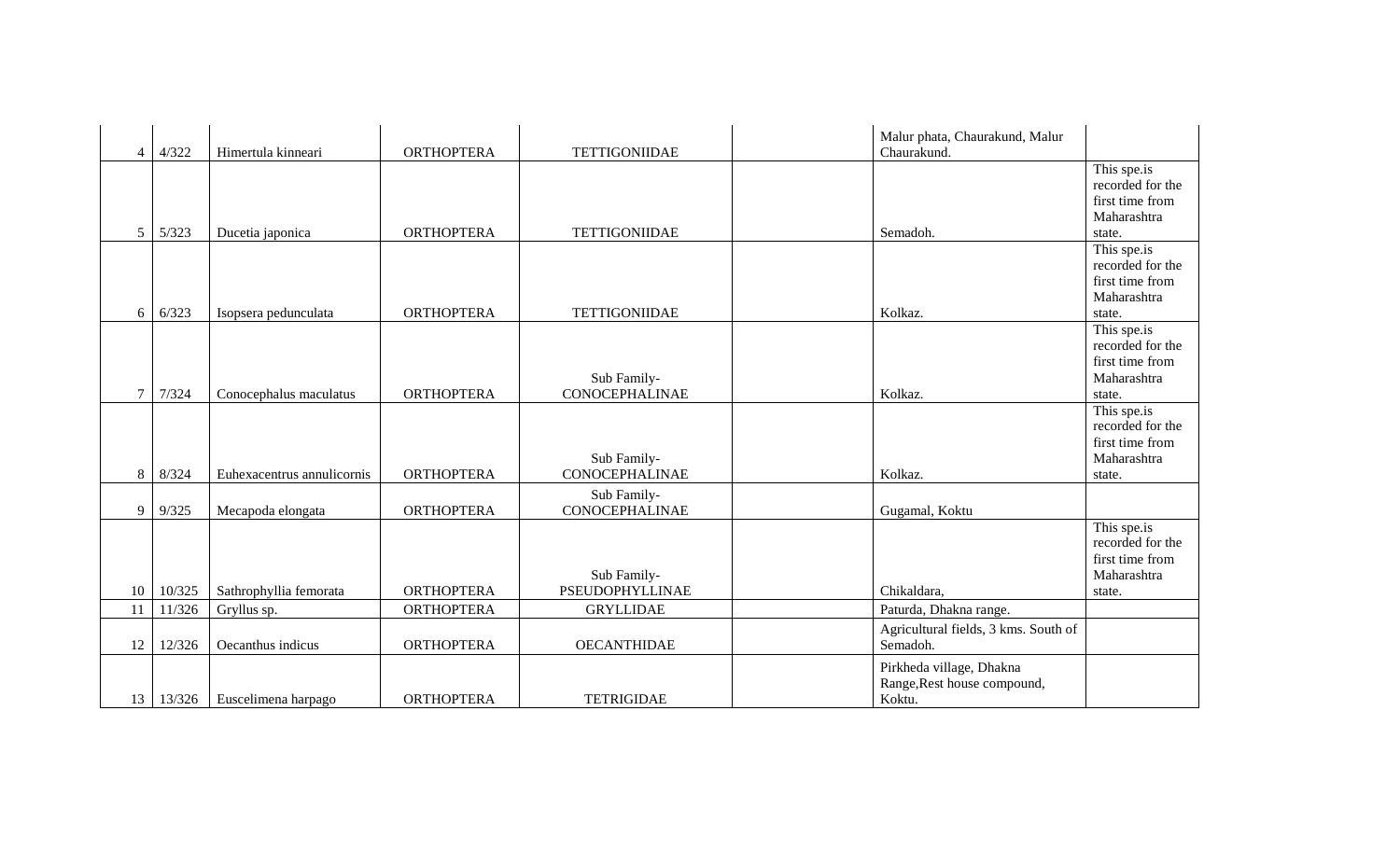| | | | | | | | |
|---|---|---|---|---|---|---|---|
| 4 | 4/322 | Himertula kinneari | ORTHOPTERA | TETTIGONIIDAE | | Malur phata, Chaurakund, Malur Chaurakund. | |
| 5 | 5/323 | Ducetia japonica | ORTHOPTERA | TETTIGONIIDAE | | Semadoh. | This spe.is recorded for the first time from Maharashtra state. |
| 6 | 6/323 | Isopsera pedunculata | ORTHOPTERA | TETTIGONIIDAE | | Kolkaz. | This spe.is recorded for the first time from Maharashtra state. |
| 7 | 7/324 | Conocephalus maculatus | ORTHOPTERA | Sub Family- CONOCEPHALINAE | | Kolkaz. | This spe.is recorded for the first time from Maharashtra state. |
| 8 | 8/324 | Euhexacentrus annulicornis | ORTHOPTERA | Sub Family- CONOCEPHALINAE | | Kolkaz. | This spe.is recorded for the first time from Maharashtra state. |
| 9 | 9/325 | Mecapoda elongata | ORTHOPTERA | Sub Family- CONOCEPHALINAE | | Gugamal, Koktu | |
| 10 | 10/325 | Sathrophyllia femorata | ORTHOPTERA | Sub Family- PSEUDOPHYLLINAE | | Chikaldara, | This spe.is recorded for the first time from Maharashtra state. |
| 11 | 11/326 | Gryllus sp. | ORTHOPTERA | GRYLLIDAE | | Paturda, Dhakna range. | |
| 12 | 12/326 | Oecanthus indicus | ORTHOPTERA | OECANTHIDAE | | Agricultural fields, 3 kms. South of Semadoh. | |
| 13 | 13/326 | Euscelimena harpago | ORTHOPTERA | TETRIGIDAE | | Pirkheda village, Dhakna Range,Rest house compound, Koktu. | |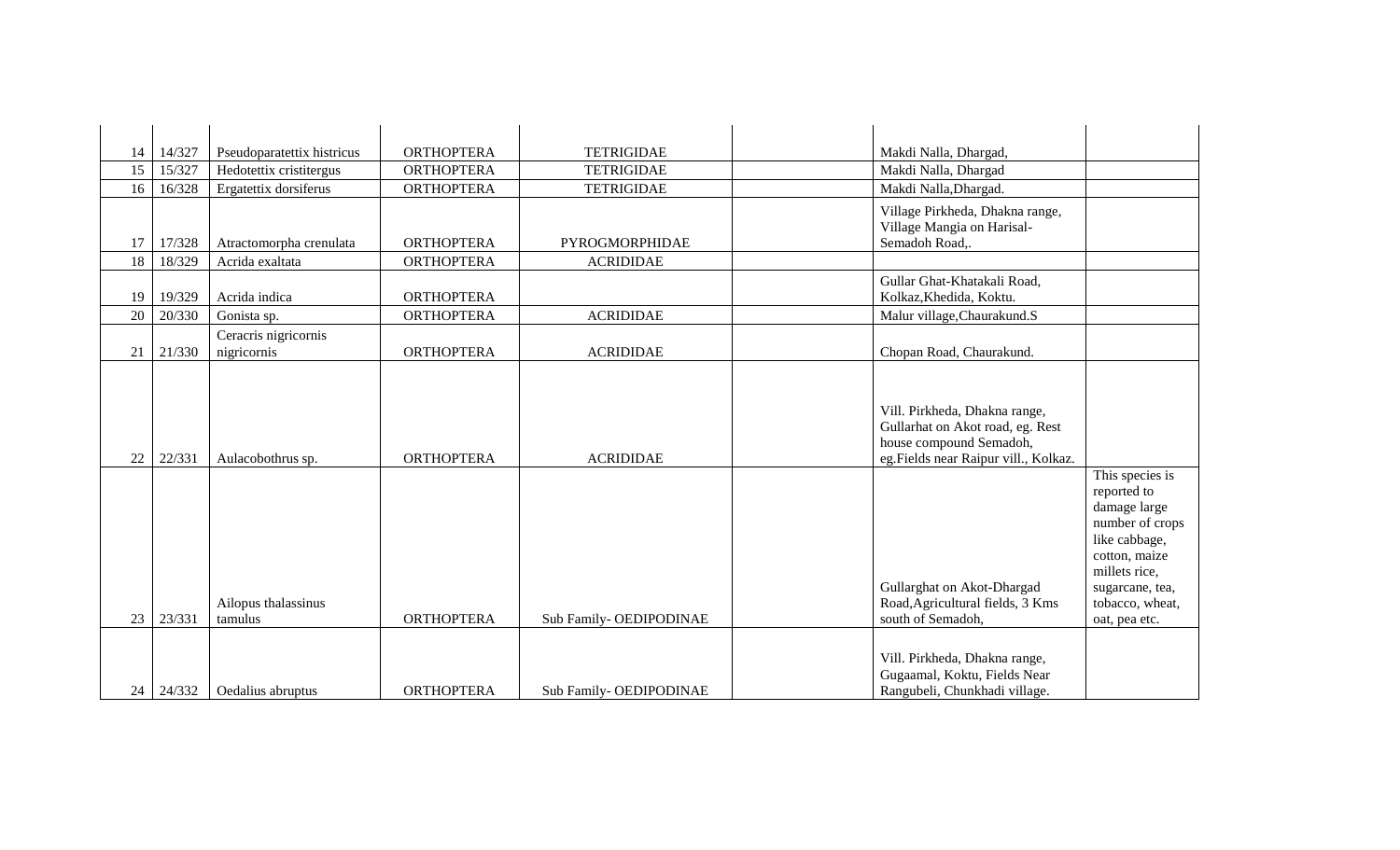|  |  |  |  |  |  |  |  |
|---|---|---|---|---|---|---|---|
| 14 | 14/327 | Pseudoparatettix histricus | ORTHOPTERA | TETRIGIDAE |  | Makdi Nalla, Dhargad, |  |
| 15 | 15/327 | Hedotettix cristitergus | ORTHOPTERA | TETRIGIDAE |  | Makdi Nalla, Dhargad |  |
| 16 | 16/328 | Ergatettix dorsiferus | ORTHOPTERA | TETRIGIDAE |  | Makdi Nalla,Dhargad. |  |
| 17 | 17/328 | Atractomorpha crenulata | ORTHOPTERA | PYROGMORPHIDAE |  | Village Pirkheda, Dhakna range, Village Mangia on Harisal-Semadoh Road,. |  |
| 18 | 18/329 | Acrida exaltata | ORTHOPTERA | ACRIDIDAE |  |  |  |
| 19 | 19/329 | Acrida indica | ORTHOPTERA |  |  | Gullar Ghat-Khatakali Road, Kolkaz,Khedida, Koktu. |  |
| 20 | 20/330 | Gonista sp. | ORTHOPTERA | ACRIDIDAE |  | Malur village,Chaurakund.S |  |
| 21 | 21/330 | Ceracris nigricornis nigricornis | ORTHOPTERA | ACRIDIDAE |  | Chopan Road, Chaurakund. |  |
| 22 | 22/331 | Aulacobothrus sp. | ORTHOPTERA | ACRIDIDAE |  | Vill. Pirkheda, Dhakna range, Gullarhat on Akot road, eg. Rest house compound Semadoh, eg.Fields near Raipur vill., Kolkaz. |  |
| 23 | 23/331 | Ailopus thalassinus tamulus | ORTHOPTERA | Sub Family- OEDIPODINAE |  | Gullarghat on Akot-Dhargad Road,Agricultural fields, 3 Kms south of Semadoh, | This species is reported to damage large number of crops like cabbage, cotton, maize millets rice, sugarcane, tea, tobacco, wheat, oat, pea etc. |
| 24 | 24/332 | Oedalius abruptus | ORTHOPTERA | Sub Family- OEDIPODINAE |  | Vill. Pirkheda, Dhakna range, Gugaamal, Koktu, Fields Near Rangubeli, Chunkhadi village. |  |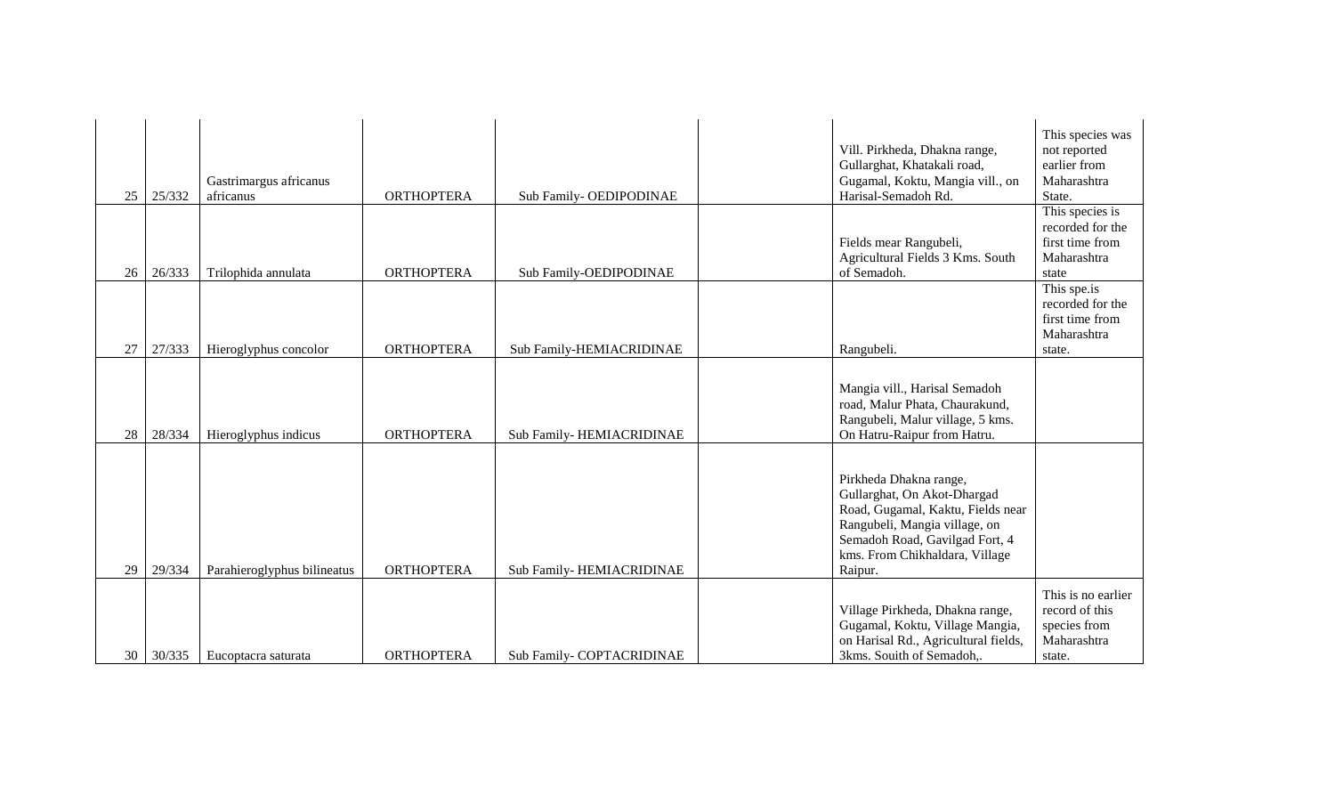| | | | | | | | |
|---|---|---|---|---|---|---|---|
| 25 | 25/332 | Gastrimargus africanus africanus | ORTHOPTERA | Sub Family- OEDIPODINAE | | Vill. Pirkheda, Dhakna range, Gullarghat, Khatakali road, Gugamal, Koktu, Mangia vill., on Harisal-Semadoh Rd. | This species was not reported earlier from Maharashtra State. |
| 26 | 26/333 | Trilophida annulata | ORTHOPTERA | Sub Family-OEDIPODINAE | | Fields mear Rangubeli, Agricultural Fields 3 Kms. South of Semadoh. | This species is recorded for the first time from Maharashtra state |
| 27 | 27/333 | Hieroglyphus concolor | ORTHOPTERA | Sub Family-HEMIACRIDINAE | | Rangubeli. | This spe.is recorded for the first time from Maharashtra state. |
| 28 | 28/334 | Hieroglyphus indicus | ORTHOPTERA | Sub Family- HEMIACRIDINAE | | Mangia vill., Harisal Semadoh road, Malur Phata, Chaurakund, Rangubeli, Malur village, 5 kms. On Hatru-Raipur from Hatru. | |
| 29 | 29/334 | Parahieroglyphus bilineatus | ORTHOPTERA | Sub Family- HEMIACRIDINAE | | Pirkheda Dhakna range, Gullarghat, On Akot-Dhargad Road, Gugamal, Kaktu, Fields near Rangubeli, Mangia village, on Semadoh Road, Gavilgad Fort, 4 kms. From Chikhaldara, Village Raipur. | |
| 30 | 30/335 | Eucoptacra saturata | ORTHOPTERA | Sub Family- COPTACRIDINAE | | Village Pirkheda, Dhakna range, Gugamal, Koktu, Village Mangia, on Harisal Rd., Agricultural fields, 3kms. Souith of Semadoh,. | This is no earlier record of this species from Maharashtra state. |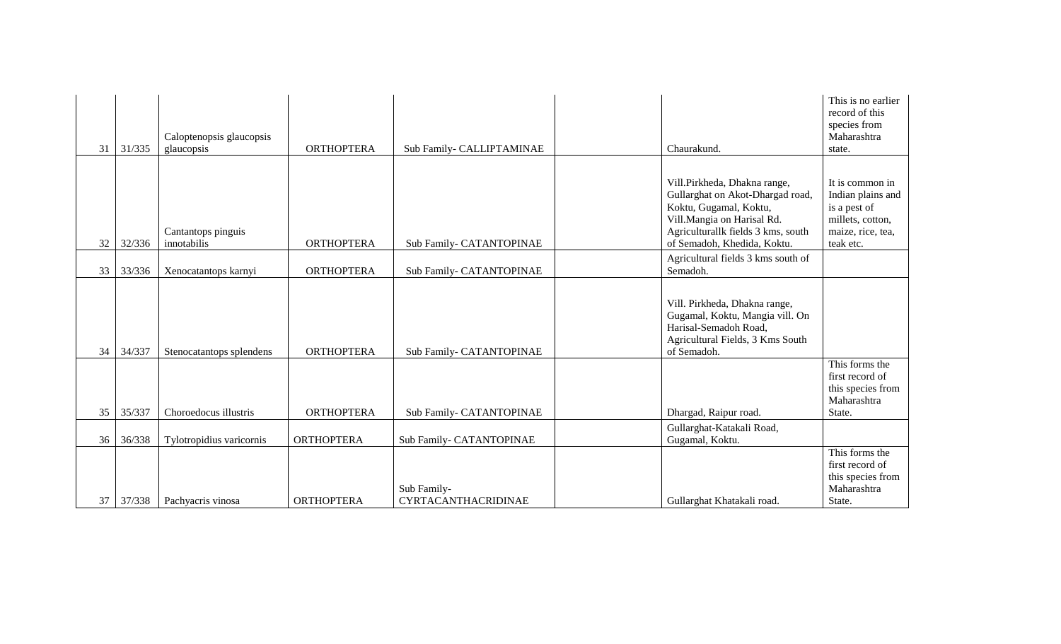| | | | | | | | |
|---|---|---|---|---|---|---|---|
| 31 | 31/335 | Caloptenopsis glaucopsis glaucopsis | ORTHOPTERA | Sub Family- CALLIPTAMINAE | | Chaurakund. | This is no earlier record of this species from Maharashtra state. |
| 32 | 32/336 | Cantantops pinguis innotabilis | ORTHOPTERA | Sub Family- CATANTOPINAE | | Vill.Pirkheda, Dhakna range, Gullarghat on Akot-Dhargad road, Koktu, Gugamal, Koktu, Vill.Mangia on Harisal Rd. Agriculturallk fields 3 kms, south of Semadoh, Khedida, Koktu. | It is common in Indian plains and is a pest of millets, cotton, maize, rice, tea, teak etc. |
| 33 | 33/336 | Xenocatantops karnyi | ORTHOPTERA | Sub Family- CATANTOPINAE | | Agricultural fields 3 kms south of Semadoh. | |
| 34 | 34/337 | Stenocatantops splendens | ORTHOPTERA | Sub Family- CATANTOPINAE | | Vill. Pirkheda, Dhakna range, Gugamal, Koktu, Mangia vill. On Harisal-Semadoh Road, Agricultural Fields, 3 Kms South of Semadoh. | |
| 35 | 35/337 | Choroedocus illustris | ORTHOPTERA | Sub Family- CATANTOPINAE | | Dhargad, Raipur road. | This forms the first record of this species from Maharashtra State. |
| 36 | 36/338 | Tylotropidius varicornis | ORTHOPTERA | Sub Family- CATANTOPINAE | | Gullarghat-Katakali Road, Gugamal, Koktu. | |
| 37 | 37/338 | Pachyacris vinosa | ORTHOPTERA | Sub Family- CYRTACANTHACRIDINAE | | Gullarghat Khatakali road. | This forms the first record of this species from Maharashtra State. |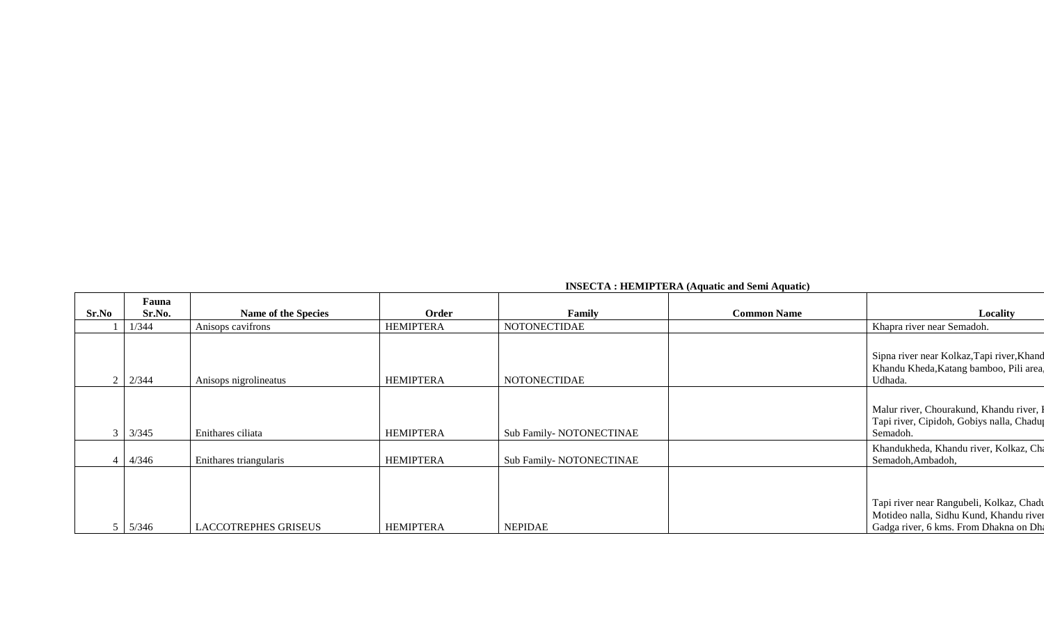**INSECTA : HEMIPTERA (Aquatic and Semi Aquatic)**

| Sr.No | Fauna Sr.No. | Name of the Species | Order | Family | Common Name | Locality |
|---|---|---|---|---|---|---|
| 1 | 1/344 | Anisops cavifrons | HEMIPTERA | NOTONECTIDAE | | Khapra river near Semadoh. |
| 2 | 2/344 | Anisops nigrolineatus | HEMIPTERA | NOTONECTIDAE | | Sipna river near Kolkaz,Tapi river,Khand Khandu Kheda,Katang bamboo, Pili area, Udhada. |
| 3 | 3/345 | Enithares ciliata | HEMIPTERA | Sub Family- NOTONECTINAE | | Malur river, Chourakund, Khandu river, I Tapi river, Cipidoh, Gobiys nalla, Chadu Semadoh. |
| 4 | 4/346 | Enithares triangularis | HEMIPTERA | Sub Family- NOTONECTINAE | | Khandukheda, Khandu river, Kolkaz, Ch Semadoh,Ambadoh, |
| 5 | 5/346 | LACCOTREPHES GRISEUS | HEMIPTERA | NEPIDAE | | Tapi river near Rangubeli, Kolkaz, Chadu Motideo nalla, Sidhu Kund, Khandu river Gadga river, 6 kms. From Dhakna on Dh |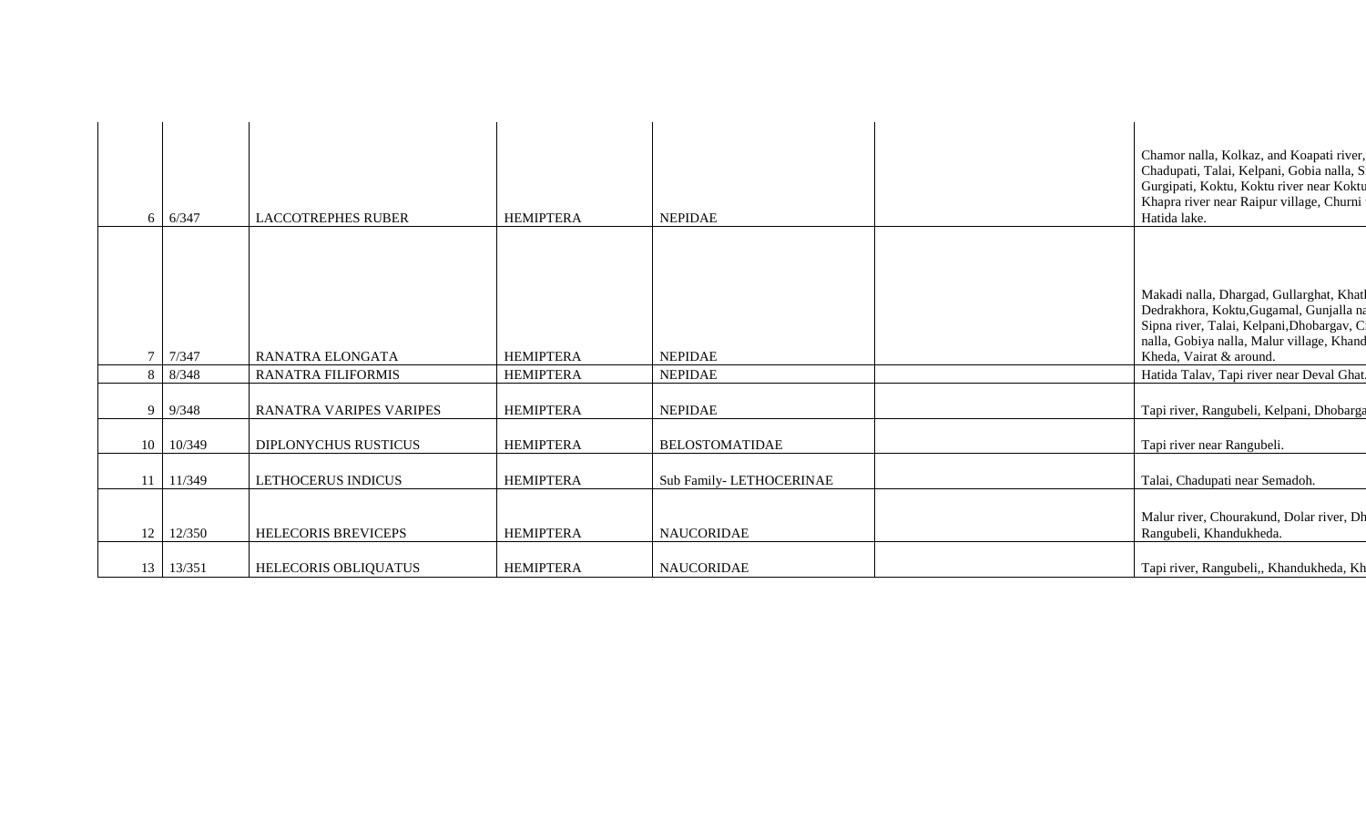| | | | | | | |
|---|---|---|---|---|---|---|
| 6 | 6/347 | LACCOTREPHES RUBER | HEMIPTERA | NEPIDAE | | Chamor nalla, Kolkaz, and Koapati river, Chadupati, Talai, Kelpani, Gobia nalla, S Gurgipati, Koktu, Koktu river near Koktu Khapra river near Raipur village, Churni Hatida lake. |
| 7 | 7/347 | RANATRA ELONGATA | HEMIPTERA | NEPIDAE | | Makadi nalla, Dhargad, Gullarghat, Khatl Dedrakhora, Koktu,Gugamal, Gunjalla na Sipna river, Talai, Kelpani,Dhobargav, C nalla, Gobiya nalla, Malur village, Khand Kheda, Vairat & around. |
| 8 | 8/348 | RANATRA FILIFORMIS | HEMIPTERA | NEPIDAE | | Hatida Talav, Tapi river near Deval Ghat. |
| 9 | 9/348 | RANATRA VARIPES VARIPES | HEMIPTERA | NEPIDAE | | Tapi river, Rangubeli, Kelpani, Dhobarga |
| 10 | 10/349 | DIPLONYCHUS RUSTICUS | HEMIPTERA | BELOSTOMATIDAE | | Tapi river near Rangubeli. |
| 11 | 11/349 | LETHOCERUS INDICUS | HEMIPTERA | Sub Family- LETHOCERINAE | | Talai, Chadupati near Semadoh. |
| 12 | 12/350 | HELECORIS BREVICEPS | HEMIPTERA | NAUCORIDAE | | Malur river, Chourakund, Dolar river, Dh Rangubeli, Khandukheda. |
| 13 | 13/351 | HELECORIS OBLIQUATUS | HEMIPTERA | NAUCORIDAE | | Tapi river, Rangubeli,, Khandukheda, Kh |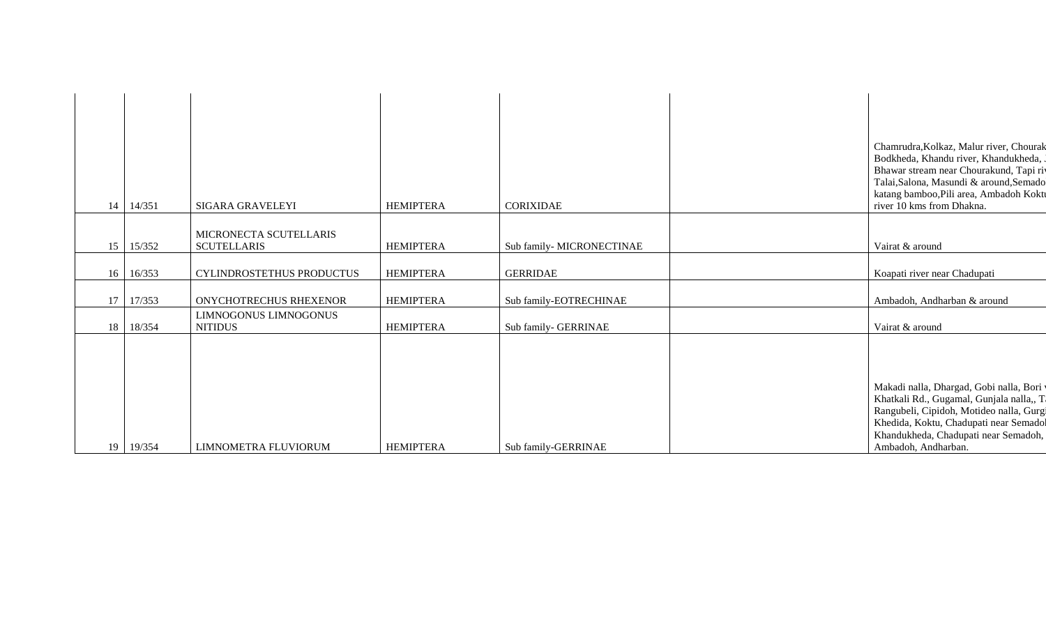| | | | | | | |
|---|---|---|---|---|---|---|
| 14 | 14/351 | SIGARA GRAVELEYI | HEMIPTERA | CORIXIDAE | | Chamrudra,Kolkaz, Malur river, Chourak Bodkheda, Khandu river, Khandukheda, . Bhawar stream near Chourakund, Tapi ri Talai,Salona, Masundi & around,Semado katang bamboo,Pili area, Ambadoh Koktu river 10 kms from Dhakna. |
| 15 | 15/352 | MICRONECTA SCUTELLARIS SCUTELLARIS | HEMIPTERA | Sub family- MICRONECTINAE | | Vairat & around |
| 16 | 16/353 | CYLINDROSTETHUS PRODUCTUS | HEMIPTERA | GERRIDAE | | Koapati river near Chadupati |
| 17 | 17/353 | ONYCHOTRECHUS RHEXENOR | HEMIPTERA | Sub family-EOTRECHINAE | | Ambadoh, Andharban & around |
| 18 | 18/354 | LIMNOGONUS LIMNOGONUS NITIDUS | HEMIPTERA | Sub family- GERRINAE | | Vairat & around |
| 19 | 19/354 | LIMNOMETRA FLUVIORUM | HEMIPTERA | Sub family-GERRINAE | | Makadi nalla, Dhargad, Gobi nalla, Bori Khatkali Rd., Gugamal, Gunjala nalla,, T Rangubeli, Cipidoh, Motideo nalla, Gurg Khedida, Koktu, Chadupati near Semadol Khandukheda, Chadupati near Semadoh, Ambadoh, Andharban. |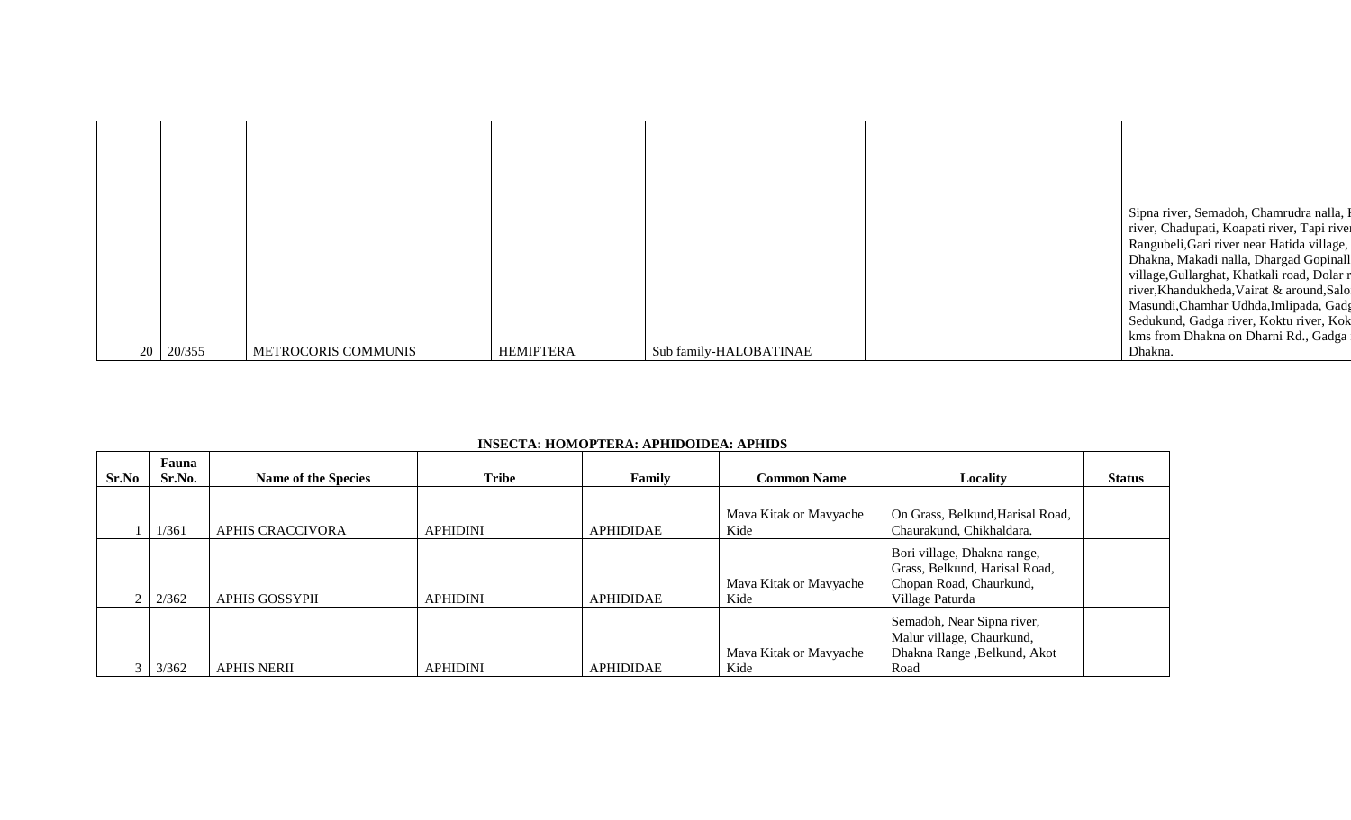| 20 | 20/355 | METROCORIS COMMUNIS | HEMIPTERA | Sub family-HALOBATINAE | | Sipna river, Semadoh, Chamrudra nalla, I river, Chadupati, Koapati river, Tapi river Rangubeli,Gari river near Hatida village, Dhakna, Makadi nalla, Dhargad Gopinall village,Gullarghat, Khatkali road, Dolar r river,Khandukheda,Vairat & around,Salo Masundi,Chamhar Udhda,Imlipada, Gadg Sedukund, Gadga river, Koktu river, Kok kms from Dhakna on Dharni Rd., Gadga Dhakna. |
|---|---|---|---|---|---|---|

**INSECTA: HOMOPTERA: APHIDOIDEA: APHIDS**

| Sr.No | Fauna Sr.No. | Name of the Species | Tribe | Family | Common Name | Locality | Status |
|---|---|---|---|---|---|---|---|
| 1 | 1/361 | APHIS CRACCIVORA | APHIDINI | APHIDIDAE | Mava Kitak or Mavyache Kide | On Grass, Belkund,Harisal Road, Chaurakund, Chikhaldara. | |
| 2 | 2/362 | APHIS GOSSYPII | APHIDINI | APHIDIDAE | Mava Kitak or Mavyache Kide | Bori village, Dhakna range, Grass, Belkund, Harisal Road, Chopan Road, Chaurkund, Village Paturda | |
| 3 | 3/362 | APHIS NERII | APHIDINI | APHIDIDAE | Mava Kitak or Mavyache Kide | Semadoh, Near Sipna river, Malur village, Chaurkund, Dhakna Range ,Belkund, Akot Road | |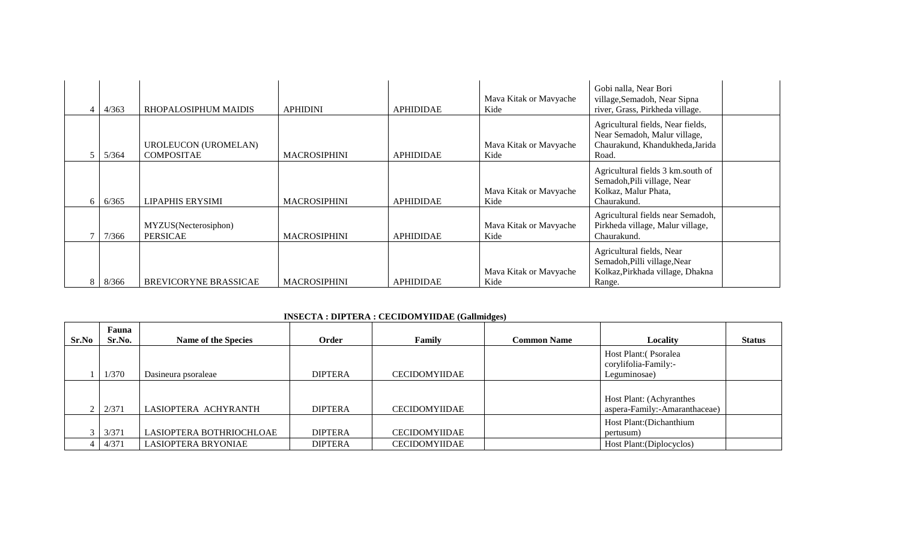| | | | | | | | |
|---|---|---|---|---|---|---|---|
| 4 | 4/363 | RHOPALOSIPHUM MAIDIS | APHIDINI | APHIDIDAE | Mava Kitak or Mavyache Kide | Gobi nalla, Near Bori village,Semadoh, Near Sipna river, Grass, Pirkheda village. | |
| 5 | 5/364 | UROLEUCON (UROMELAN) COMPOSITAE | MACROSIPHINI | APHIDIDAE | Mava Kitak or Mavyache Kide | Agricultural fields, Near fields, Near Semadoh, Malur village, Chaurakund, Khandukheda,Jarida Road. | |
| 6 | 6/365 | LIPAPHIS ERYSIMI | MACROSIPHINI | APHIDIDAE | Mava Kitak or Mavyache Kide | Agricultural fields 3 km.south of Semadoh,Pili village, Near Kolkaz, Malur Phata, Chaurakund. | |
| 7 | 7/366 | MYZUS(Necterosiphon) PERSICAE | MACROSIPHINI | APHIDIDAE | Mava Kitak or Mavyache Kide | Agricultural fields near Semadoh, Pirkheda village, Malur village, Chaurakund. | |
| 8 | 8/366 | BREVICORYNE BRASSICAE | MACROSIPHINI | APHIDIDAE | Mava Kitak or Mavyache Kide | Agricultural fields, Near Semadoh,Pilli village,Near Kolkaz,Pirkhada village, Dhakna Range. | |

**INSECTA : DIPTERA : CECIDOMYIIDAE (Gallmidges)**

| Sr.No | Fauna Sr.No. | Name of the Species | Order | Family | Common Name | Locality | Status |
|---|---|---|---|---|---|---|---|
| 1 | 1/370 | Dasineura psoraleae | DIPTERA | CECIDOMYIIDAE | | Host Plant:( Psoralea corylifolia-Family:-Leguminosae) | |
| 2 | 2/371 | LASIOPTERA ACHYRANTH | DIPTERA | CECIDOMYIIDAE | | Host Plant: (Achyranthes aspera-Family:-Amaranthaceae) | |
| 3 | 3/371 | LASIOPTERA BOTHRIOCHLOAE | DIPTERA | CECIDOMYIIDAE | | Host Plant:(Dichanthium pertusum) | |
| 4 | 4/371 | LASIOPTERA BRYONIAE | DIPTERA | CECIDOMYIIDAE | | Host Plant:(Diplocyclos) | |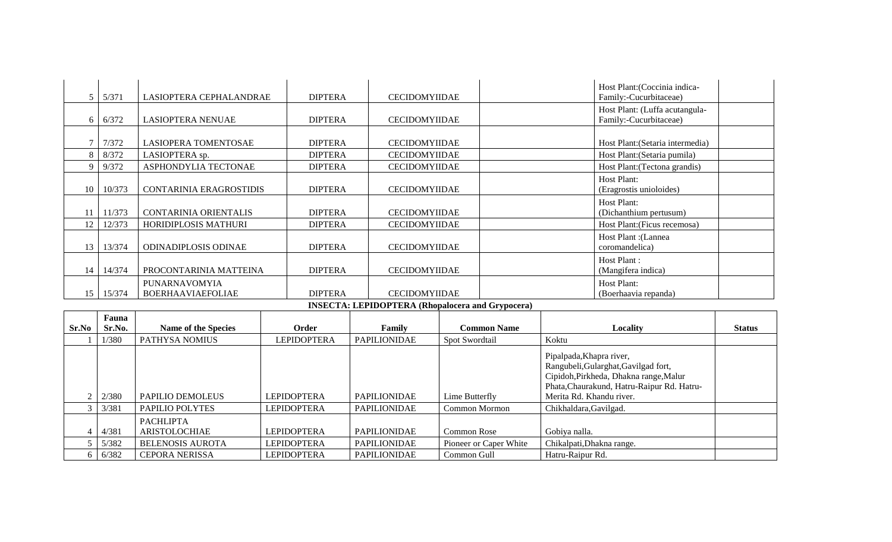| | | | | | | | |
|---|---|---|---|---|---|---|---|
| 5 | 5/371 | LASIOPTERA CEPHALANDRAE | DIPTERA | CECIDOMYIIDAE | | Host Plant:(Coccinia indica-Family:-Cucurbitaceae) | |
| 6 | 6/372 | LASIOPTERA NENUAE | DIPTERA | CECIDOMYIIDAE | | Host Plant: (Luffa acutangula-Family:-Cucurbitaceae) | |
| 7 | 7/372 | LASIOPERA TOMENTOSAE | DIPTERA | CECIDOMYIIDAE | | Host Plant:(Setaria intermedia) | |
| 8 | 8/372 | LASIOPTERA sp. | DIPTERA | CECIDOMYIIDAE | | Host Plant:(Setaria pumila) | |
| 9 | 9/372 | ASPHONDYLIA TECTONAE | DIPTERA | CECIDOMYIIDAE | | Host Plant:(Tectona grandis) | |
| 10 | 10/373 | CONTARINIA ERAGROSTIDIS | DIPTERA | CECIDOMYIIDAE | | Host Plant: (Eragrostis unioloides) | |
| 11 | 11/373 | CONTARINIA ORIENTALIS | DIPTERA | CECIDOMYIIDAE | | Host Plant: (Dichanthium pertusum) | |
| 12 | 12/373 | HORIDIPLOSIS MATHURI | DIPTERA | CECIDOMYIIDAE | | Host Plant:(Ficus recemosa) | |
| 13 | 13/374 | ODINADIPLOSIS ODINAE | DIPTERA | CECIDOMYIIDAE | | Host Plant :(Lannea coromandelica) | |
| 14 | 14/374 | PROCONTARINIA MATTEINA | DIPTERA | CECIDOMYIIDAE | | Host Plant : (Mangifera indica) | |
| 15 | 15/374 | PUNARNAVOMYIA BOERHAAVIAEFOLIAE | DIPTERA | CECIDOMYIIDAE | | Host Plant: (Boerhaavia repanda) | |

**INSECTA: LEPIDOPTERA (Rhopalocera and Grypocera)**

| Sr.No | Fauna Sr.No. | Name of the Species | Order | Family | Common Name | Locality | Status |
|---|---|---|---|---|---|---|---|
| 1 | 1/380 | PATHYSA NOMIUS | LEPIDOPTERA | PAPILIONIDAE | Spot Swordtail | Koktu | |
| 2 | 2/380 | PAPILIO DEMOLEUS | LEPIDOPTERA | PAPILIONIDAE | Lime Butterfly | Pipalpada,Khapra river, Rangubeli,Gularghat,Gavilgad fort, Cipidoh,Pirkheda, Dhakna range,Malur Phata,Chaurakund, Hatru-Raipur Rd. Hatru-Merita Rd. Khandu river. | |
| 3 | 3/381 | PAPILIO POLYTES | LEPIDOPTERA | PAPILIONIDAE | Common Mormon | Chikhaldara,Gavilgad. | |
| 4 | 4/381 | PACHLIPTA ARISTOLOCHIAE | LEPIDOPTERA | PAPILIONIDAE | Common Rose | Gobiya nalla. | |
| 5 | 5/382 | BELENOSIS AUROTA | LEPIDOPTERA | PAPILIONIDAE | Pioneer or Caper White | Chikalpati,Dhakna range. | |
| 6 | 6/382 | CEPORA NERISSA | LEPIDOPTERA | PAPILIONIDAE | Common Gull | Hatru-Raipur Rd. | |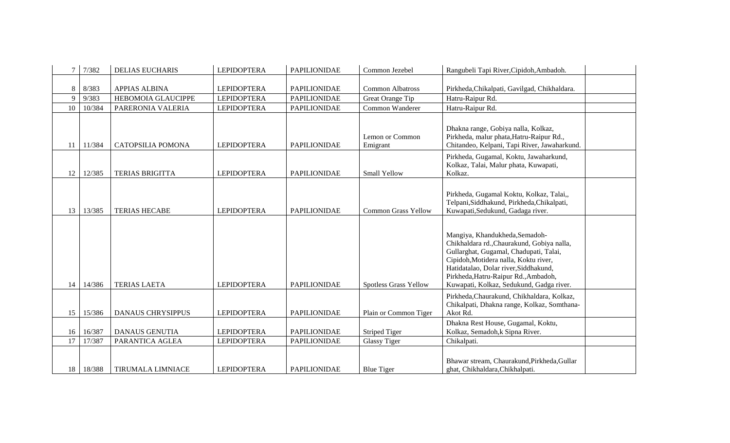| 7 | 7/382 | DELIAS EUCHARIS | LEPIDOPTERA | PAPILIONIDAE | Common Jezebel | Rangubeli Tapi River,Cipidoh,Ambadoh. | |
|---|---|---|---|---|---|---|---|
| 8 | 8/383 | APPIAS ALBINA | LEPIDOPTERA | PAPILIONIDAE | Common Albatross | Pirkheda,Chikalpati, Gavilgad, Chikhaldara. | |
| 9 | 9/383 | HEBOMOIA GLAUCIPPE | LEPIDOPTERA | PAPILIONIDAE | Great Orange Tip | Hatru-Raipur Rd. | |
| 10 | 10/384 | PARERONIA VALERIA | LEPIDOPTERA | PAPILIONIDAE | Common Wanderer | Hatru-Raipur Rd. | |
| 11 | 11/384 | CATOPSILIA POMONA | LEPIDOPTERA | PAPILIONIDAE | Lemon or Common Emigrant | Dhakna range, Gobiya nalla, Kolkaz, Pirkheda, malur phata,Hatru-Raipur Rd., Chitandeo, Kelpani, Tapi River, Jawaharkund. | |
| 12 | 12/385 | TERIAS BRIGITTA | LEPIDOPTERA | PAPILIONIDAE | Small Yellow | Pirkheda, Gugamal, Koktu, Jawaharkund, Kolkaz, Talai, Malur phata, Kuwapati, Kolkaz. | |
| 13 | 13/385 | TERIAS HECABE | LEPIDOPTERA | PAPILIONIDAE | Common Grass Yellow | Pirkheda, Gugamal Koktu, Kolkaz, Talai,, Telpani,Siddhakund, Pirkheda,Chikalpati, Kuwapati,Sedukund, Gadaga river. | |
| 14 | 14/386 | TERIAS LAETA | LEPIDOPTERA | PAPILIONIDAE | Spotless Grass Yellow | Mangiya, Khandukheda,Semadoh-Chikhaldara rd.,Chaurakund, Gobiya nalla, Gullarghat, Gugamal, Chadupati, Talai, Cipidoh,Motidera nalla, Koktu river, Hatidatalao, Dolar river,Siddhakund, Pirkheda,Hatru-Raipur Rd.,Ambadoh, Kuwapati, Kolkaz, Sedukund, Gadga river. | |
| 15 | 15/386 | DANAUS CHRYSIPPUS | LEPIDOPTERA | PAPILIONIDAE | Plain or Common Tiger | Pirkheda,Chaurakund, Chikhaldara, Kolkaz, Chikalpati, Dhakna range, Kolkaz, Somthana-Akot Rd. | |
| 16 | 16/387 | DANAUS GENUTIA | LEPIDOPTERA | PAPILIONIDAE | Striped Tiger | Dhakna Rest House, Gugamal, Koktu, Kolkaz, Semadoh,k Sipna River. | |
| 17 | 17/387 | PARANTICA AGLEA | LEPIDOPTERA | PAPILIONIDAE | Glassy Tiger | Chikalpati. | |
| 18 | 18/388 | TIRUMALA LIMNIACE | LEPIDOPTERA | PAPILIONIDAE | Blue Tiger | Bhawar stream, Chaurakund,Pirkheda,Gullar ghat, Chikhaldara,Chikhalpati. | |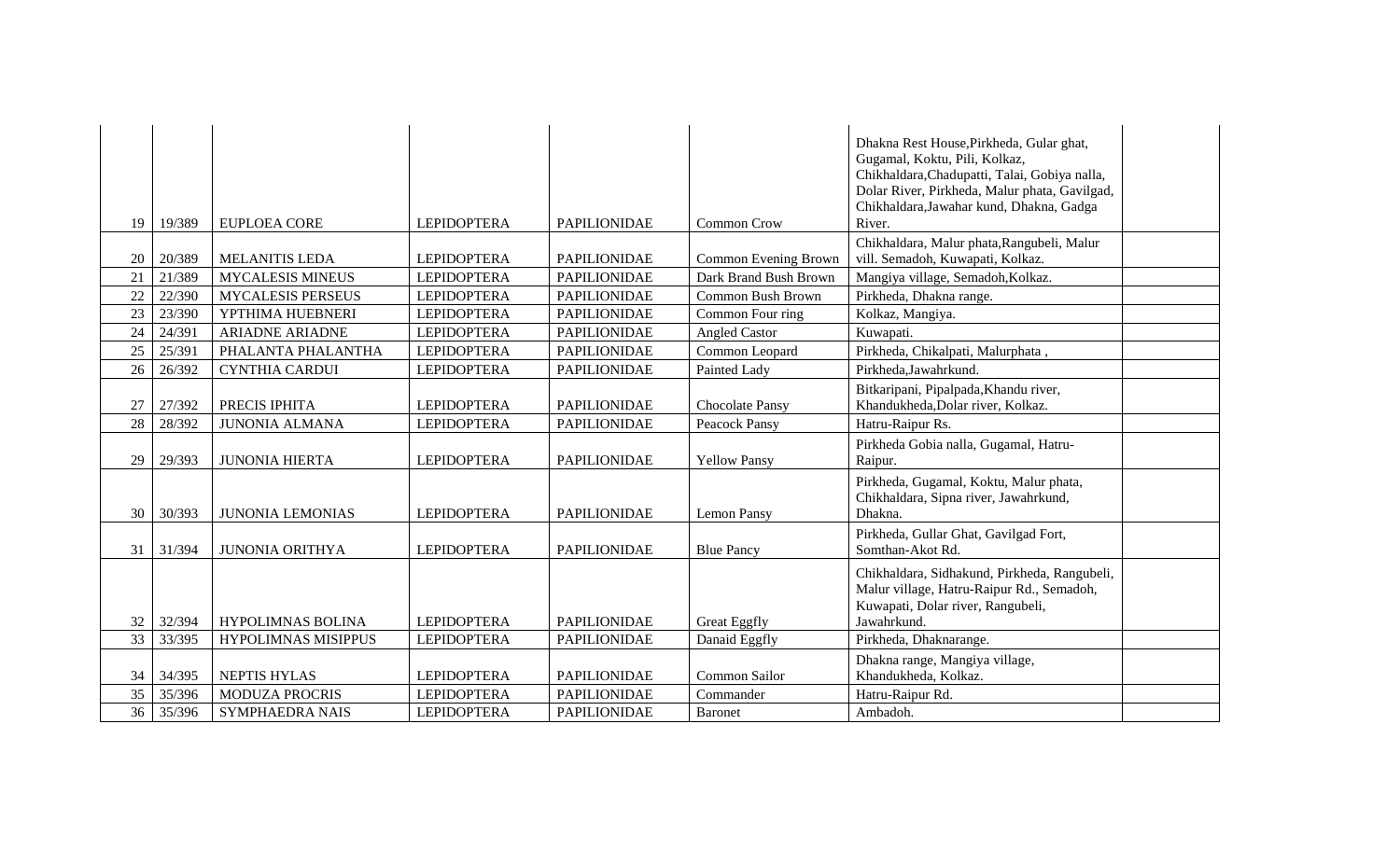| | | | | | | | |
|---|---|---|---|---|---|---|---|
| 19 | 19/389 | EUPLOEA CORE | LEPIDOPTERA | PAPILIONIDAE | Common Crow | Dhakna Rest House,Pirkheda, Gular ghat, Gugamal, Koktu, Pili, Kolkaz, Chikhaldara,Chadupatti, Talai, Gobiya nalla, Dolar River, Pirkheda, Malur phata, Gavilgad, Chikhaldara,Jawahar kund, Dhakna, Gadga River. | |
| 20 | 20/389 | MELANITIS LEDA | LEPIDOPTERA | PAPILIONIDAE | Common Evening Brown | Chikhaldara, Malur phata,Rangubeli, Malur vill. Semadoh, Kuwapati, Kolkaz. | |
| 21 | 21/389 | MYCALESIS MINEUS | LEPIDOPTERA | PAPILIONIDAE | Dark Brand Bush Brown | Mangiya village, Semadoh,Kolkaz. | |
| 22 | 22/390 | MYCALESIS PERSEUS | LEPIDOPTERA | PAPILIONIDAE | Common Bush Brown | Pirkheda, Dhakna range. | |
| 23 | 23/390 | YPTHIMA HUEBNERI | LEPIDOPTERA | PAPILIONIDAE | Common Four ring | Kolkaz, Mangiya. | |
| 24 | 24/391 | ARIADNE ARIADNE | LEPIDOPTERA | PAPILIONIDAE | Angled Castor | Kuwapati. | |
| 25 | 25/391 | PHALANTA PHALANTHA | LEPIDOPTERA | PAPILIONIDAE | Common Leopard | Pirkheda, Chikalpati, Malurphata , | |
| 26 | 26/392 | CYNTHIA CARDUI | LEPIDOPTERA | PAPILIONIDAE | Painted Lady | Pirkheda,Jawahrkund. | |
| 27 | 27/392 | PRECIS IPHITA | LEPIDOPTERA | PAPILIONIDAE | Chocolate Pansy | Bitkaripani, Pipalpada,Khandu river, Khandukheda,Dolar river, Kolkaz. | |
| 28 | 28/392 | JUNONIA ALMANA | LEPIDOPTERA | PAPILIONIDAE | Peacock Pansy | Hatru-Raipur Rs. | |
| 29 | 29/393 | JUNONIA HIERTA | LEPIDOPTERA | PAPILIONIDAE | Yellow Pansy | Pirkheda Gobia nalla, Gugamal, Hatru-Raipur. | |
| 30 | 30/393 | JUNONIA LEMONIAS | LEPIDOPTERA | PAPILIONIDAE | Lemon Pansy | Pirkheda, Gugamal, Koktu, Malur phata, Chikhaldara, Sipna river, Jawahrkund, Dhakna. | |
| 31 | 31/394 | JUNONIA ORITHYA | LEPIDOPTERA | PAPILIONIDAE | Blue Pancy | Pirkheda, Gullar Ghat, Gavilgad Fort, Somthan-Akot Rd. | |
| 32 | 32/394 | HYPOLIMNAS BOLINA | LEPIDOPTERA | PAPILIONIDAE | Great Eggfly | Chikhaldara, Sidhakund, Pirkheda, Rangubeli, Malur village, Hatru-Raipur Rd., Semadoh, Kuwapati, Dolar river, Rangubeli, Jawahrkund. | |
| 33 | 33/395 | HYPOLIMNAS MISIPPUS | LEPIDOPTERA | PAPILIONIDAE | Danaid Eggfly | Pirkheda, Dhaknarange. | |
| 34 | 34/395 | NEPTIS HYLAS | LEPIDOPTERA | PAPILIONIDAE | Common Sailor | Dhakna range, Mangiya village, Khandukheda, Kolkaz. | |
| 35 | 35/396 | MODUZA PROCRIS | LEPIDOPTERA | PAPILIONIDAE | Commander | Hatru-Raipur Rd. | |
| 36 | 35/396 | SYMPHAEDRA NAIS | LEPIDOPTERA | PAPILIONIDAE | Baronet | Ambadoh. | |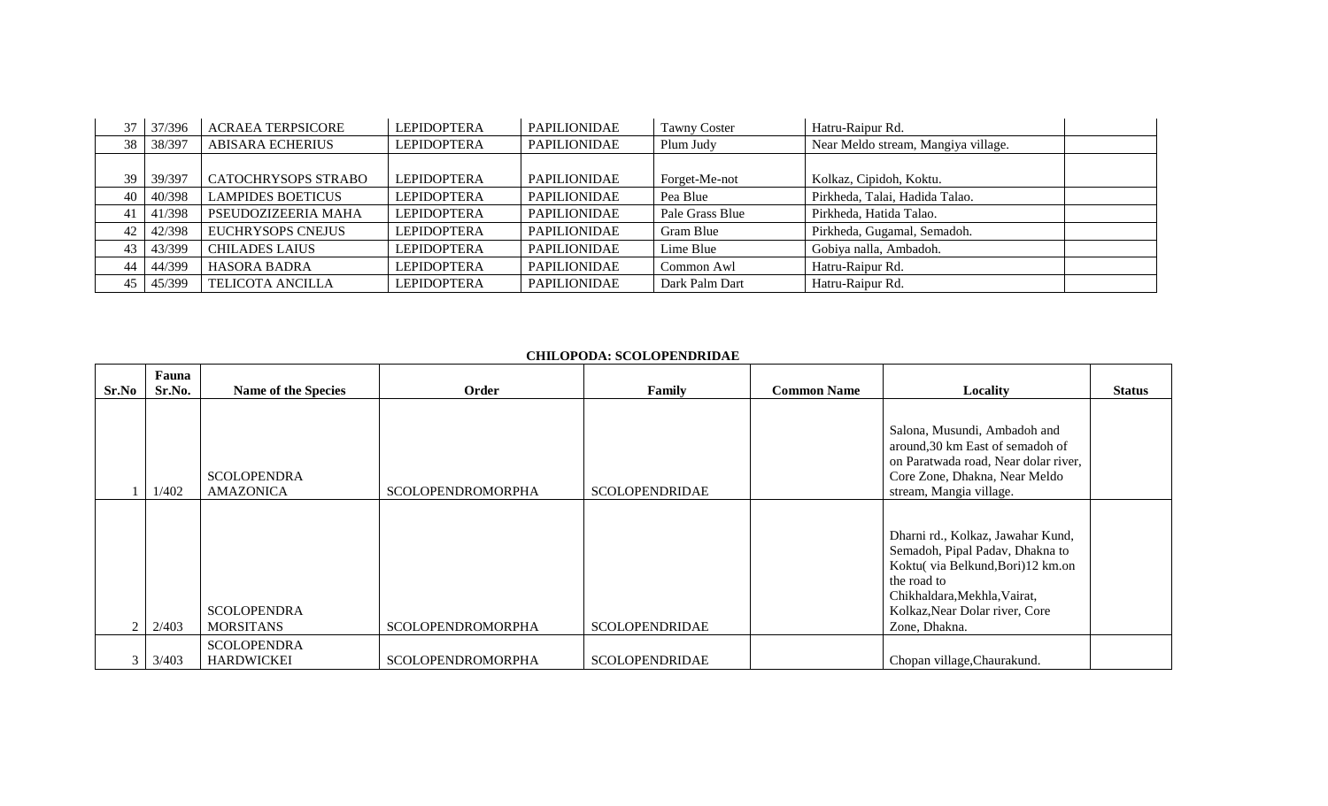| | | | | | | | |
|---|---|---|---|---|---|---|---|
| 37 | 37/396 | ACRAEA TERPSICORE | LEPIDOPTERA | PAPILIONIDAE | Tawny Coster | Hatru-Raipur Rd. | |
| 38 | 38/397 | ABISARA ECHERIUS | LEPIDOPTERA | PAPILIONIDAE | Plum Judy | Near Meldo stream, Mangiya village. | |
| 39 | 39/397 | CATOCHRYSOPS STRABO | LEPIDOPTERA | PAPILIONIDAE | Forget-Me-not | Kolkaz, Cipidoh, Koktu. | |
| 40 | 40/398 | LAMPIDES BOETICUS | LEPIDOPTERA | PAPILIONIDAE | Pea Blue | Pirkheda, Talai, Hadida Talao. | |
| 41 | 41/398 | PSEUDOZIZEERIA MAHA | LEPIDOPTERA | PAPILIONIDAE | Pale Grass Blue | Pirkheda, Hatida Talao. | |
| 42 | 42/398 | EUCHRYSOPS CNEJUS | LEPIDOPTERA | PAPILIONIDAE | Gram Blue | Pirkheda, Gugamal, Semadoh. | |
| 43 | 43/399 | CHILADES LAIUS | LEPIDOPTERA | PAPILIONIDAE | Lime Blue | Gobiya nalla, Ambadoh. | |
| 44 | 44/399 | HASORA BADRA | LEPIDOPTERA | PAPILIONIDAE | Common Awl | Hatru-Raipur Rd. | |
| 45 | 45/399 | TELICOTA ANCILLA | LEPIDOPTERA | PAPILIONIDAE | Dark Palm Dart | Hatru-Raipur Rd. | |

**CHILOPODA: SCOLOPENDRIDAE**

| Sr.No | Fauna Sr.No. | Name of the Species | Order | Family | Common Name | Locality | Status |
|---|---|---|---|---|---|---|---|
| 1 | 1/402 | SCOLOPENDRA AMAZONICA | SCOLOPENDROMORPHA | SCOLOPENDRIDAE | | Salona, Musundi, Ambadoh and around,30 km East of semadoh of on Paratwada road, Near dolar river, Core Zone, Dhakna, Near Meldo stream, Mangia village. | |
| 2 | 2/403 | SCOLOPENDRA MORSITANS | SCOLOPENDROMORPHA | SCOLOPENDRIDAE | | Dharni rd., Kolkaz, Jawahar Kund, Semadoh, Pipal Padav, Dhakna to Koktu( via Belkund,Bori)12 km.on the road to Chikhaldara,Mekhla,Vairat, Kolkaz,Near Dolar river, Core Zone, Dhakna. | |
| 3 | 3/403 | SCOLOPENDRA HARDWICKEI | SCOLOPENDROMORPHA | SCOLOPENDRIDAE | | Chopan village,Chaurakund. | |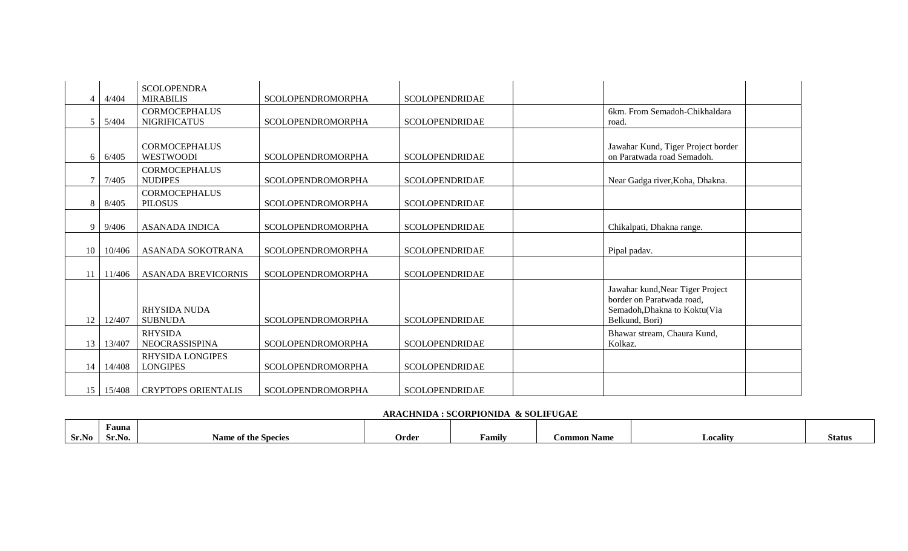| | | | | | | | |
|---|---|---|---|---|---|---|---|
| 4 | 4/404 | SCOLOPENDRA MIRABILIS | SCOLOPENDROMORPHA | SCOLOPENDRIDAE | | | |
| 5 | 5/404 | CORMOCEPHALUS NIGRIFICATUS | SCOLOPENDROMORPHA | SCOLOPENDRIDAE | | 6km. From Semadoh-Chikhaldara road. | |
| 6 | 6/405 | CORMOCEPHALUS WESTWOODI | SCOLOPENDROMORPHA | SCOLOPENDRIDAE | | Jawahar Kund, Tiger Project border on Paratwada road Semadoh. | |
| 7 | 7/405 | CORMOCEPHALUS NUDIPES | SCOLOPENDROMORPHA | SCOLOPENDRIDAE | | Near Gadga river,Koha, Dhakna. | |
| 8 | 8/405 | CORMOCEPHALUS PILOSUS | SCOLOPENDROMORPHA | SCOLOPENDRIDAE | | | |
| 9 | 9/406 | ASANADA INDICA | SCOLOPENDROMORPHA | SCOLOPENDRIDAE | | Chikalpati, Dhakna range. | |
| 10 | 10/406 | ASANADA SOKOTRANA | SCOLOPENDROMORPHA | SCOLOPENDRIDAE | | Pipal padav. | |
| 11 | 11/406 | ASANADA BREVICORNIS | SCOLOPENDROMORPHA | SCOLOPENDRIDAE | | | |
| 12 | 12/407 | RHYSIDA NUDA SUBNUDA | SCOLOPENDROMORPHA | SCOLOPENDRIDAE | | Jawahar kund,Near Tiger Project border on Paratwada road, Semadoh,Dhakna to Koktu(Via Belkund, Bori) | |
| 13 | 13/407 | RHYSIDA NEOCRASSISPINA | SCOLOPENDROMORPHA | SCOLOPENDRIDAE | | Bhawar stream, Chaura Kund, Kolkaz. | |
| 14 | 14/408 | RHYSIDA LONGIPES LONGIPES | SCOLOPENDROMORPHA | SCOLOPENDRIDAE | | | |
| 15 | 15/408 | CRYPTOPS ORIENTALIS | SCOLOPENDROMORPHA | SCOLOPENDRIDAE | | | |

**ARACHNIDA : SCORPIONIDA & SOLIFUGAE**

| Sr.No | Fauna Sr.No. | Name of the Species | Order | Family | Common Name | Locality | Status |
|---|---|---|---|---|---|---|---|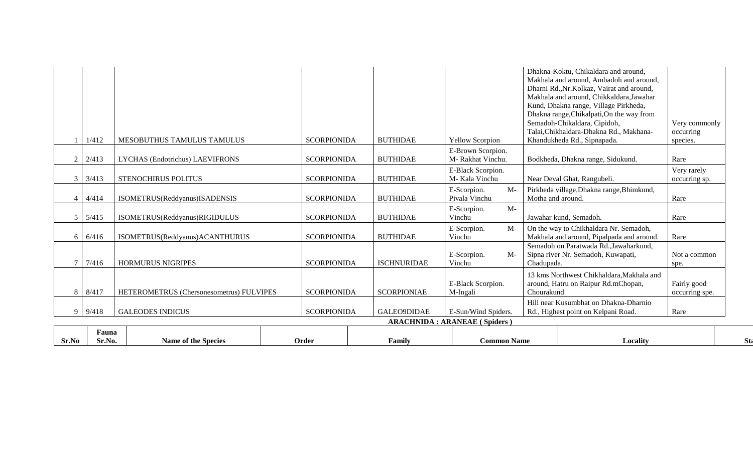| | | | | | | | |
|---|---|---|---|---|---|---|---|
| 1 | 1/412 | MESOBUTHUS TAMULUS TAMULUS | SCORPIONIDA | BUTHIDAE | Yellow Scorpion | Dhakna-Koktu, Chikaldara and around, Makhala and around, Ambadoh and around, Dharni Rd.,Nr.Kolkaz, Vairat and around, Makhala and around, Chikkaldara,Jawahar Kund, Dhakna range, Village Pirkheda, Dhakna range,Chikalpati,On the way from Semadoh-Chikaldara, Cipidoh, Talai,Chikhaldara-Dhakna Rd., Makhana-Khandukheda Rd., Sipnapada. | Very commonly occurring species. |
| 2 | 2/413 | LYCHAS (Endotrichus) LAEVIFRONS | SCORPIONIDA | BUTHIDAE | E-Brown Scorpion. M- Rakhat Vinchu. | Bodkheda, Dhakna range, Sidukund. | Rare |
| 3 | 3/413 | STENOCHIRUS POLITUS | SCORPIONIDA | BUTHIDAE | E-Black Scorpion. M- Kala Vinchu | Near Deval Ghat, Rangubeli. | Very rarely occurring sp. |
| 4 | 4/414 | ISOMETRUS(Reddyanus)ISADENSIS | SCORPIONIDA | BUTHIDAE | E-Scorpion. M-Pivala Vinchu | Pirkheda village,Dhakna range,Bhimkund, Motha and around. | Rare |
| 5 | 5/415 | ISOMETRUS(Reddyanus)RIGIDULUS | SCORPIONIDA | BUTHIDAE | E-Scorpion. M-Vinchu | Jawahar kund, Semadoh. | Rare |
| 6 | 6/416 | ISOMETRUS(Reddyanus)ACANTHURUS | SCORPIONIDA | BUTHIDAE | E-Scorpion. M-Vinchu | On the way to Chikhaldara Nr. Semadoh, Makhala and around, Pipalpada and around. | Rare |
| 7 | 7/416 | HORMURUS NIGRIPES | SCORPIONIDA | ISCHNURIDAE | E-Scorpion. M-Vinchu | Semadoh on Paratwada Rd.,Jawaharkund, Sipna river Nr. Semadoh, Kuwapati, Chadupada. | Not a common spe. |
| 8 | 8/417 | HETEROMETRUS (Chersonesometrus) FULVIPES | SCORPIONIDA | SCORPIONIAE | E-Black Scorpion. M-Ingali | 13 kms Northwest Chikhaldara,Makhala and around, Hatru on Raipur Rd.mChopan, Chourakund | Fairly good occurring spe. |
| 9 | 9/418 | GALEODES INDICUS | SCORPIONIDA | GALEO9DIDAE | E-Sun/Wind Spiders. | Hill near Kusumbhat on Dhakna-Dharnio Rd., Highest point on Kelpani Road. | Rare |

**ARACHNIDA : ARANEAE ( Spiders )**

| Sr.No | Fauna Sr.No. | Name of the Species | Order | Family | Common Name | Locality | Sta |
|---|---|---|---|---|---|---|---|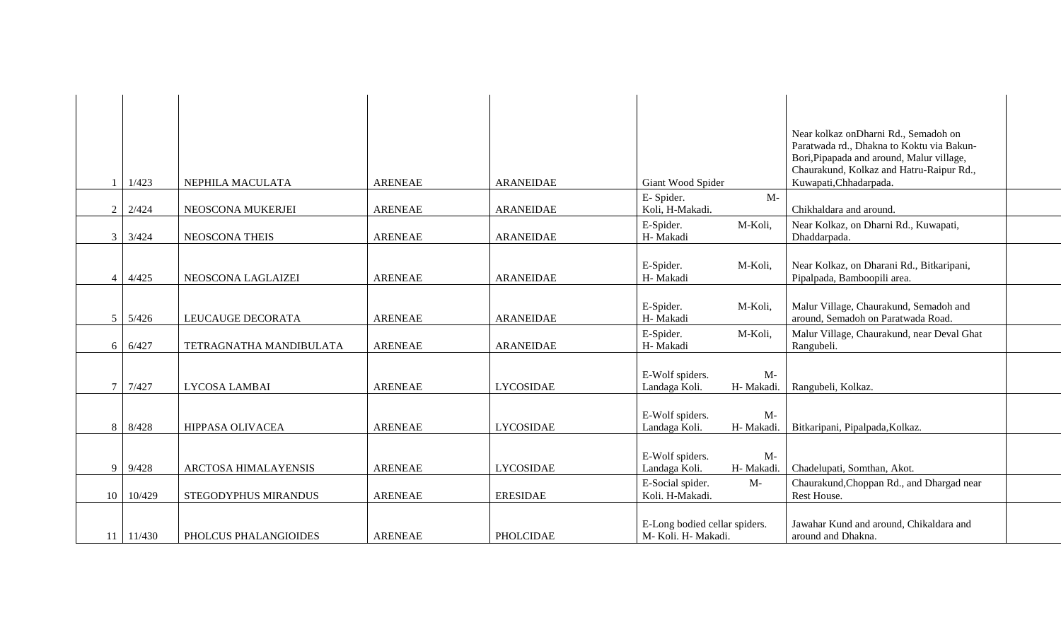| | | | | | | | |
|---|---|---|---|---|---|---|---|
| 1 | 1/423 | NEPHILA MACULATA | ARENEAE | ARANEIDAE | Giant Wood Spider | Near kolkaz onDharni Rd., Semadoh on Paratwada rd., Dhakna to Koktu via Bakun-Bori,Pipapada and around, Malur village, Chaurakund, Kolkaz and Hatru-Raipur Rd., Kuwapati,Chhadarpada. | |
| 2 | 2/424 | NEOSCONA MUKERJEI | ARENEAE | ARANEIDAE | E- Spider. M-Koli, H-Makadi. | Chikhaldara and around. | |
| 3 | 3/424 | NEOSCONA THEIS | ARENEAE | ARANEIDAE | E-Spider. M-Koli, H- Makadi | Near Kolkaz, on Dharni Rd., Kuwapati, Dhaddarpada. | |
| 4 | 4/425 | NEOSCONA LAGLAIZEI | ARENEAE | ARANEIDAE | E-Spider. M-Koli, H- Makadi | Near Kolkaz, on Dharani Rd., Bitkaripani, Pipalpada, Bamboopili area. | |
| 5 | 5/426 | LEUCAUGE DECORATA | ARENEAE | ARANEIDAE | E-Spider. M-Koli, H- Makadi | Malur Village, Chaurakund, Semadoh and around, Semadoh on Paratwada Road. | |
| 6 | 6/427 | TETRAGNATHA MANDIBULATA | ARENEAE | ARANEIDAE | E-Spider. M-Koli, H- Makadi | Malur Village, Chaurakund, near Deval Ghat Rangubeli. | |
| 7 | 7/427 | LYCOSA LAMBAI | ARENEAE | LYCOSIDAE | E-Wolf spiders. M-Landaga Koli. H- Makadi. | Rangubeli, Kolkaz. | |
| 8 | 8/428 | HIPPASA OLIVACEA | ARENEAE | LYCOSIDAE | E-Wolf spiders. M-Landaga Koli. H- Makadi. | Bitkaripani, Pipalpada,Kolkaz. | |
| 9 | 9/428 | ARCTOSA HIMALAYENSIS | ARENEAE | LYCOSIDAE | E-Wolf spiders. M-Landaga Koli. H- Makadi. | Chadelupati, Somthan, Akot. | |
| 10 | 10/429 | STEGODYPHUS MIRANDUS | ARENEAE | ERESIDAE | E-Social spider. M-Koli. H-Makadi. | Chaurakund,Choppan Rd., and Dhargad near Rest House. | |
| 11 | 11/430 | PHOLCUS PHALANGIOIDES | ARENEAE | PHOLCIDAE | E-Long bodied cellar spiders. M- Koli. H- Makadi. | Jawahar Kund and around, Chikaldara and around and Dhakna. | |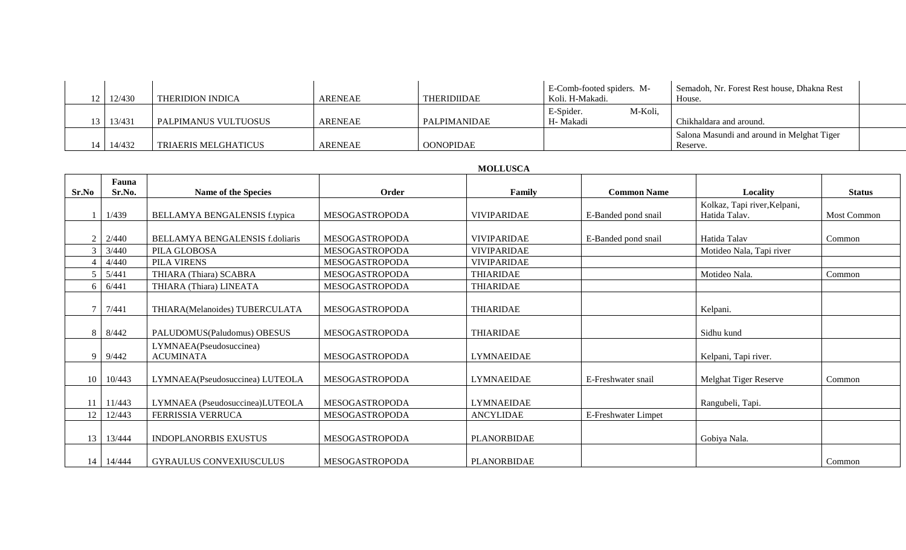| 12 | 12/430 | THERIDION INDICA | ARENEAE | THERIDIIDAE | E-Comb-footed spiders. M-Koli. H-Makadi. | Semadoh, Nr. Forest Rest house, Dhakna Rest House. | |
|---|---|---|---|---|---|---|---|
| 13 | 13/431 | PALPIMANUS VULTUOSUS | ARENEAE | PALPIMANIDAE | E-Spider. M-Koli, H- Makadi | Chikhaldara and around. | |
| 14 | 14/432 | TRIAERIS MELGHATICUS | ARENEAE | OONOPIDAE | | Salona Masundi and around in Melghat Tiger Reserve. | |

**MOLLUSCA**

| Sr.No | Fauna Sr.No. | Name of the Species | Order | Family | Common Name | Locality | Status |
|---|---|---|---|---|---|---|---|
| 1 | 1/439 | BELLAMYA BENGALENSIS f.typica | MESOGASTROPODA | VIVIPARIDAE | E-Banded pond snail | Kolkaz, Tapi river,Kelpani, Hatida Talav. | Most Common |
| 2 | 2/440 | BELLAMYA BENGALENSIS f.doliaris | MESOGASTROPODA | VIVIPARIDAE | E-Banded pond snail | Hatida Talav | Common |
| 3 | 3/440 | PILA GLOBOSA | MESOGASTROPODA | VIVIPARIDAE | | Motideo Nala, Tapi river | |
| 4 | 4/440 | PILA VIRENS | MESOGASTROPODA | VIVIPARIDAE | | | |
| 5 | 5/441 | THIARA (Thiara) SCABRA | MESOGASTROPODA | THIARIDAE | | Motideo Nala. | Common |
| 6 | 6/441 | THIARA (Thiara) LINEATA | MESOGASTROPODA | THIARIDAE | | | |
| 7 | 7/441 | THIARA(Melanoides) TUBERCULATA | MESOGASTROPODA | THIARIDAE | | Kelpani. | |
| 8 | 8/442 | PALUDOMUS(Paludomus) OBESUS | MESOGASTROPODA | THIARIDAE | | Sidhu kund | |
| 9 | 9/442 | LYMNAEA(Pseudosuccinea) ACUMINATA | MESOGASTROPODA | LYMNAEIDAE | | Kelpani, Tapi river. | |
| 10 | 10/443 | LYMNAEA(Pseudosuccinea) LUTEOLA | MESOGASTROPODA | LYMNAEIDAE | E-Freshwater snail | Melghat Tiger Reserve | Common |
| 11 | 11/443 | LYMNAEA (Pseudosuccinea)LUTEOLA | MESOGASTROPODA | LYMNAEIDAE | | Rangubeli, Tapi. | |
| 12 | 12/443 | FERRISSIA VERRUCA | MESOGASTROPODA | ANCYLIDAE | E-Freshwater Limpet | | |
| 13 | 13/444 | INDOPLANORBIS EXUSTUS | MESOGASTROPODA | PLANORBIDAE | | Gobiya Nala. | |
| 14 | 14/444 | GYRAULUS CONVEXIUSCULUS | MESOGASTROPODA | PLANORBIDAE | | | Common |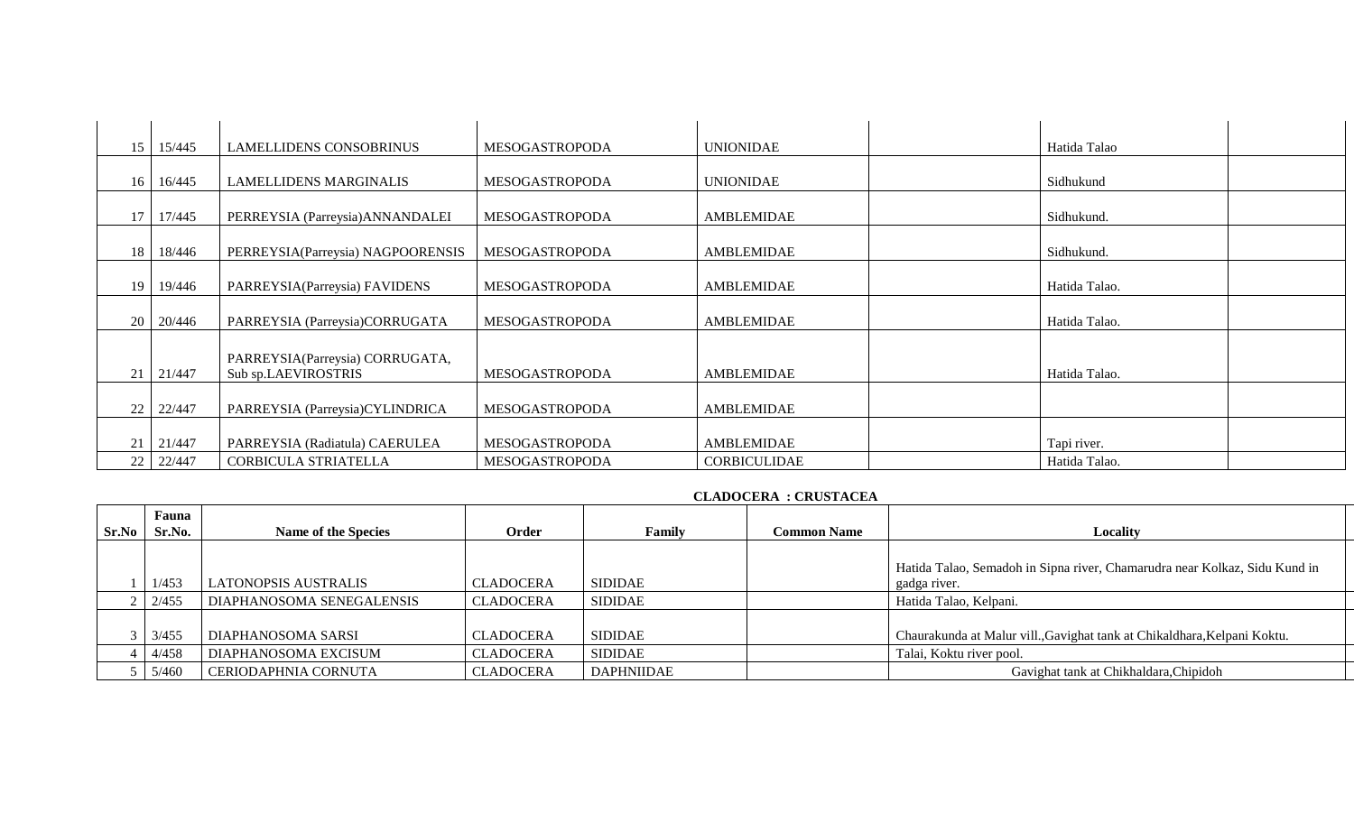| | | | | | | | |
|---|---|---|---|---|---|---|---|
| 15 | 15/445 | LAMELLIDENS CONSOBRINUS | MESOGASTROPODA | UNIONIDAE | | Hatida Talao | |
| 16 | 16/445 | LAMELLIDENS MARGINALIS | MESOGASTROPODA | UNIONIDAE | | Sidhukund | |
| 17 | 17/445 | PERREYSIA (Parreysia)ANNANDALEI | MESOGASTROPODA | AMBLEMIDAE | | Sidhukund. | |
| 18 | 18/446 | PERREYSIA(Parreysia) NAGPOORENSIS | MESOGASTROPODA | AMBLEMIDAE | | Sidhukund. | |
| 19 | 19/446 | PARREYSIA(Parreysia) FAVIDENS | MESOGASTROPODA | AMBLEMIDAE | | Hatida Talao. | |
| 20 | 20/446 | PARREYSIA (Parreysia)CORRUGATA | MESOGASTROPODA | AMBLEMIDAE | | Hatida Talao. | |
| 21 | 21/447 | PARREYSIA(Parreysia) CORRUGATA, Sub sp.LAEVIROSTRIS | MESOGASTROPODA | AMBLEMIDAE | | Hatida Talao. | |
| 22 | 22/447 | PARREYSIA (Parreysia)CYLINDRICA | MESOGASTROPODA | AMBLEMIDAE | | | |
| 21 | 21/447 | PARREYSIA (Radiatula) CAERULEA | MESOGASTROPODA | AMBLEMIDAE | | Tapi river. | |
| 22 | 22/447 | CORBICULA STRIATELLA | MESOGASTROPODA | CORBICULIDAE | | Hatida Talao. | |

**CLADOCERA : CRUSTACEA**

| Sr.No | Fauna Sr.No. | Name of the Species | Order | Family | Common Name | Locality |
|---|---|---|---|---|---|---|
| 1 | 1/453 | LATONOPSIS AUSTRALIS | CLADOCERA | SIDIDAE | | Hatida Talao, Semadoh in Sipna river, Chamarudra near Kolkaz, Sidu Kund in gadga river. |
| 2 | 2/455 | DIAPHANOSOMA SENEGALENSIS | CLADOCERA | SIDIDAE | | Hatida Talao, Kelpani. |
| 3 | 3/455 | DIAPHANOSOMA SARSI | CLADOCERA | SIDIDAE | | Chaurakunda at Malur vill.,Gavighat tank at Chikaldhara,Kelpani Koktu. |
| 4 | 4/458 | DIAPHANOSOMA EXCISUM | CLADOCERA | SIDIDAE | | Talai, Koktu river pool. |
| 5 | 5/460 | CERIODAPHNIA CORNUTA | CLADOCERA | DAPHNIIDAE | | Gavighat tank at Chikhaldara,Chipidoh |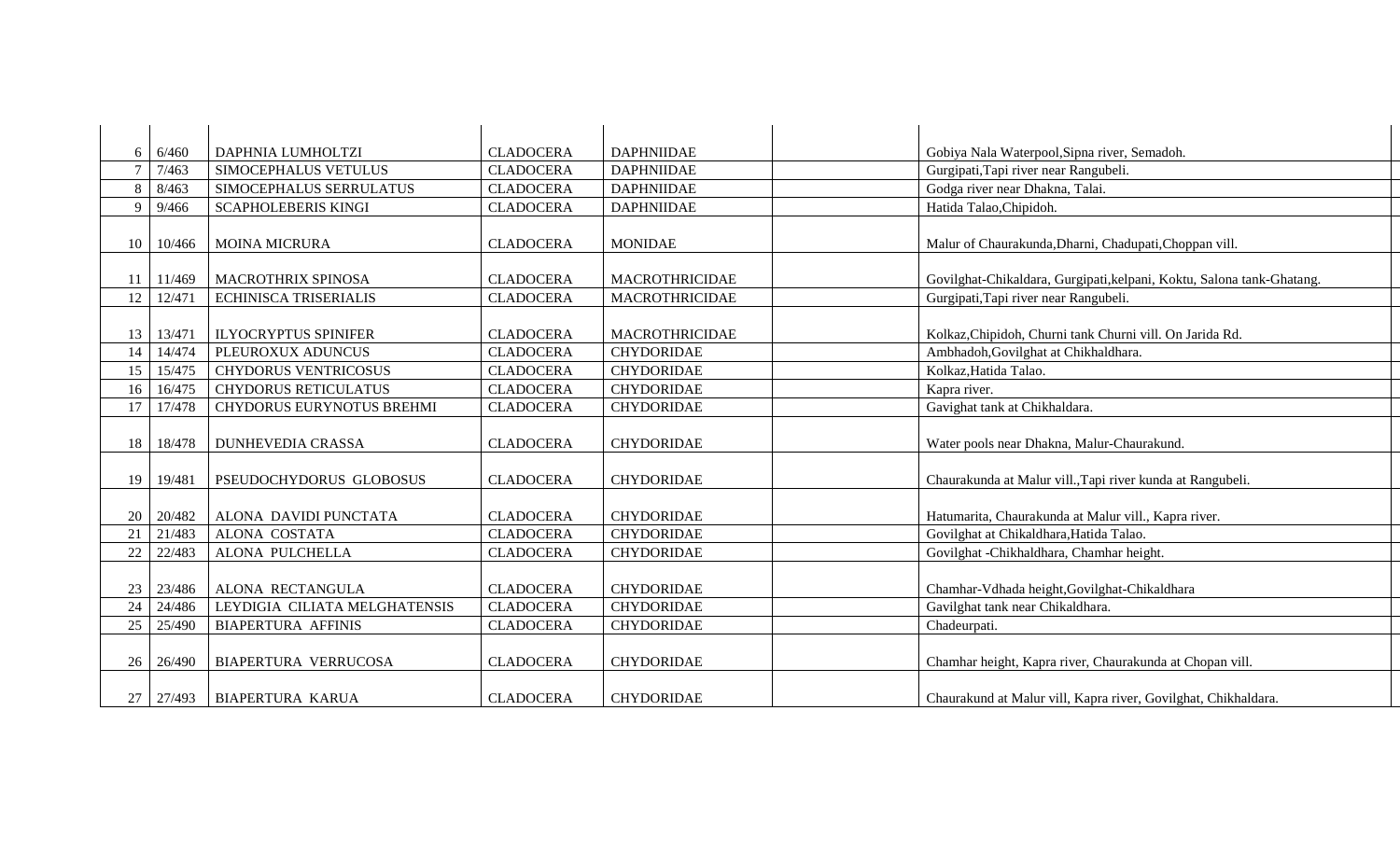| | | | | | | |
|---|---|---|---|---|---|---|
| 6 | 6/460 | DAPHNIA LUMHOLTZI | CLADOCERA | DAPHNIIDAE | | Gobiya Nala Waterpool,Sipna river, Semadoh. |
| 7 | 7/463 | SIMOCEPHALUS VETULUS | CLADOCERA | DAPHNIIDAE | | Gurgipati,Tapi river near Rangubeli. |
| 8 | 8/463 | SIMOCEPHALUS SERRULATUS | CLADOCERA | DAPHNIIDAE | | Godga river near Dhakna, Talai. |
| 9 | 9/466 | SCAPHOLEBERIS KINGI | CLADOCERA | DAPHNIIDAE | | Hatida Talao,Chipidoh. |
| 10 | 10/466 | MOINA MICRURA | CLADOCERA | MONIDAE | | Malur of Chaurakunda,Dharni, Chadupati,Choppan vill. |
| 11 | 11/469 | MACROTHRIX SPINOSA | CLADOCERA | MACROTHRICIDAE | | Govilghat-Chikaldara, Gurgipati,kelpani, Koktu, Salona tank-Ghatang. |
| 12 | 12/471 | ECHINISCA TRISERIALIS | CLADOCERA | MACROTHRICIDAE | | Gurgipati,Tapi river near Rangubeli. |
| 13 | 13/471 | ILYOCRYPTUS SPINIFER | CLADOCERA | MACROTHRICIDAE | | Kolkaz,Chipidoh, Churni tank Churni vill. On Jarida Rd. |
| 14 | 14/474 | PLEUROXUX ADUNCUS | CLADOCERA | CHYDORIDAE | | Ambhadoh,Govilghat at Chikhaldhara. |
| 15 | 15/475 | CHYDORUS VENTRICOSUS | CLADOCERA | CHYDORIDAE | | Kolkaz,Hatida Talao. |
| 16 | 16/475 | CHYDORUS RETICULATUS | CLADOCERA | CHYDORIDAE | | Kapra river. |
| 17 | 17/478 | CHYDORUS EURYNOTUS BREHMI | CLADOCERA | CHYDORIDAE | | Gavighat tank at Chikhaldara. |
| 18 | 18/478 | DUNHEVEDIA CRASSA | CLADOCERA | CHYDORIDAE | | Water pools near Dhakna, Malur-Chaurakund. |
| 19 | 19/481 | PSEUDOCHYDORUS GLOBOSUS | CLADOCERA | CHYDORIDAE | | Chaurakunda at Malur vill.,Tapi river kunda at Rangubeli. |
| 20 | 20/482 | ALONA DAVIDI PUNCTATA | CLADOCERA | CHYDORIDAE | | Hatumarita, Chaurakunda at Malur vill., Kapra river. |
| 21 | 21/483 | ALONA COSTATA | CLADOCERA | CHYDORIDAE | | Govilghat at Chikaldhara,Hatida Talao. |
| 22 | 22/483 | ALONA PULCHELLA | CLADOCERA | CHYDORIDAE | | Govilghat -Chikhaldhara, Chamhar height. |
| 23 | 23/486 | ALONA RECTANGULA | CLADOCERA | CHYDORIDAE | | Chamhar-Vdhada height,Govilghat-Chikaldhara |
| 24 | 24/486 | LEYDIGIA CILIATA MELGHATENSIS | CLADOCERA | CHYDORIDAE | | Gavilghat tank near Chikaldhara. |
| 25 | 25/490 | BIAPERTURA AFFINIS | CLADOCERA | CHYDORIDAE | | Chadeurpati. |
| 26 | 26/490 | BIAPERTURA VERRUCOSA | CLADOCERA | CHYDORIDAE | | Chamhar height, Kapra river, Chaurakunda at Chopan vill. |
| 27 | 27/493 | BIAPERTURA KARUA | CLADOCERA | CHYDORIDAE | | Chaurakund at Malur vill, Kapra river, Govilghat, Chikhaldara. |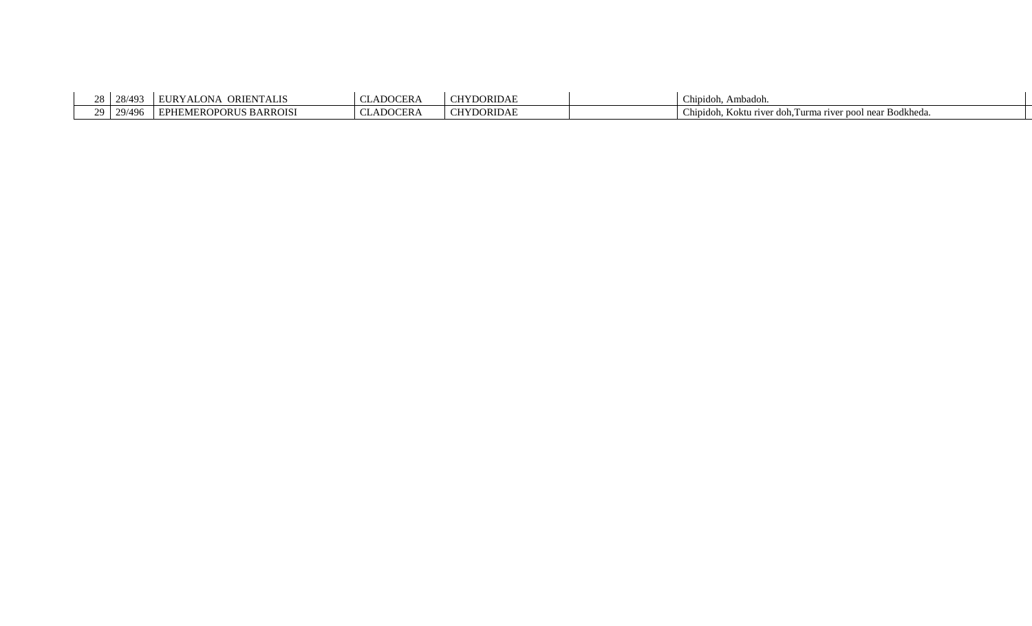| | | | | | | | |
|---|---|---|---|---|---|---|---|
| 28 | 28/493 | EURYALONA ORIENTALIS | CLADOCERA | CHYDORIDAE | | Chipidoh, Ambadoh. | |
| 29 | 29/496 | EPHEMEROPORUS BARROISI | CLADOCERA | CHYDORIDAE | | Chipidoh, Koktu river doh,Turma river pool near Bodkheda. | |